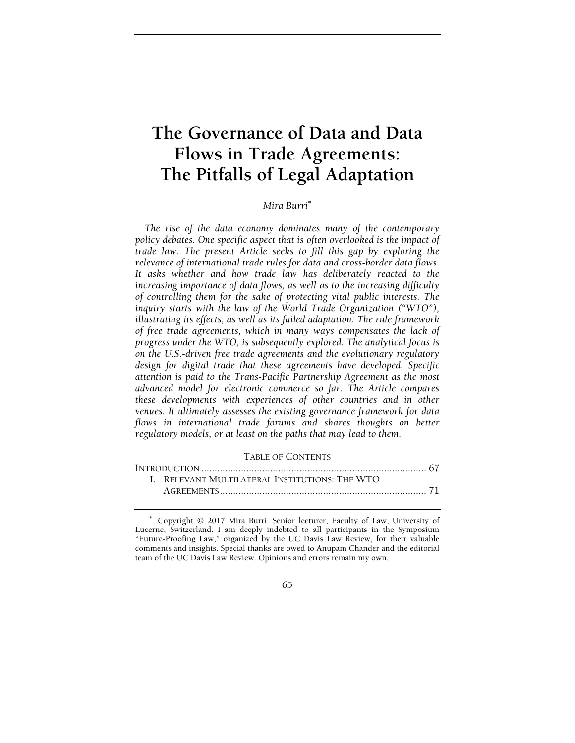# The Governance of Data and Data Flows in Trade Agreements: The Pitfalls of Legal Adaptation

*Mira Burri*[*]

*The rise of the data economy dominates many of the contemporary policy debates. One specific aspect that is often overlooked is the impact of trade law. The present Article seeks to fill this gap by exploring the relevance of international trade rules for data and cross-border data flows. It asks whether and how trade law has deliberately reacted to the increasing importance of data flows, as well as to the increasing difficulty of controlling them for the sake of protecting vital public interests. The inquiry starts with the law of the World Trade Organization ("WTO"), illustrating its effects, as well as its failed adaptation. The rule framework of free trade agreements, which in many ways compensates the lack of progress under the WTO, is subsequently explored. The analytical focus is on the U.S.-driven free trade agreements and the evolutionary regulatory design for digital trade that these agreements have developed. Specific attention is paid to the Trans-Pacific Partnership Agreement as the most advanced model for electronic commerce so far. The Article compares these developments with experiences of other countries and in other venues. It ultimately assesses the existing governance framework for data flows in international trade forums and shares thoughts on better regulatory models, or at least on the paths that may lead to them.*

TABLE OF CONTENTS

INTRODUCTION ..................................................................................... 67
I. RELEVANT MULTILATERAL INSTITUTIONS: THE WTO AGREEMENTS ............................................................................. 71

[*] Copyright © 2017 Mira Burri. Senior lecturer, Faculty of Law, University of Lucerne, Switzerland. I am deeply indebted to all participants in the Symposium "Future-Proofing Law," organized by the UC Davis Law Review, for their valuable comments and insights. Special thanks are owed to Anupam Chander and the editorial team of the UC Davis Law Review. Opinions and errors remain my own.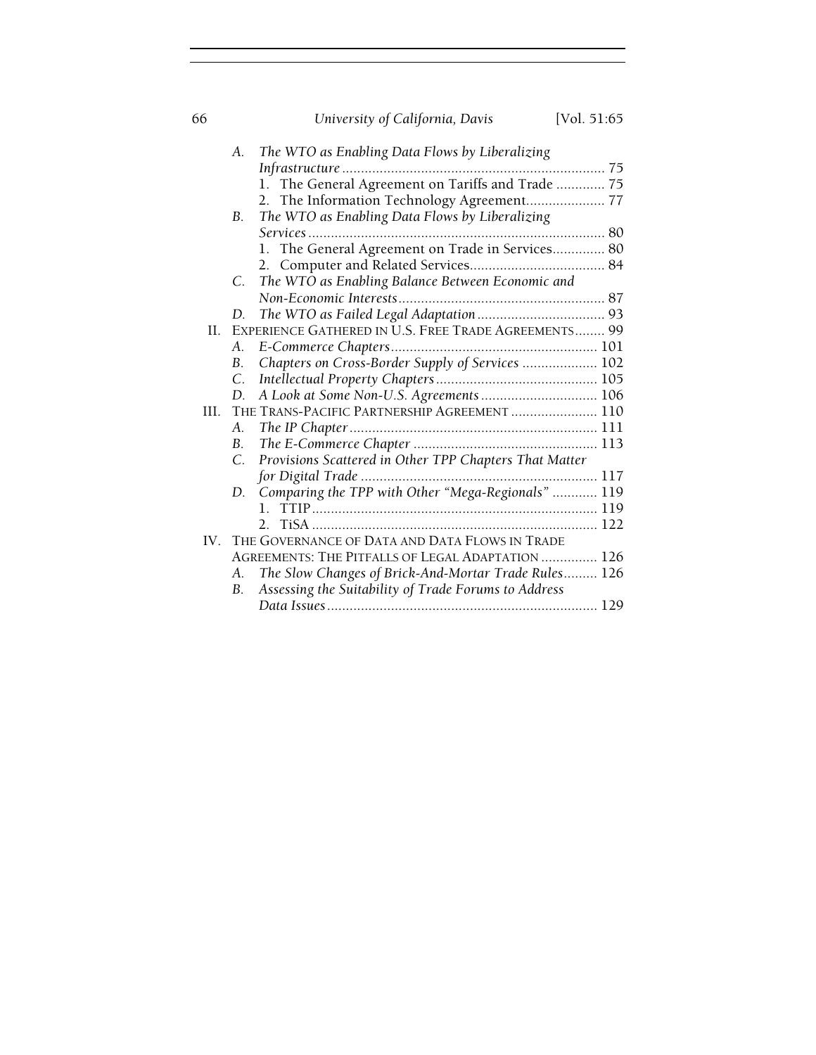A. *The WTO as Enabling Data Flows by Liberalizing Infrastructure* ...................................................................... 75
   1. The General Agreement on Tariffs and Trade ............. 75
   2. The Information Technology Agreement..................... 77

B. *The WTO as Enabling Data Flows by Liberalizing Services* .............................................................................. 80
   1. The General Agreement on Trade in Services.............. 80
   2. Computer and Related Services.................................... 84

C. *The WTO as Enabling Balance Between Economic and Non-Economic Interests*....................................................... 87

D. *The WTO as Failed Legal Adaptation* .................................. 93

II. EXPERIENCE GATHERED IN U.S. FREE TRADE AGREEMENTS........ 99

A. *E-Commerce Chapters*....................................................... 101

B. *Chapters on Cross-Border Supply of Services* .................... 102

C. *Intellectual Property Chapters*........................................... 105

D. *A Look at Some Non-U.S. Agreements* ............................... 106

III. THE TRANS-PACIFIC PARTNERSHIP AGREEMENT ....................... 110

A. *The IP Chapter* .................................................................. 111

B. *The E-Commerce Chapter* ................................................. 113

C. *Provisions Scattered in Other TPP Chapters That Matter for Digital Trade* ............................................................... 117

D. *Comparing the TPP with Other "Mega-Regionals"* ............ 119
   1. TTIP ............................................................................ 119
   2. TiSA ............................................................................ 122

IV. THE GOVERNANCE OF DATA AND DATA FLOWS IN TRADE AGREEMENTS: THE PITFALLS OF LEGAL ADAPTATION ............... 126

A. *The Slow Changes of Brick-And-Mortar Trade Rules*......... 126

B. *Assessing the Suitability of Trade Forums to Address Data Issues*........................................................................ 129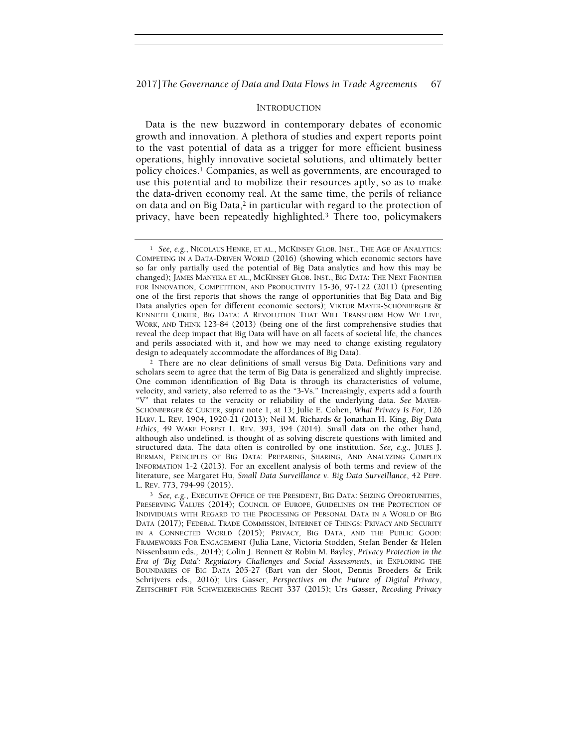## INTRODUCTION

Data is the new buzzword in contemporary debates of economic growth and innovation. A plethora of studies and expert reports point to the vast potential of data as a trigger for more efficient business operations, highly innovative societal solutions, and ultimately better policy choices.[1] Companies, as well as governments, are encouraged to use this potential and to mobilize their resources aptly, so as to make the data-driven economy real. At the same time, the perils of reliance on data and on Big Data,[2] in particular with regard to the protection of privacy, have been repeatedly highlighted.[3] There too, policymakers

---

[1] *See, e.g.*, NICOLAUS HENKE, ET AL., MCKINSEY GLOB. INST., THE AGE OF ANALYTICS: COMPETING IN A DATA-DRIVEN WORLD (2016) (showing which economic sectors have so far only partially used the potential of Big Data analytics and how this may be changed); JAMES MANYIKA ET AL., MCKINSEY GLOB. INST., BIG DATA: THE NEXT FRONTIER FOR INNOVATION, COMPETITION, AND PRODUCTIVITY 15-36, 97-122 (2011) (presenting one of the first reports that shows the range of opportunities that Big Data and Big Data analytics open for different economic sectors); VIKTOR MAYER-SCHÖNBERGER & KENNETH CUKIER, BIG DATA: A REVOLUTION THAT WILL TRANSFORM HOW WE LIVE, WORK, AND THINK 123-84 (2013) (being one of the first comprehensive studies that reveal the deep impact that Big Data will have on all facets of societal life, the chances and perils associated with it, and how we may need to change existing regulatory design to adequately accommodate the affordances of Big Data).

[2] There are no clear definitions of small versus Big Data. Definitions vary and scholars seem to agree that the term of Big Data is generalized and slightly imprecise. One common identification of Big Data is through its characteristics of volume, velocity, and variety, also referred to as the "3-Vs." Increasingly, experts add a fourth "V" that relates to the veracity or reliability of the underlying data. *See* MAYER-SCHÖNBERGER & CUKIER, *supra* note 1, at 13; Julie E. Cohen, *What Privacy Is For*, 126 HARV. L. REV. 1904, 1920-21 (2013); Neil M. Richards & Jonathan H. King, *Big Data Ethics*, 49 WAKE FOREST L. REV. 393, 394 (2014). Small data on the other hand, although also undefined, is thought of as solving discrete questions with limited and structured data. The data often is controlled by one institution. *See, e.g.*, JULES J. BERMAN, PRINCIPLES OF BIG DATA: PREPARING, SHARING, AND ANALYZING COMPLEX INFORMATION 1-2 (2013). For an excellent analysis of both terms and review of the literature, see Margaret Hu, *Small Data Surveillance v. Big Data Surveillance*, 42 PEPP. L. REV. 773, 794-99 (2015).

[3] *See, e.g.*, EXECUTIVE OFFICE OF THE PRESIDENT, BIG DATA: SEIZING OPPORTUNITIES, PRESERVING VALUES (2014); COUNCIL OF EUROPE, GUIDELINES ON THE PROTECTION OF INDIVIDUALS WITH REGARD TO THE PROCESSING OF PERSONAL DATA IN A WORLD OF BIG DATA (2017); FEDERAL TRADE COMMISSION, INTERNET OF THINGS: PRIVACY AND SECURITY IN A CONNECTED WORLD (2015); PRIVACY, BIG DATA, AND THE PUBLIC GOOD: FRAMEWORKS FOR ENGAGEMENT (Julia Lane, Victoria Stodden, Stefan Bender & Helen Nissenbaum eds., 2014); Colin J. Bennett & Robin M. Bayley, *Privacy Protection in the Era of 'Big Data': Regulatory Challenges and Social Assessments*, *in* EXPLORING THE BOUNDARIES OF BIG DATA 205-27 (Bart van der Sloot, Dennis Broeders & Erik Schrijvers eds., 2016); Urs Gasser, *Perspectives on the Future of Digital Privacy*, ZEITSCHRIFT FÜR SCHWEIZERISCHES RECHT 337 (2015); Urs Gasser, *Recoding Privacy*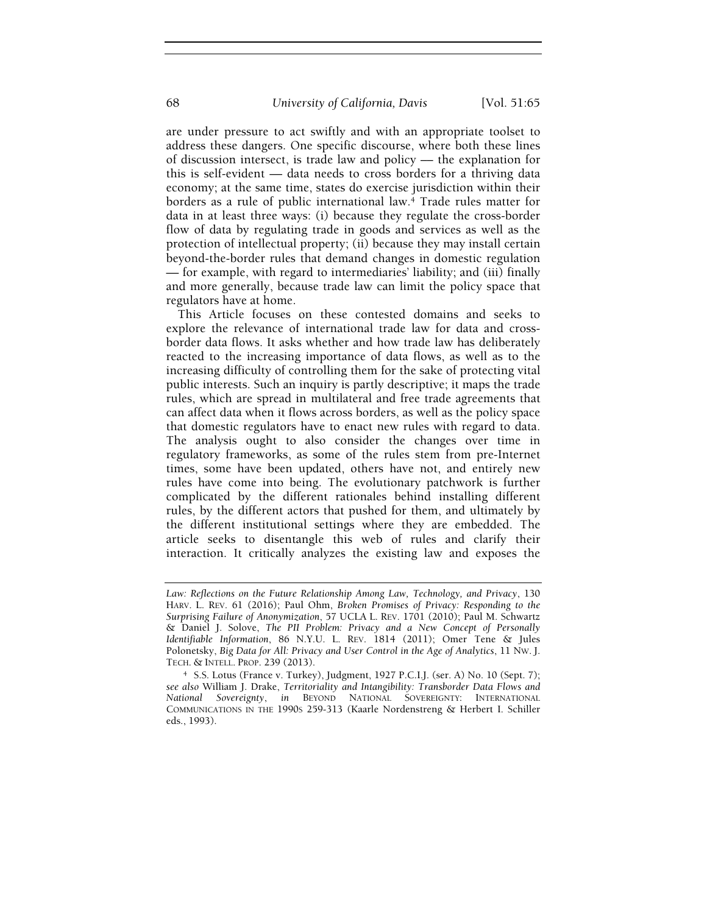are under pressure to act swiftly and with an appropriate toolset to address these dangers. One specific discourse, where both these lines of discussion intersect, is trade law and policy — the explanation for this is self-evident — data needs to cross borders for a thriving data economy; at the same time, states do exercise jurisdiction within their borders as a rule of public international law.[4] Trade rules matter for data in at least three ways: (i) because they regulate the cross-border flow of data by regulating trade in goods and services as well as the protection of intellectual property; (ii) because they may install certain beyond-the-border rules that demand changes in domestic regulation — for example, with regard to intermediaries' liability; and (iii) finally and more generally, because trade law can limit the policy space that regulators have at home.

This Article focuses on these contested domains and seeks to explore the relevance of international trade law for data and cross-border data flows. It asks whether and how trade law has deliberately reacted to the increasing importance of data flows, as well as to the increasing difficulty of controlling them for the sake of protecting vital public interests. Such an inquiry is partly descriptive; it maps the trade rules, which are spread in multilateral and free trade agreements that can affect data when it flows across borders, as well as the policy space that domestic regulators have to enact new rules with regard to data. The analysis ought to also consider the changes over time in regulatory frameworks, as some of the rules stem from pre-Internet times, some have been updated, others have not, and entirely new rules have come into being. The evolutionary patchwork is further complicated by the different rationales behind installing different rules, by the different actors that pushed for them, and ultimately by the different institutional settings where they are embedded. The article seeks to disentangle this web of rules and clarify their interaction. It critically analyzes the existing law and exposes the

---

*Law: Reflections on the Future Relationship Among Law, Technology, and Privacy*, 130 HARV. L. REV. 61 (2016); Paul Ohm, *Broken Promises of Privacy: Responding to the Surprising Failure of Anonymization*, 57 UCLA L. REV. 1701 (2010); Paul M. Schwartz & Daniel J. Solove, *The PII Problem: Privacy and a New Concept of Personally Identifiable Information*, 86 N.Y.U. L. REV. 1814 (2011); Omer Tene & Jules Polonetsky, *Big Data for All: Privacy and User Control in the Age of Analytics*, 11 NW. J. TECH. & INTELL. PROP. 239 (2013).

[4] S.S. Lotus (France v. Turkey), Judgment, 1927 P.C.I.J. (ser. A) No. 10 (Sept. 7); *see also* William J. Drake, *Territoriality and Intangibility: Transborder Data Flows and National Sovereignty*, *in* BEYOND NATIONAL SOVEREIGNTY: INTERNATIONAL COMMUNICATIONS IN THE 1990S 259-313 (Kaarle Nordenstreng & Herbert I. Schiller eds., 1993).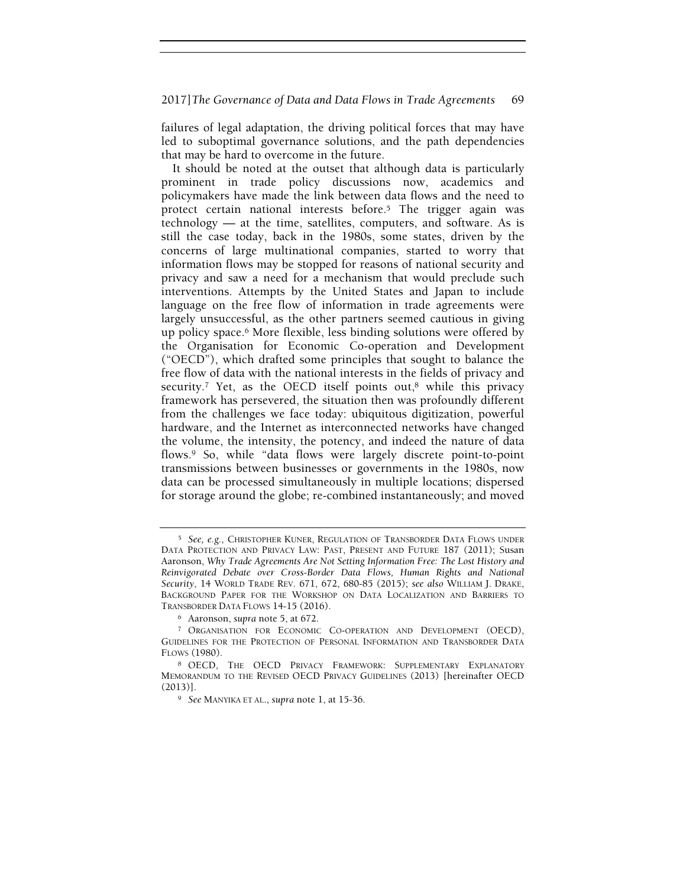failures of legal adaptation, the driving political forces that may have led to suboptimal governance solutions, and the path dependencies that may be hard to overcome in the future.

It should be noted at the outset that although data is particularly prominent in trade policy discussions now, academics and policymakers have made the link between data flows and the need to protect certain national interests before.[5] The trigger again was technology — at the time, satellites, computers, and software. As is still the case today, back in the 1980s, some states, driven by the concerns of large multinational companies, started to worry that information flows may be stopped for reasons of national security and privacy and saw a need for a mechanism that would preclude such interventions. Attempts by the United States and Japan to include language on the free flow of information in trade agreements were largely unsuccessful, as the other partners seemed cautious in giving up policy space.[6] More flexible, less binding solutions were offered by the Organisation for Economic Co-operation and Development ("OECD"), which drafted some principles that sought to balance the free flow of data with the national interests in the fields of privacy and security.[7] Yet, as the OECD itself points out,[8] while this privacy framework has persevered, the situation then was profoundly different from the challenges we face today: ubiquitous digitization, powerful hardware, and the Internet as interconnected networks have changed the volume, the intensity, the potency, and indeed the nature of data flows.[9] So, while "data flows were largely discrete point-to-point transmissions between businesses or governments in the 1980s, now data can be processed simultaneously in multiple locations; dispersed for storage around the globe; re-combined instantaneously; and moved

---

[5] *See, e.g.*, CHRISTOPHER KUNER, REGULATION OF TRANSBORDER DATA FLOWS UNDER DATA PROTECTION AND PRIVACY LAW: PAST, PRESENT AND FUTURE 187 (2011); Susan Aaronson, *Why Trade Agreements Are Not Setting Information Free: The Lost History and Reinvigorated Debate over Cross-Border Data Flows, Human Rights and National Security*, 14 WORLD TRADE REV. 671, 672, 680-85 (2015); *see also* WILLIAM J. DRAKE, BACKGROUND PAPER FOR THE WORKSHOP ON DATA LOCALIZATION AND BARRIERS TO TRANSBORDER DATA FLOWS 14-15 (2016).

[6] Aaronson, *supra* note 5, at 672.

[7] ORGANISATION FOR ECONOMIC CO-OPERATION AND DEVELOPMENT (OECD), GUIDELINES FOR THE PROTECTION OF PERSONAL INFORMATION AND TRANSBORDER DATA FLOWS (1980).

[8] OECD, THE OECD PRIVACY FRAMEWORK: SUPPLEMENTARY EXPLANATORY MEMORANDUM TO THE REVISED OECD PRIVACY GUIDELINES (2013) [hereinafter OECD (2013)].

[9] *See* MANYIKA ET AL., *supra* note 1, at 15-36.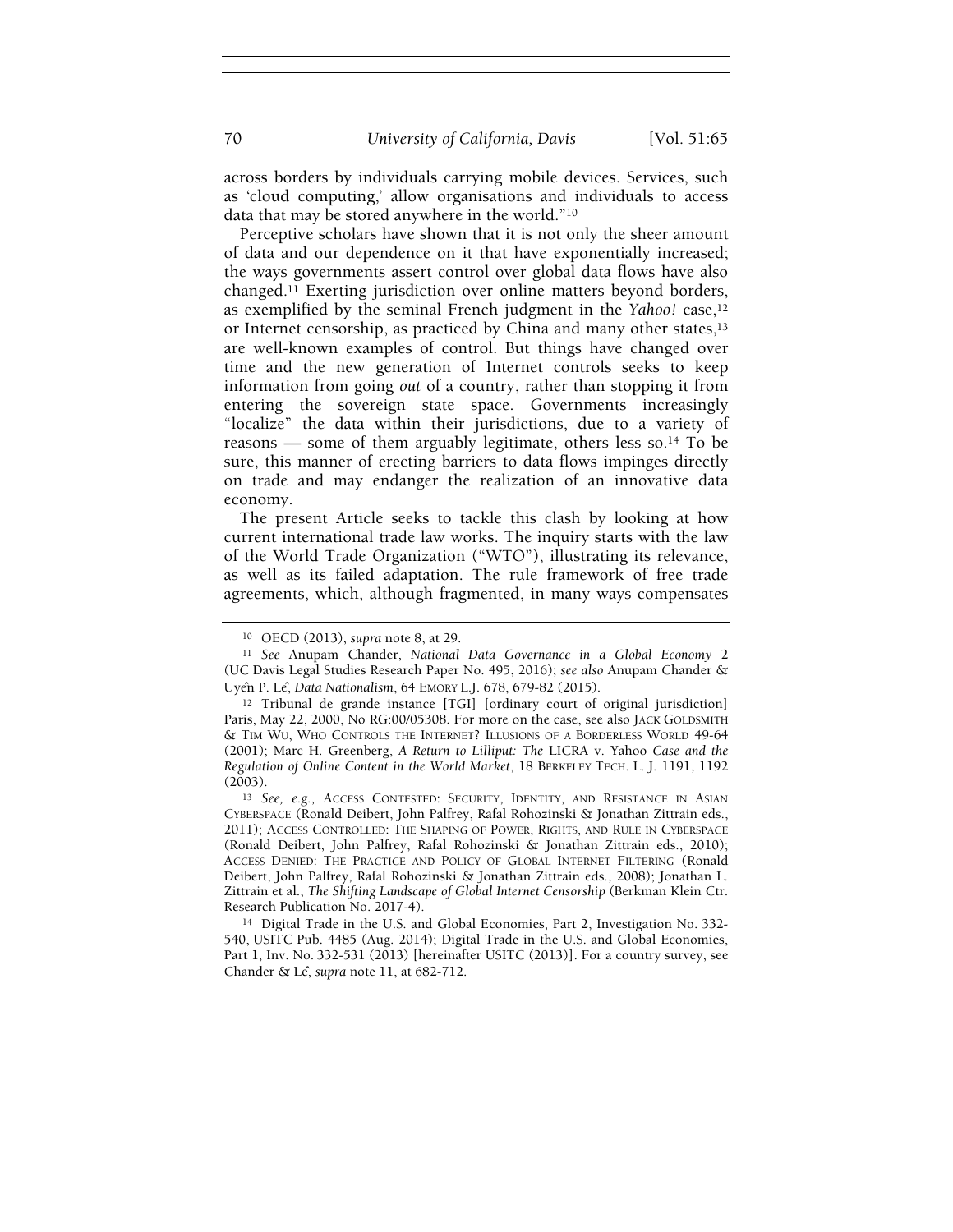across borders by individuals carrying mobile devices. Services, such as 'cloud computing,' allow organisations and individuals to access data that may be stored anywhere in the world."[10]

Perceptive scholars have shown that it is not only the sheer amount of data and our dependence on it that have exponentially increased; the ways governments assert control over global data flows have also changed.[11] Exerting jurisdiction over online matters beyond borders, as exemplified by the seminal French judgment in the *Yahoo!* case,[12] or Internet censorship, as practiced by China and many other states,[13] are well-known examples of control. But things have changed over time and the new generation of Internet controls seeks to keep information from going *out* of a country, rather than stopping it from entering the sovereign state space. Governments increasingly "localize" the data within their jurisdictions, due to a variety of reasons — some of them arguably legitimate, others less so.[14] To be sure, this manner of erecting barriers to data flows impinges directly on trade and may endanger the realization of an innovative data economy.

The present Article seeks to tackle this clash by looking at how current international trade law works. The inquiry starts with the law of the World Trade Organization ("WTO"), illustrating its relevance, as well as its failed adaptation. The rule framework of free trade agreements, which, although fragmented, in many ways compensates

---

[10] OECD (2013), *supra* note 8, at 29.

[11] *See* Anupam Chander, *National Data Governance in a Global Economy* 2 (UC Davis Legal Studies Research Paper No. 495, 2016); *see also* Anupam Chander & Uyên P. Lê, *Data Nationalism*, 64 EMORY L.J. 678, 679-82 (2015).

[12] Tribunal de grande instance [TGI] [ordinary court of original jurisdiction] Paris, May 22, 2000, No RG:00/05308. For more on the case, see also JACK GOLDSMITH & TIM WU, WHO CONTROLS THE INTERNET? ILLUSIONS OF A BORDERLESS WORLD 49-64 (2001); Marc H. Greenberg, *A Return to Lilliput: The* LICRA v. Yahoo *Case and the Regulation of Online Content in the World Market*, 18 BERKELEY TECH. L. J. 1191, 1192 (2003).

[13] *See, e.g.*, ACCESS CONTESTED: SECURITY, IDENTITY, AND RESISTANCE IN ASIAN CYBERSPACE (Ronald Deibert, John Palfrey, Rafal Rohozinski & Jonathan Zittrain eds., 2011); ACCESS CONTROLLED: THE SHAPING OF POWER, RIGHTS, AND RULE IN CYBERSPACE (Ronald Deibert, John Palfrey, Rafal Rohozinski & Jonathan Zittrain eds., 2010); ACCESS DENIED: THE PRACTICE AND POLICY OF GLOBAL INTERNET FILTERING (Ronald Deibert, John Palfrey, Rafal Rohozinski & Jonathan Zittrain eds., 2008); Jonathan L. Zittrain et al., *The Shifting Landscape of Global Internet Censorship* (Berkman Klein Ctr. Research Publication No. 2017-4).

[14] Digital Trade in the U.S. and Global Economies, Part 2, Investigation No. 332-540, USITC Pub. 4485 (Aug. 2014); Digital Trade in the U.S. and Global Economies, Part 1, Inv. No. 332-531 (2013) [hereinafter USITC (2013)]. For a country survey, see Chander & Lê, *supra* note 11, at 682-712.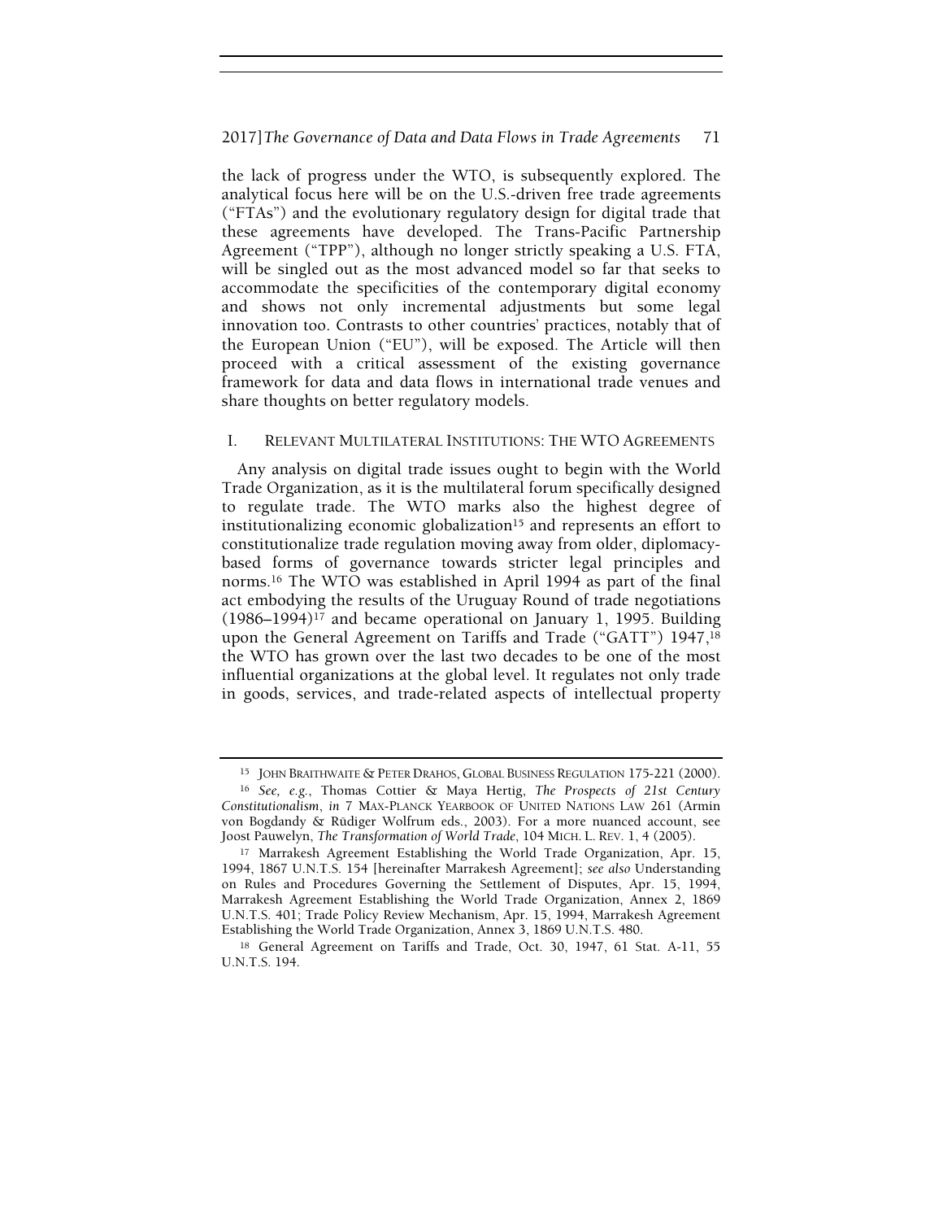the lack of progress under the WTO, is subsequently explored. The analytical focus here will be on the U.S.-driven free trade agreements ("FTAs") and the evolutionary regulatory design for digital trade that these agreements have developed. The Trans-Pacific Partnership Agreement ("TPP"), although no longer strictly speaking a U.S. FTA, will be singled out as the most advanced model so far that seeks to accommodate the specificities of the contemporary digital economy and shows not only incremental adjustments but some legal innovation too. Contrasts to other countries' practices, notably that of the European Union ("EU"), will be exposed. The Article will then proceed with a critical assessment of the existing governance framework for data and data flows in international trade venues and share thoughts on better regulatory models.

## I. RELEVANT MULTILATERAL INSTITUTIONS: THE WTO AGREEMENTS

Any analysis on digital trade issues ought to begin with the World Trade Organization, as it is the multilateral forum specifically designed to regulate trade. The WTO marks also the highest degree of institutionalizing economic globalization[15] and represents an effort to constitutionalize trade regulation moving away from older, diplomacy-based forms of governance towards stricter legal principles and norms.[16] The WTO was established in April 1994 as part of the final act embodying the results of the Uruguay Round of trade negotiations (1986–1994)[17] and became operational on January 1, 1995. Building upon the General Agreement on Tariffs and Trade ("GATT") 1947,[18] the WTO has grown over the last two decades to be one of the most influential organizations at the global level. It regulates not only trade in goods, services, and trade-related aspects of intellectual property

---

[15] JOHN BRAITHWAITE & PETER DRAHOS, GLOBAL BUSINESS REGULATION 175-221 (2000).

[16] *See, e.g.*, Thomas Cottier & Maya Hertig, *The Prospects of 21st Century Constitutionalism*, *in* 7 MAX-PLANCK YEARBOOK OF UNITED NATIONS LAW 261 (Armin von Bogdandy & Rüdiger Wolfrum eds., 2003). For a more nuanced account, see Joost Pauwelyn, *The Transformation of World Trade*, 104 MICH. L. REV. 1, 4 (2005).

[17] Marrakesh Agreement Establishing the World Trade Organization, Apr. 15, 1994, 1867 U.N.T.S. 154 [hereinafter Marrakesh Agreement]; *see also* Understanding on Rules and Procedures Governing the Settlement of Disputes, Apr. 15, 1994, Marrakesh Agreement Establishing the World Trade Organization, Annex 2, 1869 U.N.T.S. 401; Trade Policy Review Mechanism, Apr. 15, 1994, Marrakesh Agreement Establishing the World Trade Organization, Annex 3, 1869 U.N.T.S. 480.

[18] General Agreement on Tariffs and Trade, Oct. 30, 1947, 61 Stat. A-11, 55 U.N.T.S. 194.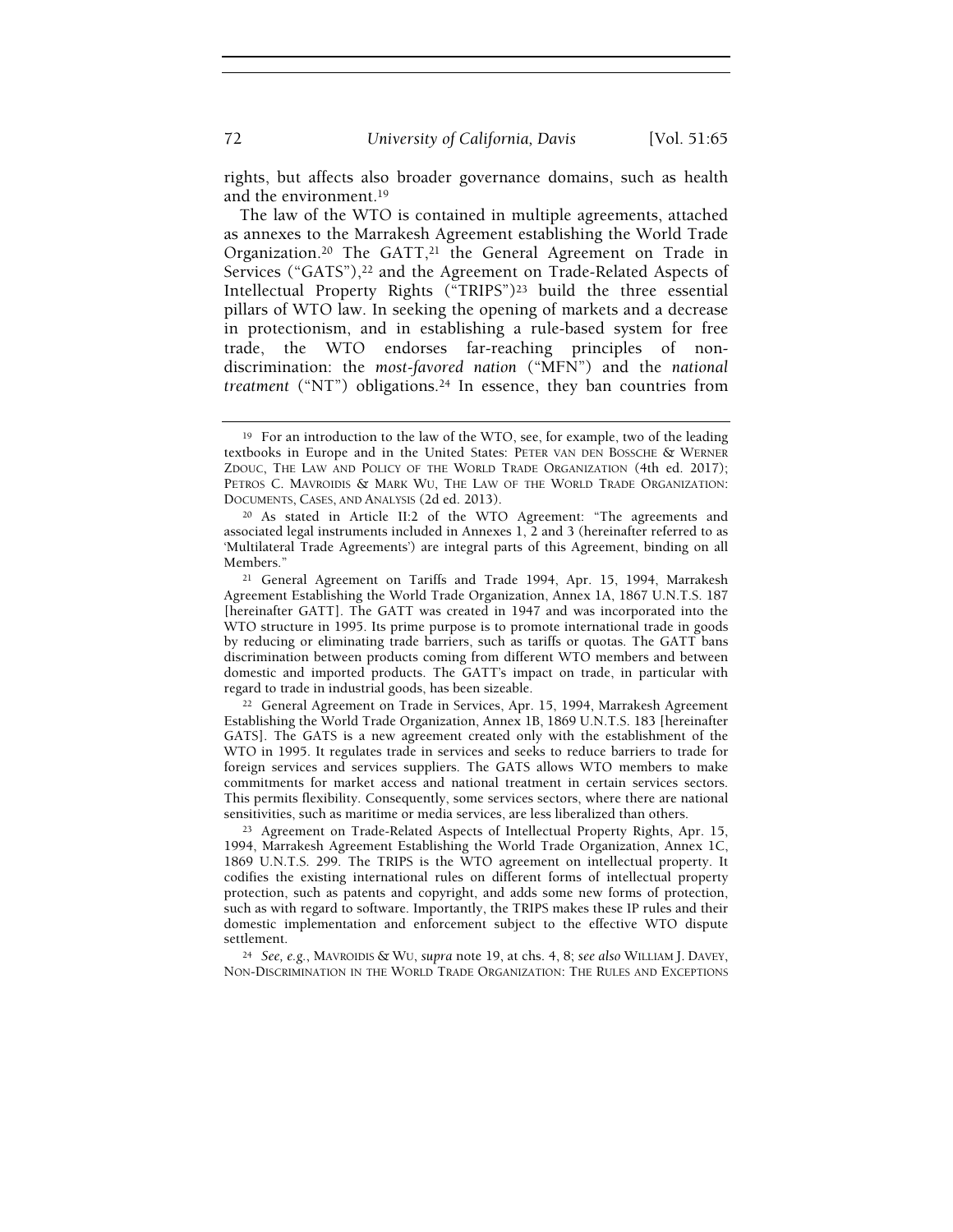rights, but affects also broader governance domains, such as health and the environment.[19]

The law of the WTO is contained in multiple agreements, attached as annexes to the Marrakesh Agreement establishing the World Trade Organization.[20] The GATT,[21] the General Agreement on Trade in Services ("GATS"),[22] and the Agreement on Trade-Related Aspects of Intellectual Property Rights ("TRIPS")[23] build the three essential pillars of WTO law. In seeking the opening of markets and a decrease in protectionism, and in establishing a rule-based system for free trade, the WTO endorses far-reaching principles of non-discrimination: the *most-favored nation* ("MFN") and the *national treatment* ("NT") obligations.[24] In essence, they ban countries from

---

[19] For an introduction to the law of the WTO, see, for example, two of the leading textbooks in Europe and in the United States: PETER VAN DEN BOSSCHE & WERNER ZDOUC, THE LAW AND POLICY OF THE WORLD TRADE ORGANIZATION (4th ed. 2017); PETROS C. MAVROIDIS & MARK WU, THE LAW OF THE WORLD TRADE ORGANIZATION: DOCUMENTS, CASES, AND ANALYSIS (2d ed. 2013).

[20] As stated in Article II:2 of the WTO Agreement: "The agreements and associated legal instruments included in Annexes 1, 2 and 3 (hereinafter referred to as 'Multilateral Trade Agreements') are integral parts of this Agreement, binding on all Members."

[21] General Agreement on Tariffs and Trade 1994, Apr. 15, 1994, Marrakesh Agreement Establishing the World Trade Organization, Annex 1A, 1867 U.N.T.S. 187 [hereinafter GATT]. The GATT was created in 1947 and was incorporated into the WTO structure in 1995. Its prime purpose is to promote international trade in goods by reducing or eliminating trade barriers, such as tariffs or quotas. The GATT bans discrimination between products coming from different WTO members and between domestic and imported products. The GATT's impact on trade, in particular with regard to trade in industrial goods, has been sizeable.

[22] General Agreement on Trade in Services, Apr. 15, 1994, Marrakesh Agreement Establishing the World Trade Organization, Annex 1B, 1869 U.N.T.S. 183 [hereinafter GATS]. The GATS is a new agreement created only with the establishment of the WTO in 1995. It regulates trade in services and seeks to reduce barriers to trade for foreign services and services suppliers. The GATS allows WTO members to make commitments for market access and national treatment in certain services sectors. This permits flexibility. Consequently, some services sectors, where there are national sensitivities, such as maritime or media services, are less liberalized than others.

[23] Agreement on Trade-Related Aspects of Intellectual Property Rights, Apr. 15, 1994, Marrakesh Agreement Establishing the World Trade Organization, Annex 1C, 1869 U.N.T.S. 299. The TRIPS is the WTO agreement on intellectual property. It codifies the existing international rules on different forms of intellectual property protection, such as patents and copyright, and adds some new forms of protection, such as with regard to software. Importantly, the TRIPS makes these IP rules and their domestic implementation and enforcement subject to the effective WTO dispute settlement.

[24] *See, e.g.*, MAVROIDIS & WU, *supra* note 19, at chs. 4, 8; *see also* WILLIAM J. DAVEY, NON-DISCRIMINATION IN THE WORLD TRADE ORGANIZATION: THE RULES AND EXCEPTIONS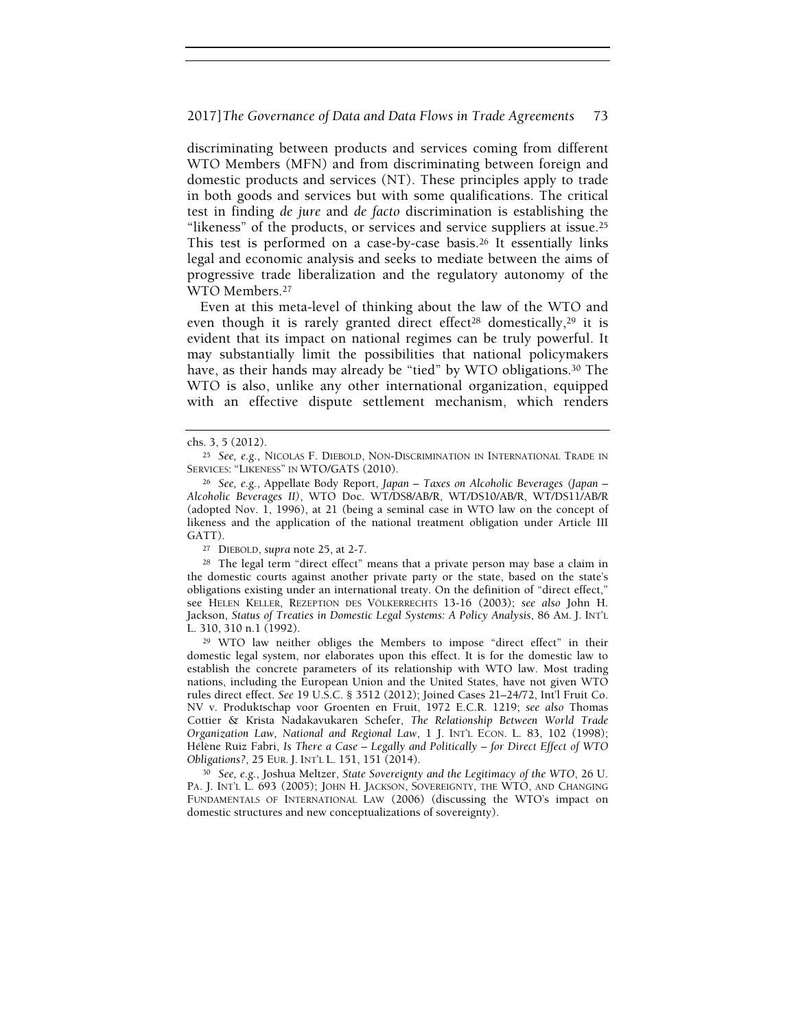discriminating between products and services coming from different WTO Members (MFN) and from discriminating between foreign and domestic products and services (NT). These principles apply to trade in both goods and services but with some qualifications. The critical test in finding *de jure* and *de facto* discrimination is establishing the "likeness" of the products, or services and service suppliers at issue.[25] This test is performed on a case-by-case basis.[26] It essentially links legal and economic analysis and seeks to mediate between the aims of progressive trade liberalization and the regulatory autonomy of the WTO Members.[27]

Even at this meta-level of thinking about the law of the WTO and even though it is rarely granted direct effect[28] domestically,[29] it is evident that its impact on national regimes can be truly powerful. It may substantially limit the possibilities that national policymakers have, as their hands may already be "tied" by WTO obligations.[30] The WTO is also, unlike any other international organization, equipped with an effective dispute settlement mechanism, which renders

---

chs. 3, 5 (2012).

[25] *See, e.g.*, NICOLAS F. DIEBOLD, NON-DISCRIMINATION IN INTERNATIONAL TRADE IN SERVICES: "LIKENESS" IN WTO/GATS (2010).

[26] *See, e.g.*, Appellate Body Report, *Japan – Taxes on Alcoholic Beverages* (*Japan – Alcoholic Beverages II*), WTO Doc. WT/DS8/AB/R, WT/DS10/AB/R, WT/DS11/AB/R (adopted Nov. 1, 1996), at 21 (being a seminal case in WTO law on the concept of likeness and the application of the national treatment obligation under Article III GATT).

[27] DIEBOLD, *supra* note 25, at 2-7.

[28] The legal term "direct effect" means that a private person may base a claim in the domestic courts against another private party or the state, based on the state's obligations existing under an international treaty. On the definition of "direct effect," see HELEN KELLER, REZEPTION DES VÖLKERRECHTS 13-16 (2003); *see also* John H. Jackson, *Status of Treaties in Domestic Legal Systems: A Policy Analysis*, 86 AM. J. INT'L L. 310, 310 n.1 (1992).

[29] WTO law neither obliges the Members to impose "direct effect" in their domestic legal system, nor elaborates upon this effect. It is for the domestic law to establish the concrete parameters of its relationship with WTO law. Most trading nations, including the European Union and the United States, have not given WTO rules direct effect. *See* 19 U.S.C. § 3512 (2012); Joined Cases 21–24/72, Int'l Fruit Co. NV v. Produktschap voor Groenten en Fruit, 1972 E.C.R. 1219; *see also* Thomas Cottier & Krista Nadakavukaren Schefer, *The Relationship Between World Trade Organization Law, National and Regional Law*, 1 J. INT'L ECON. L. 83, 102 (1998); Hélène Ruiz Fabri, *Is There a Case – Legally and Politically – for Direct Effect of WTO Obligations?*, 25 EUR. J. INT'L L. 151, 151 (2014).

[30] *See, e.g.*, Joshua Meltzer, *State Sovereignty and the Legitimacy of the WTO*, 26 U. PA. J. INT'L L. 693 (2005); JOHN H. JACKSON, SOVEREIGNTY, THE WTO, AND CHANGING FUNDAMENTALS OF INTERNATIONAL LAW (2006) (discussing the WTO's impact on domestic structures and new conceptualizations of sovereignty).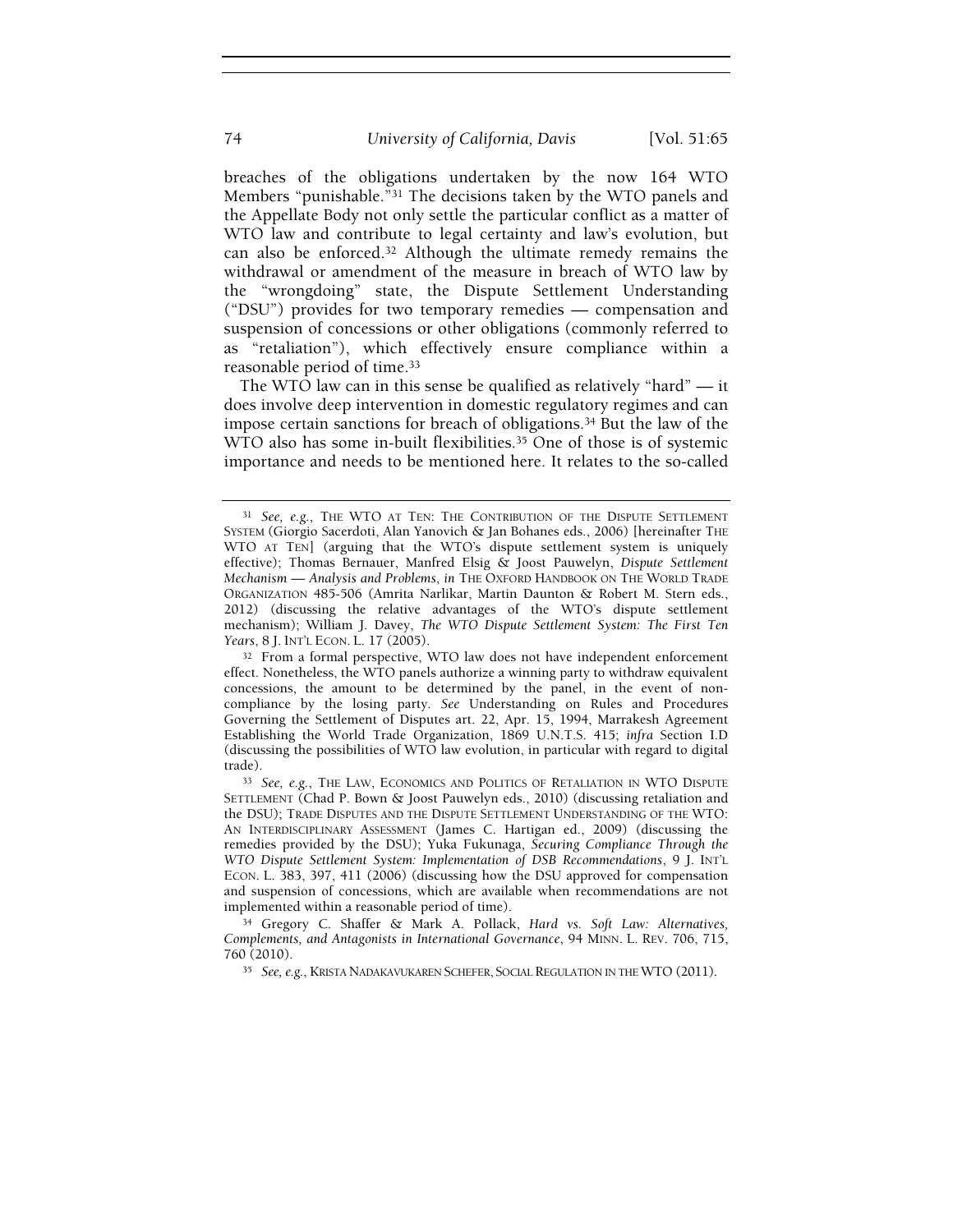breaches of the obligations undertaken by the now 164 WTO Members "punishable."[31] The decisions taken by the WTO panels and the Appellate Body not only settle the particular conflict as a matter of WTO law and contribute to legal certainty and law's evolution, but can also be enforced.[32] Although the ultimate remedy remains the withdrawal or amendment of the measure in breach of WTO law by the "wrongdoing" state, the Dispute Settlement Understanding ("DSU") provides for two temporary remedies — compensation and suspension of concessions or other obligations (commonly referred to as "retaliation"), which effectively ensure compliance within a reasonable period of time.[33]

The WTO law can in this sense be qualified as relatively "hard" — it does involve deep intervention in domestic regulatory regimes and can impose certain sanctions for breach of obligations.[34] But the law of the WTO also has some in-built flexibilities.[35] One of those is of systemic importance and needs to be mentioned here. It relates to the so-called

---

[31] *See, e.g.*, THE WTO AT TEN: THE CONTRIBUTION OF THE DISPUTE SETTLEMENT SYSTEM (Giorgio Sacerdoti, Alan Yanovich & Jan Bohanes eds., 2006) [hereinafter THE WTO AT TEN] (arguing that the WTO's dispute settlement system is uniquely effective); Thomas Bernauer, Manfred Elsig & Joost Pauwelyn, *Dispute Settlement Mechanism — Analysis and Problems*, *in* THE OXFORD HANDBOOK ON THE WORLD TRADE ORGANIZATION 485-506 (Amrita Narlikar, Martin Daunton & Robert M. Stern eds., 2012) (discussing the relative advantages of the WTO's dispute settlement mechanism); William J. Davey, *The WTO Dispute Settlement System: The First Ten Years*, 8 J. INT'L ECON. L. 17 (2005).

[32] From a formal perspective, WTO law does not have independent enforcement effect. Nonetheless, the WTO panels authorize a winning party to withdraw equivalent concessions, the amount to be determined by the panel, in the event of non-compliance by the losing party. *See* Understanding on Rules and Procedures Governing the Settlement of Disputes art. 22, Apr. 15, 1994, Marrakesh Agreement Establishing the World Trade Organization, 1869 U.N.T.S. 415; *infra* Section I.D (discussing the possibilities of WTO law evolution, in particular with regard to digital trade).

[33] *See, e.g.*, THE LAW, ECONOMICS AND POLITICS OF RETALIATION IN WTO DISPUTE SETTLEMENT (Chad P. Bown & Joost Pauwelyn eds., 2010) (discussing retaliation and the DSU); TRADE DISPUTES AND THE DISPUTE SETTLEMENT UNDERSTANDING OF THE WTO: AN INTERDISCIPLINARY ASSESSMENT (James C. Hartigan ed., 2009) (discussing the remedies provided by the DSU); Yuka Fukunaga, *Securing Compliance Through the WTO Dispute Settlement System: Implementation of DSB Recommendations*, 9 J. INT'L ECON. L. 383, 397, 411 (2006) (discussing how the DSU approved for compensation and suspension of concessions, which are available when recommendations are not implemented within a reasonable period of time).

[34] Gregory C. Shaffer & Mark A. Pollack, *Hard vs. Soft Law: Alternatives, Complements, and Antagonists in International Governance*, 94 MINN. L. REV. 706, 715, 760 (2010).

[35] *See, e.g.*, KRISTA NADAKAVUKAREN SCHEFER, SOCIAL REGULATION IN THE WTO (2011).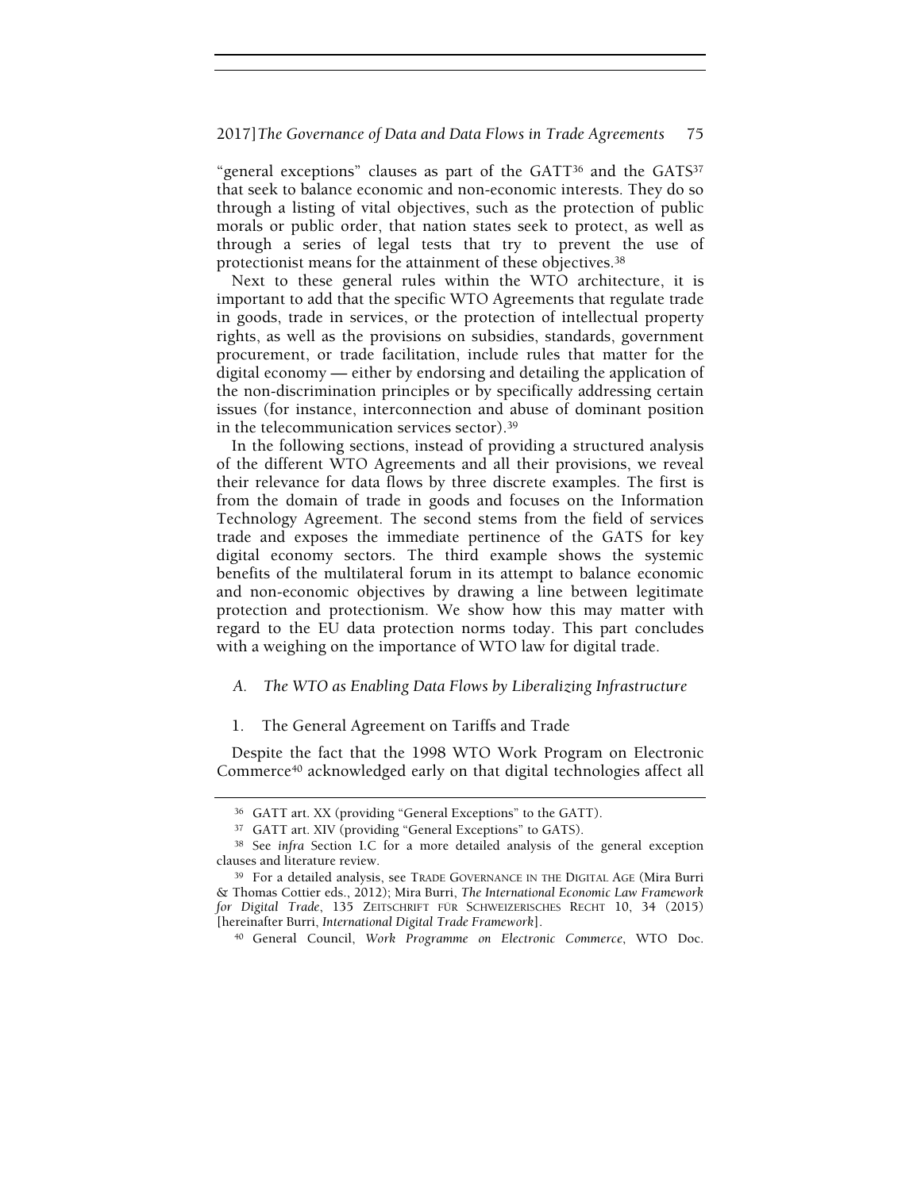"general exceptions" clauses as part of the GATT[36] and the GATS[37] that seek to balance economic and non-economic interests. They do so through a listing of vital objectives, such as the protection of public morals or public order, that nation states seek to protect, as well as through a series of legal tests that try to prevent the use of protectionist means for the attainment of these objectives.[38]

Next to these general rules within the WTO architecture, it is important to add that the specific WTO Agreements that regulate trade in goods, trade in services, or the protection of intellectual property rights, as well as the provisions on subsidies, standards, government procurement, or trade facilitation, include rules that matter for the digital economy — either by endorsing and detailing the application of the non-discrimination principles or by specifically addressing certain issues (for instance, interconnection and abuse of dominant position in the telecommunication services sector).[39]

In the following sections, instead of providing a structured analysis of the different WTO Agreements and all their provisions, we reveal their relevance for data flows by three discrete examples. The first is from the domain of trade in goods and focuses on the Information Technology Agreement. The second stems from the field of services trade and exposes the immediate pertinence of the GATS for key digital economy sectors. The third example shows the systemic benefits of the multilateral forum in its attempt to balance economic and non-economic objectives by drawing a line between legitimate protection and protectionism. We show how this may matter with regard to the EU data protection norms today. This part concludes with a weighing on the importance of WTO law for digital trade.

### A. *The WTO as Enabling Data Flows by Liberalizing Infrastructure*

#### 1. The General Agreement on Tariffs and Trade

Despite the fact that the 1998 WTO Work Program on Electronic Commerce[40] acknowledged early on that digital technologies affect all

---

[36] GATT art. XX (providing "General Exceptions" to the GATT).

[37] GATT art. XIV (providing "General Exceptions" to GATS).

[38] See *infra* Section I.C for a more detailed analysis of the general exception clauses and literature review.

[39] For a detailed analysis, see TRADE GOVERNANCE IN THE DIGITAL AGE (Mira Burri & Thomas Cottier eds., 2012); Mira Burri, *The International Economic Law Framework for Digital Trade*, 135 ZEITSCHRIFT FÜR SCHWEIZERISCHES RECHT 10, 34 (2015) [hereinafter Burri, *International Digital Trade Framework*].

[40] General Council, *Work Programme on Electronic Commerce*, WTO Doc.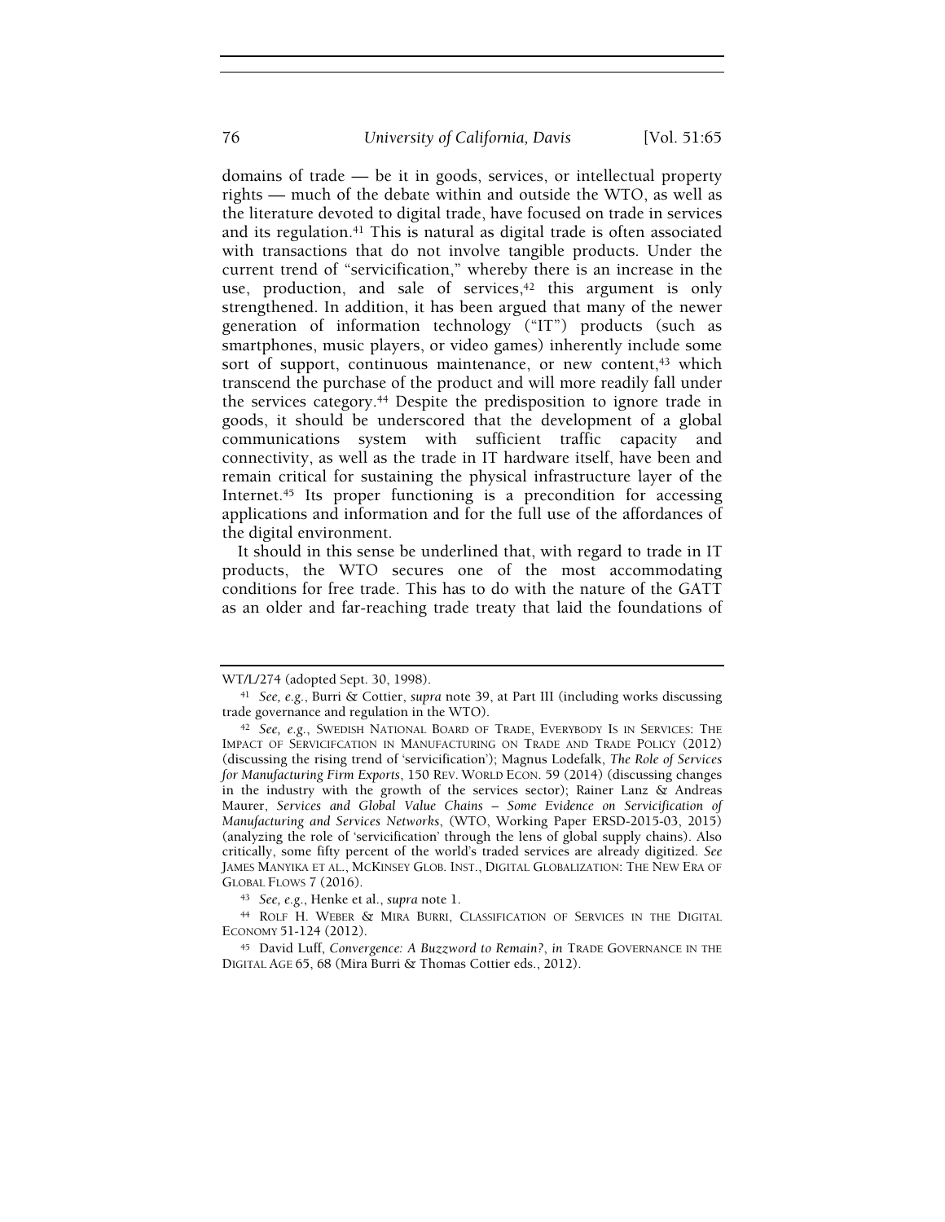domains of trade — be it in goods, services, or intellectual property rights — much of the debate within and outside the WTO, as well as the literature devoted to digital trade, have focused on trade in services and its regulation.[41] This is natural as digital trade is often associated with transactions that do not involve tangible products. Under the current trend of "servicification," whereby there is an increase in the use, production, and sale of services,[42] this argument is only strengthened. In addition, it has been argued that many of the newer generation of information technology ("IT") products (such as smartphones, music players, or video games) inherently include some sort of support, continuous maintenance, or new content,[43] which transcend the purchase of the product and will more readily fall under the services category.[44] Despite the predisposition to ignore trade in goods, it should be underscored that the development of a global communications system with sufficient traffic capacity and connectivity, as well as the trade in IT hardware itself, have been and remain critical for sustaining the physical infrastructure layer of the Internet.[45] Its proper functioning is a precondition for accessing applications and information and for the full use of the affordances of the digital environment.

It should in this sense be underlined that, with regard to trade in IT products, the WTO secures one of the most accommodating conditions for free trade. This has to do with the nature of the GATT as an older and far-reaching trade treaty that laid the foundations of

---

WT/L/274 (adopted Sept. 30, 1998).

[41] *See, e.g.*, Burri & Cottier, *supra* note 39, at Part III (including works discussing trade governance and regulation in the WTO).

[42] *See, e.g.*, SWEDISH NATIONAL BOARD OF TRADE, EVERYBODY IS IN SERVICES: THE IMPACT OF SERVICIFCATION IN MANUFACTURING ON TRADE AND TRADE POLICY (2012) (discussing the rising trend of 'servicification'); Magnus Lodefalk, *The Role of Services for Manufacturing Firm Exports*, 150 REV. WORLD ECON. 59 (2014) (discussing changes in the industry with the growth of the services sector); Rainer Lanz & Andreas Maurer, *Services and Global Value Chains – Some Evidence on Servicification of Manufacturing and Services Networks*, (WTO, Working Paper ERSD-2015-03, 2015) (analyzing the role of 'servicification' through the lens of global supply chains). Also critically, some fifty percent of the world's traded services are already digitized. *See* JAMES MANYIKA ET AL., MCKINSEY GLOB. INST., DIGITAL GLOBALIZATION: THE NEW ERA OF GLOBAL FLOWS 7 (2016).

[43] *See, e.g.*, Henke et al., *supra* note 1.

[44] ROLF H. WEBER & MIRA BURRI, CLASSIFICATION OF SERVICES IN THE DIGITAL ECONOMY 51-124 (2012).

[45] David Luff, *Convergence: A Buzzword to Remain?*, *in* TRADE GOVERNANCE IN THE DIGITAL AGE 65, 68 (Mira Burri & Thomas Cottier eds., 2012).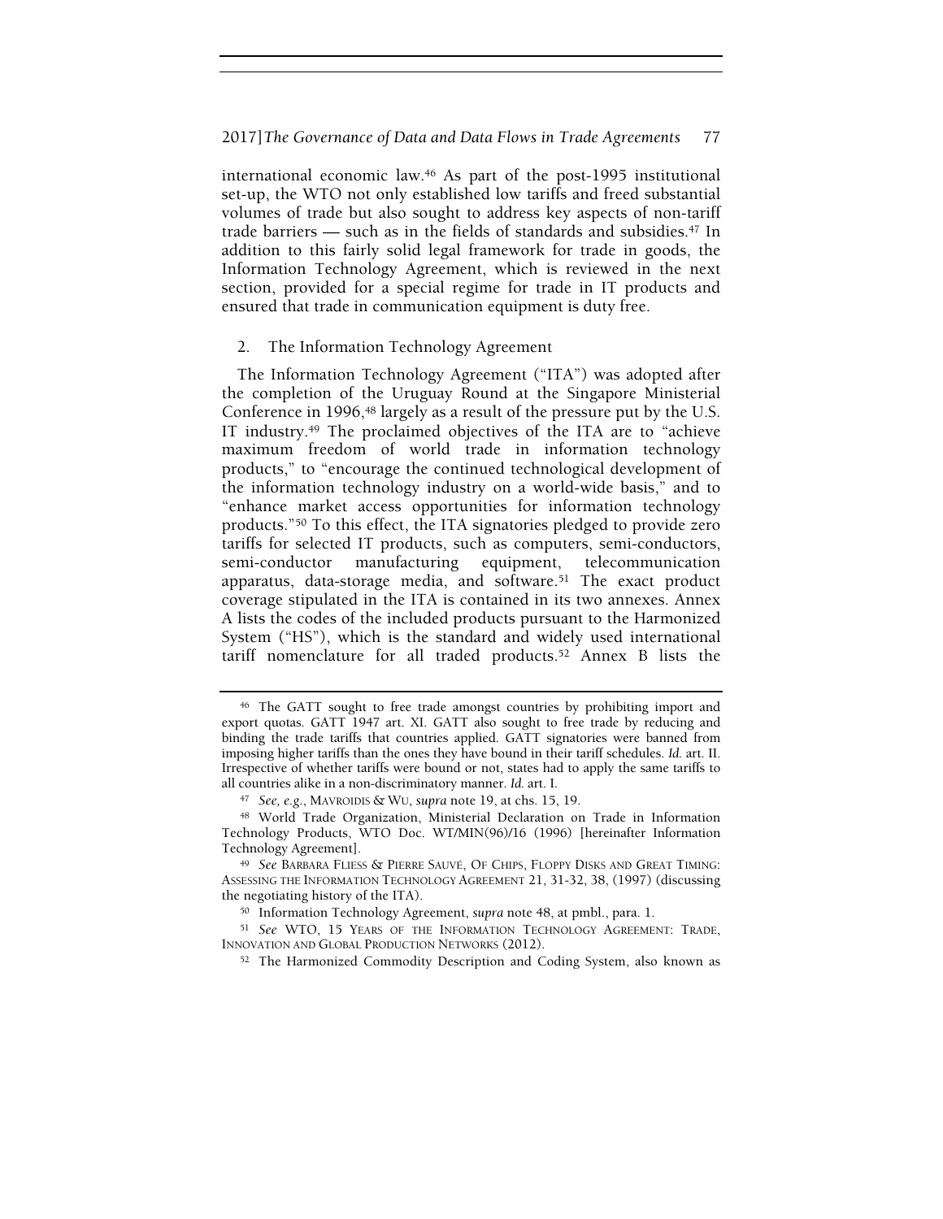international economic law.[46] As part of the post-1995 institutional set-up, the WTO not only established low tariffs and freed substantial volumes of trade but also sought to address key aspects of non-tariff trade barriers — such as in the fields of standards and subsidies.[47] In addition to this fairly solid legal framework for trade in goods, the Information Technology Agreement, which is reviewed in the next section, provided for a special regime for trade in IT products and ensured that trade in communication equipment is duty free.

### 2. The Information Technology Agreement

The Information Technology Agreement ("ITA") was adopted after the completion of the Uruguay Round at the Singapore Ministerial Conference in 1996,[48] largely as a result of the pressure put by the U.S. IT industry.[49] The proclaimed objectives of the ITA are to "achieve maximum freedom of world trade in information technology products," to "encourage the continued technological development of the information technology industry on a world-wide basis," and to "enhance market access opportunities for information technology products."[50] To this effect, the ITA signatories pledged to provide zero tariffs for selected IT products, such as computers, semi-conductors, semi-conductor manufacturing equipment, telecommunication apparatus, data-storage media, and software.[51] The exact product coverage stipulated in the ITA is contained in its two annexes. Annex A lists the codes of the included products pursuant to the Harmonized System ("HS"), which is the standard and widely used international tariff nomenclature for all traded products.[52] Annex B lists the

---

[46] The GATT sought to free trade amongst countries by prohibiting import and export quotas. GATT 1947 art. XI. GATT also sought to free trade by reducing and binding the trade tariffs that countries applied. GATT signatories were banned from imposing higher tariffs than the ones they have bound in their tariff schedules. *Id.* art. II. Irrespective of whether tariffs were bound or not, states had to apply the same tariffs to all countries alike in a non-discriminatory manner. *Id.* art. I.

[47] *See, e.g.*, MAVROIDIS & WU, *supra* note 19, at chs. 15, 19.

[48] World Trade Organization, Ministerial Declaration on Trade in Information Technology Products, WTO Doc. WT/MIN(96)/16 (1996) [hereinafter Information Technology Agreement].

[49] *See* BARBARA FLIESS & PIERRE SAUVÉ, OF CHIPS, FLOPPY DISKS AND GREAT TIMING: ASSESSING THE INFORMATION TECHNOLOGY AGREEMENT 21, 31-32, 38, (1997) (discussing the negotiating history of the ITA).

[50] Information Technology Agreement, *supra* note 48, at pmbl., para. 1.

[51] *See* WTO, 15 YEARS OF THE INFORMATION TECHNOLOGY AGREEMENT: TRADE, INNOVATION AND GLOBAL PRODUCTION NETWORKS (2012).

[52] The Harmonized Commodity Description and Coding System, also known as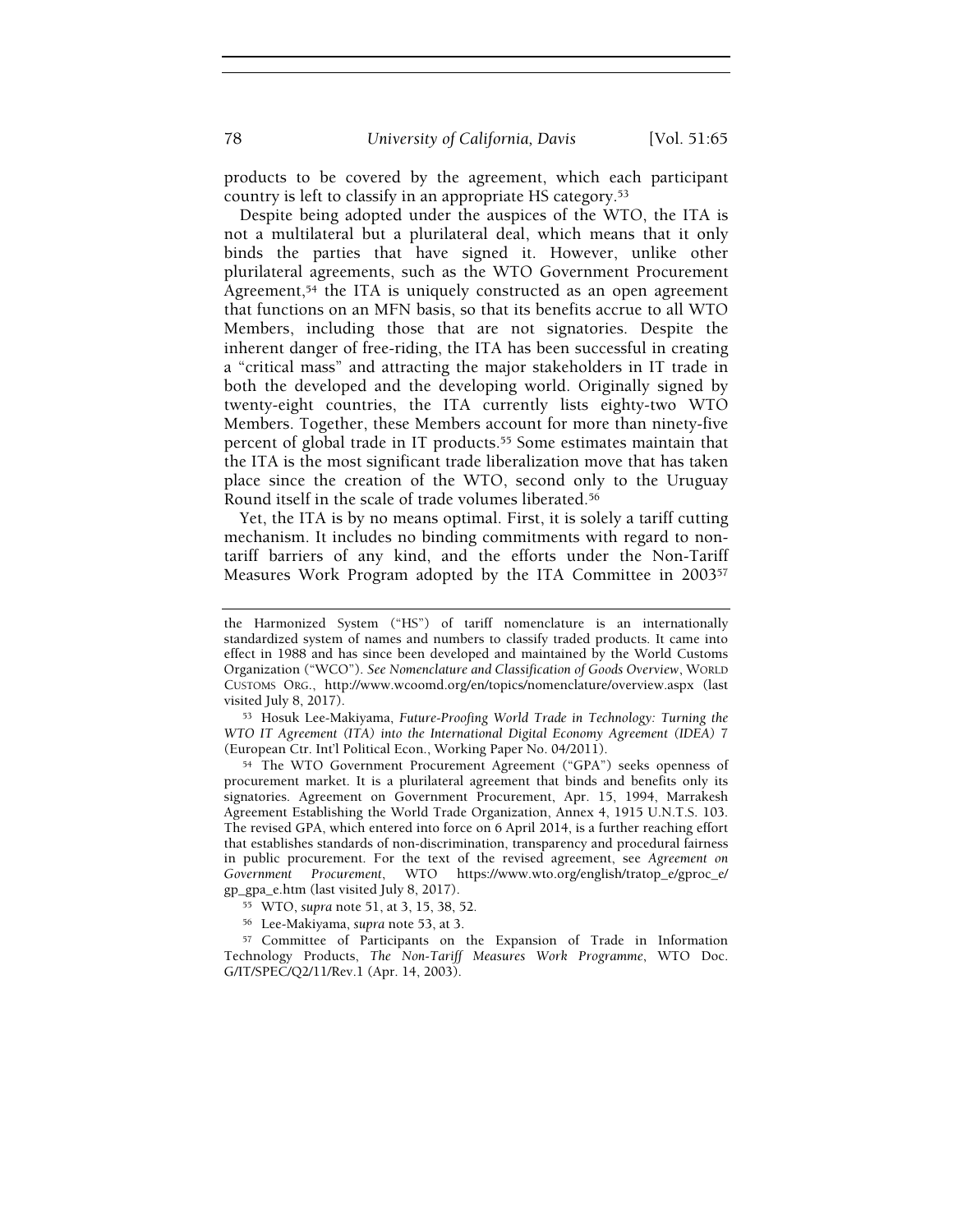products to be covered by the agreement, which each participant country is left to classify in an appropriate HS category.[53]

Despite being adopted under the auspices of the WTO, the ITA is not a multilateral but a plurilateral deal, which means that it only binds the parties that have signed it. However, unlike other plurilateral agreements, such as the WTO Government Procurement Agreement,[54] the ITA is uniquely constructed as an open agreement that functions on an MFN basis, so that its benefits accrue to all WTO Members, including those that are not signatories. Despite the inherent danger of free-riding, the ITA has been successful in creating a "critical mass" and attracting the major stakeholders in IT trade in both the developed and the developing world. Originally signed by twenty-eight countries, the ITA currently lists eighty-two WTO Members. Together, these Members account for more than ninety-five percent of global trade in IT products.[55] Some estimates maintain that the ITA is the most significant trade liberalization move that has taken place since the creation of the WTO, second only to the Uruguay Round itself in the scale of trade volumes liberated.[56]

Yet, the ITA is by no means optimal. First, it is solely a tariff cutting mechanism. It includes no binding commitments with regard to non-tariff barriers of any kind, and the efforts under the Non-Tariff Measures Work Program adopted by the ITA Committee in 2003[57]

---

the Harmonized System ("HS") of tariff nomenclature is an internationally standardized system of names and numbers to classify traded products. It came into effect in 1988 and has since been developed and maintained by the World Customs Organization ("WCO"). *See Nomenclature and Classification of Goods Overview*, WORLD CUSTOMS ORG., http://www.wcoomd.org/en/topics/nomenclature/overview.aspx (last visited July 8, 2017).

[53] Hosuk Lee-Makiyama, *Future-Proofing World Trade in Technology: Turning the WTO IT Agreement (ITA) into the International Digital Economy Agreement (IDEA)* 7 (European Ctr. Int'l Political Econ., Working Paper No. 04/2011).

[54] The WTO Government Procurement Agreement ("GPA") seeks openness of procurement market. It is a plurilateral agreement that binds and benefits only its signatories. Agreement on Government Procurement, Apr. 15, 1994, Marrakesh Agreement Establishing the World Trade Organization, Annex 4, 1915 U.N.T.S. 103. The revised GPA, which entered into force on 6 April 2014, is a further reaching effort that establishes standards of non-discrimination, transparency and procedural fairness in public procurement. For the text of the revised agreement, see *Agreement on Government Procurement*, WTO https://www.wto.org/english/tratop_e/gproc_e/gp_gpa_e.htm (last visited July 8, 2017).

[55] WTO, *supra* note 51, at 3, 15, 38, 52.

[56] Lee-Makiyama, *supra* note 53, at 3.

[57] Committee of Participants on the Expansion of Trade in Information Technology Products, *The Non-Tariff Measures Work Programme*, WTO Doc. G/IT/SPEC/Q2/11/Rev.1 (Apr. 14, 2003).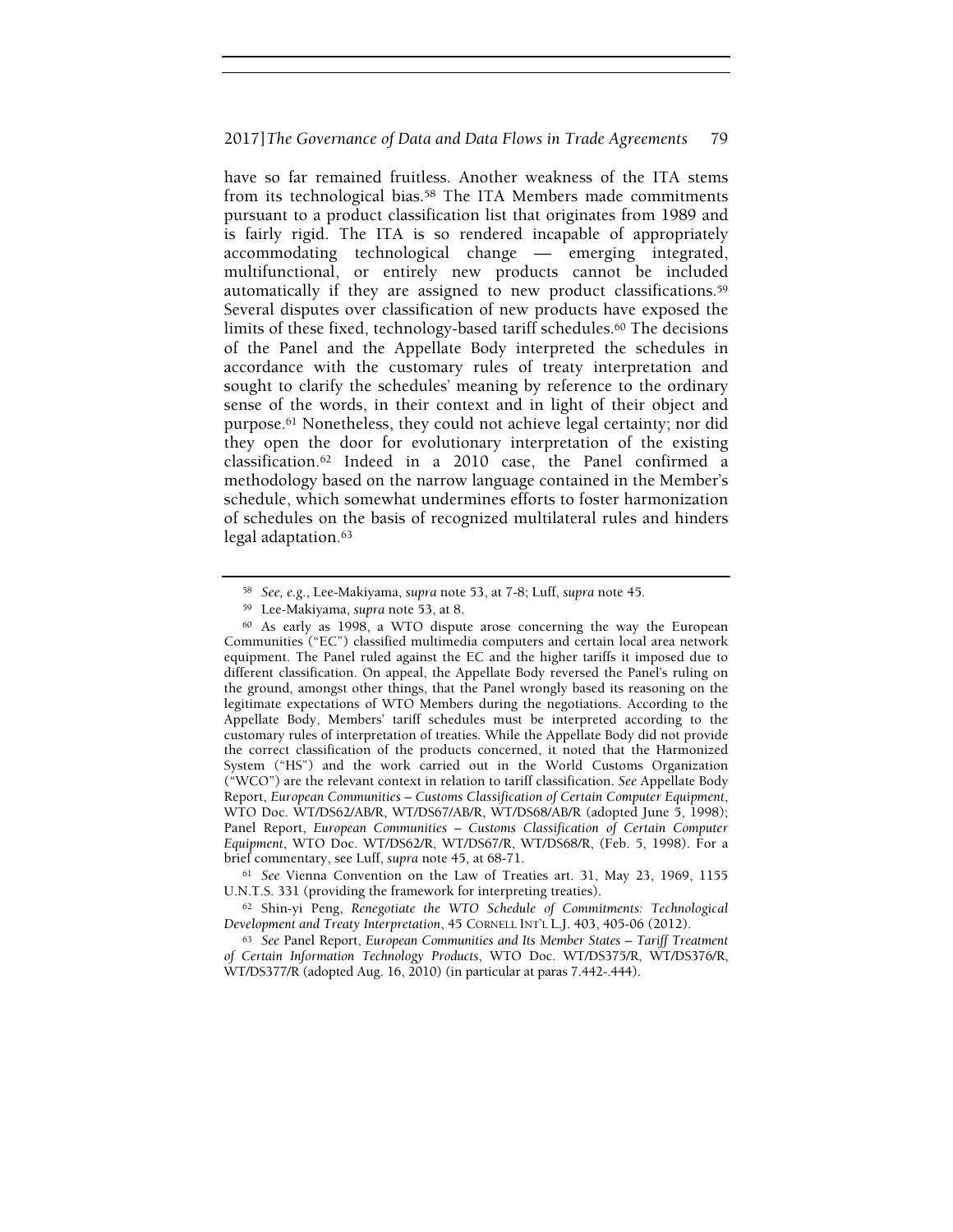have so far remained fruitless. Another weakness of the ITA stems from its technological bias.[58] The ITA Members made commitments pursuant to a product classification list that originates from 1989 and is fairly rigid. The ITA is so rendered incapable of appropriately accommodating technological change — emerging integrated, multifunctional, or entirely new products cannot be included automatically if they are assigned to new product classifications.[59] Several disputes over classification of new products have exposed the limits of these fixed, technology-based tariff schedules.[60] The decisions of the Panel and the Appellate Body interpreted the schedules in accordance with the customary rules of treaty interpretation and sought to clarify the schedules' meaning by reference to the ordinary sense of the words, in their context and in light of their object and purpose.[61] Nonetheless, they could not achieve legal certainty; nor did they open the door for evolutionary interpretation of the existing classification.[62] Indeed in a 2010 case, the Panel confirmed a methodology based on the narrow language contained in the Member's schedule, which somewhat undermines efforts to foster harmonization of schedules on the basis of recognized multilateral rules and hinders legal adaptation.[63]

---

[58] *See, e.g.*, Lee-Makiyama, *supra* note 53, at 7-8; Luff, *supra* note 45.

[59] Lee-Makiyama, *supra* note 53, at 8.

[60] As early as 1998, a WTO dispute arose concerning the way the European Communities ("EC") classified multimedia computers and certain local area network equipment. The Panel ruled against the EC and the higher tariffs it imposed due to different classification. On appeal, the Appellate Body reversed the Panel's ruling on the ground, amongst other things, that the Panel wrongly based its reasoning on the legitimate expectations of WTO Members during the negotiations. According to the Appellate Body, Members' tariff schedules must be interpreted according to the customary rules of interpretation of treaties. While the Appellate Body did not provide the correct classification of the products concerned, it noted that the Harmonized System ("HS") and the work carried out in the World Customs Organization ("WCO") are the relevant context in relation to tariff classification. *See* Appellate Body Report, *European Communities – Customs Classification of Certain Computer Equipment*, WTO Doc. WT/DS62/AB/R, WT/DS67/AB/R, WT/DS68/AB/R (adopted June 5, 1998); Panel Report, *European Communities – Customs Classification of Certain Computer Equipment*, WTO Doc. WT/DS62/R, WT/DS67/R, WT/DS68/R, (Feb. 5, 1998). For a brief commentary, see Luff, *supra* note 45, at 68-71.

[61] *See* Vienna Convention on the Law of Treaties art. 31, May 23, 1969, 1155 U.N.T.S. 331 (providing the framework for interpreting treaties).

[62] Shin-yi Peng, *Renegotiate the WTO Schedule of Commitments: Technological Development and Treaty Interpretation*, 45 CORNELL INT'L L.J. 403, 405-06 (2012).

[63] *See* Panel Report, *European Communities and Its Member States – Tariff Treatment of Certain Information Technology Products*, WTO Doc. WT/DS375/R, WT/DS376/R, WT/DS377/R (adopted Aug. 16, 2010) (in particular at paras 7.442-.444).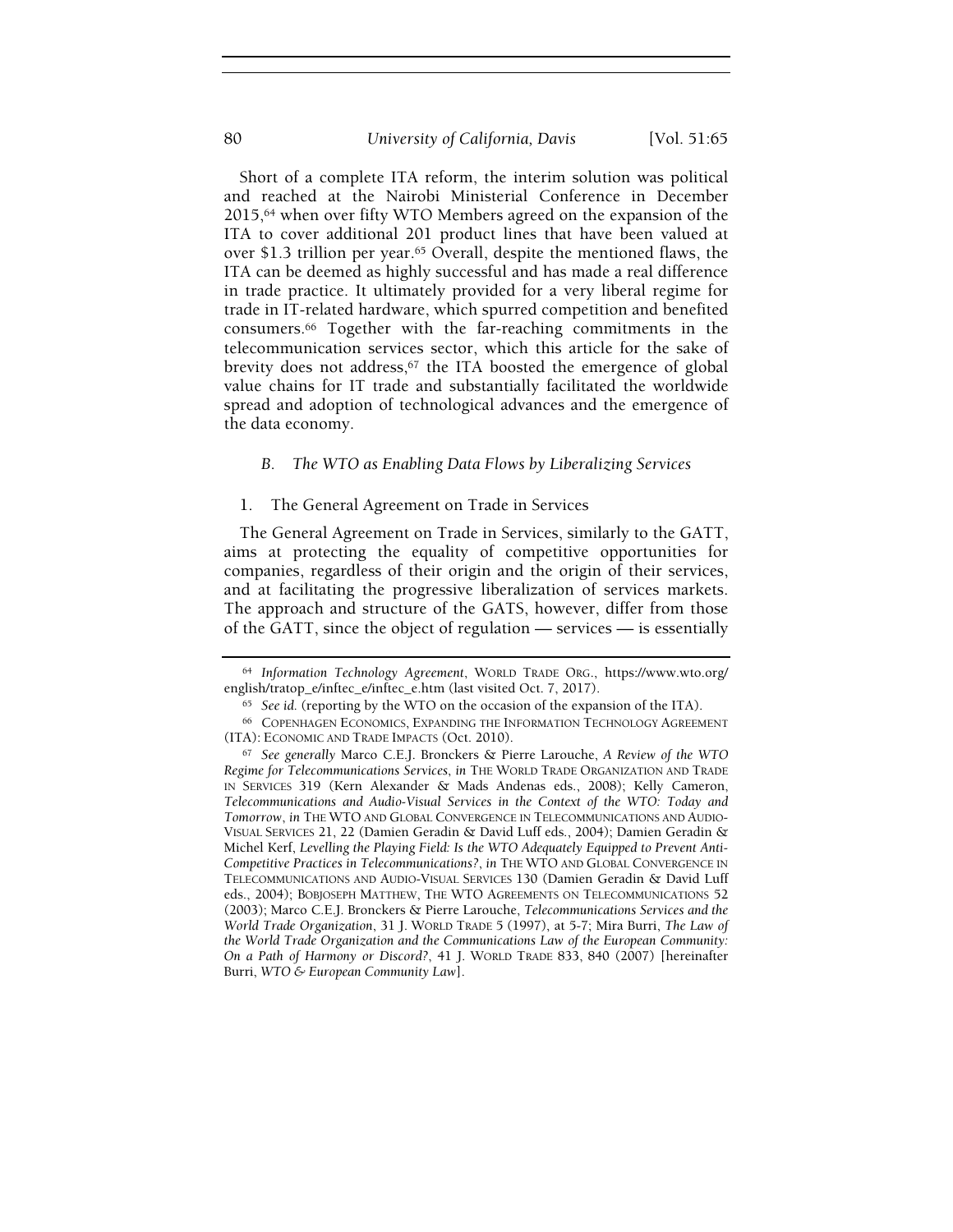Short of a complete ITA reform, the interim solution was political and reached at the Nairobi Ministerial Conference in December 2015,[64] when over fifty WTO Members agreed on the expansion of the ITA to cover additional 201 product lines that have been valued at over $1.3 trillion per year.[65] Overall, despite the mentioned flaws, the ITA can be deemed as highly successful and has made a real difference in trade practice. It ultimately provided for a very liberal regime for trade in IT-related hardware, which spurred competition and benefited consumers.[66] Together with the far-reaching commitments in the telecommunication services sector, which this article for the sake of brevity does not address,[67] the ITA boosted the emergence of global value chains for IT trade and substantially facilitated the worldwide spread and adoption of technological advances and the emergence of the data economy.

### *B. The WTO as Enabling Data Flows by Liberalizing Services*

#### 1. The General Agreement on Trade in Services

The General Agreement on Trade in Services, similarly to the GATT, aims at protecting the equality of competitive opportunities for companies, regardless of their origin and the origin of their services, and at facilitating the progressive liberalization of services markets. The approach and structure of the GATS, however, differ from those of the GATT, since the object of regulation — services — is essentially

---

[64] *Information Technology Agreement*, WORLD TRADE ORG., https://www.wto.org/english/tratop_e/inftec_e/inftec_e.htm (last visited Oct. 7, 2017).

[65] *See id.* (reporting by the WTO on the occasion of the expansion of the ITA).

[66] COPENHAGEN ECONOMICS, EXPANDING THE INFORMATION TECHNOLOGY AGREEMENT (ITA): ECONOMIC AND TRADE IMPACTS (Oct. 2010).

[67] *See generally* Marco C.E.J. Bronckers & Pierre Larouche, *A Review of the WTO Regime for Telecommunications Services*, *in* THE WORLD TRADE ORGANIZATION AND TRADE IN SERVICES 319 (Kern Alexander & Mads Andenas eds., 2008); Kelly Cameron, *Telecommunications and Audio-Visual Services in the Context of the WTO: Today and Tomorrow*, *in* THE WTO AND GLOBAL CONVERGENCE IN TELECOMMUNICATIONS AND AUDIO-VISUAL SERVICES 21, 22 (Damien Geradin & David Luff eds., 2004); Damien Geradin & Michel Kerf, *Levelling the Playing Field: Is the WTO Adequately Equipped to Prevent Anti-Competitive Practices in Telecommunications?*, *in* THE WTO AND GLOBAL CONVERGENCE IN TELECOMMUNICATIONS AND AUDIO-VISUAL SERVICES 130 (Damien Geradin & David Luff eds., 2004); BOBJOSEPH MATTHEW, THE WTO AGREEMENTS ON TELECOMMUNICATIONS 52 (2003); Marco C.E.J. Bronckers & Pierre Larouche, *Telecommunications Services and the World Trade Organization*, 31 J. WORLD TRADE 5 (1997), at 5-7; Mira Burri, *The Law of the World Trade Organization and the Communications Law of the European Community: On a Path of Harmony or Discord?*, 41 J. WORLD TRADE 833, 840 (2007) [hereinafter Burri, *WTO & European Community Law*].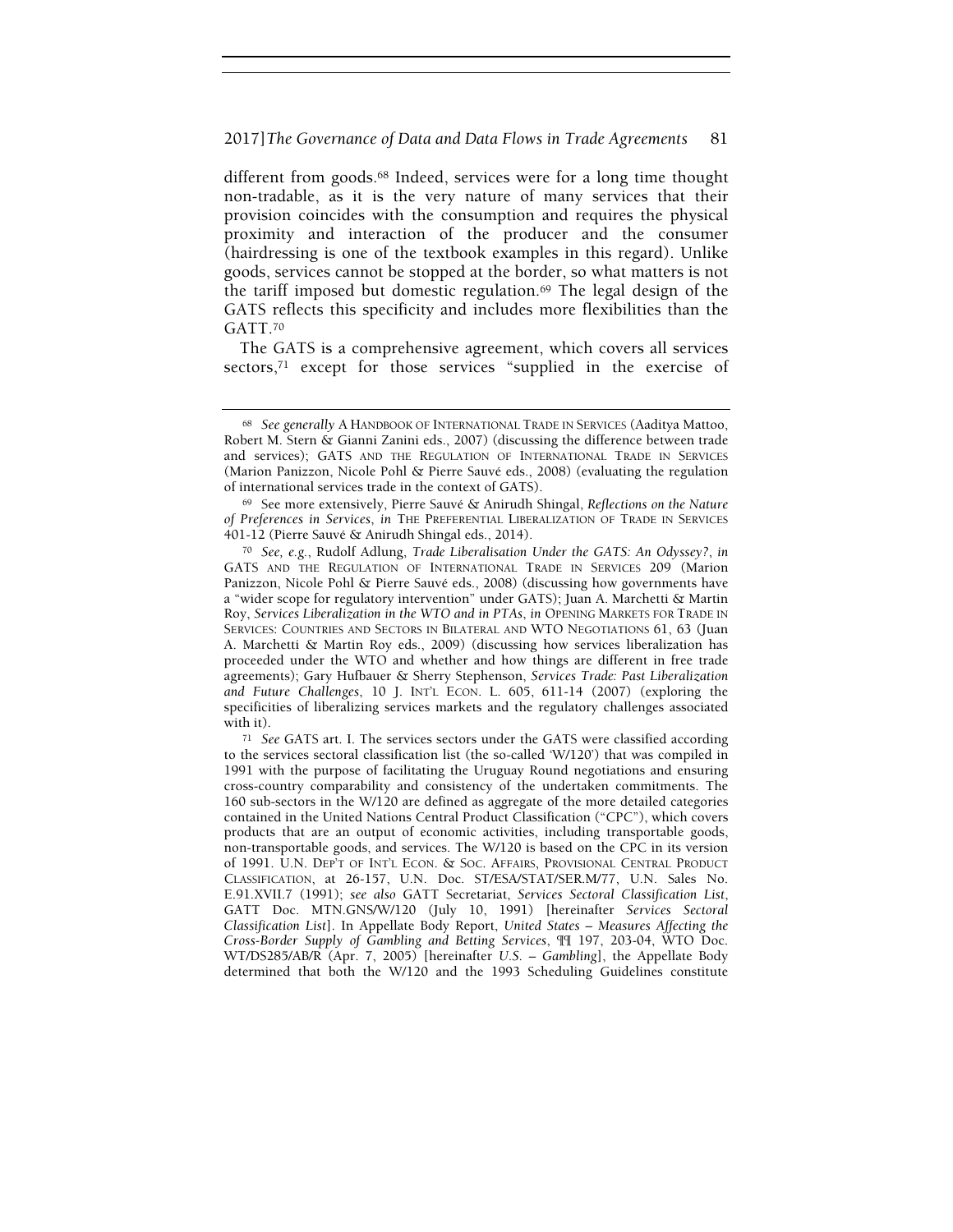different from goods.[68] Indeed, services were for a long time thought non-tradable, as it is the very nature of many services that their provision coincides with the consumption and requires the physical proximity and interaction of the producer and the consumer (hairdressing is one of the textbook examples in this regard). Unlike goods, services cannot be stopped at the border, so what matters is not the tariff imposed but domestic regulation.[69] The legal design of the GATS reflects this specificity and includes more flexibilities than the GATT.[70]

The GATS is a comprehensive agreement, which covers all services sectors,[71] except for those services "supplied in the exercise of

---

[68] *See generally* A HANDBOOK OF INTERNATIONAL TRADE IN SERVICES (Aaditya Mattoo, Robert M. Stern & Gianni Zanini eds., 2007) (discussing the difference between trade and services); GATS AND THE REGULATION OF INTERNATIONAL TRADE IN SERVICES (Marion Panizzon, Nicole Pohl & Pierre Sauvé eds., 2008) (evaluating the regulation of international services trade in the context of GATS).

[69] See more extensively, Pierre Sauvé & Anirudh Shingal, *Reflections on the Nature of Preferences in Services*, *in* THE PREFERENTIAL LIBERALIZATION OF TRADE IN SERVICES 401-12 (Pierre Sauvé & Anirudh Shingal eds., 2014).

[70] *See, e.g.*, Rudolf Adlung, *Trade Liberalisation Under the GATS: An Odyssey?*, *in* GATS AND THE REGULATION OF INTERNATIONAL TRADE IN SERVICES 209 (Marion Panizzon, Nicole Pohl & Pierre Sauvé eds., 2008) (discussing how governments have a "wider scope for regulatory intervention" under GATS); Juan A. Marchetti & Martin Roy, *Services Liberalization in the WTO and in PTAs*, *in* OPENING MARKETS FOR TRADE IN SERVICES: COUNTRIES AND SECTORS IN BILATERAL AND WTO NEGOTIATIONS 61, 63 (Juan A. Marchetti & Martin Roy eds., 2009) (discussing how services liberalization has proceeded under the WTO and whether and how things are different in free trade agreements); Gary Hufbauer & Sherry Stephenson, *Services Trade: Past Liberalization and Future Challenges*, 10 J. INT'L ECON. L. 605, 611-14 (2007) (exploring the specificities of liberalizing services markets and the regulatory challenges associated with it).

[71] *See* GATS art. I. The services sectors under the GATS were classified according to the services sectoral classification list (the so-called 'W/120') that was compiled in 1991 with the purpose of facilitating the Uruguay Round negotiations and ensuring cross-country comparability and consistency of the undertaken commitments. The 160 sub-sectors in the W/120 are defined as aggregate of the more detailed categories contained in the United Nations Central Product Classification ("CPC"), which covers products that are an output of economic activities, including transportable goods, non-transportable goods, and services. The W/120 is based on the CPC in its version of 1991. U.N. DEP'T OF INT'L ECON. & SOC. AFFAIRS, PROVISIONAL CENTRAL PRODUCT CLASSIFICATION, at 26-157, U.N. Doc. ST/ESA/STAT/SER.M/77, U.N. Sales No. E.91.XVII.7 (1991); *see also* GATT Secretariat, *Services Sectoral Classification List*, GATT Doc. MTN.GNS/W/120 (July 10, 1991) [hereinafter *Services Sectoral Classification List*]. In Appellate Body Report, *United States – Measures Affecting the Cross-Border Supply of Gambling and Betting Services*, ¶¶ 197, 203-04, WTO Doc. WT/DS285/AB/R (Apr. 7, 2005) [hereinafter *U.S. – Gambling*], the Appellate Body determined that both the W/120 and the 1993 Scheduling Guidelines constitute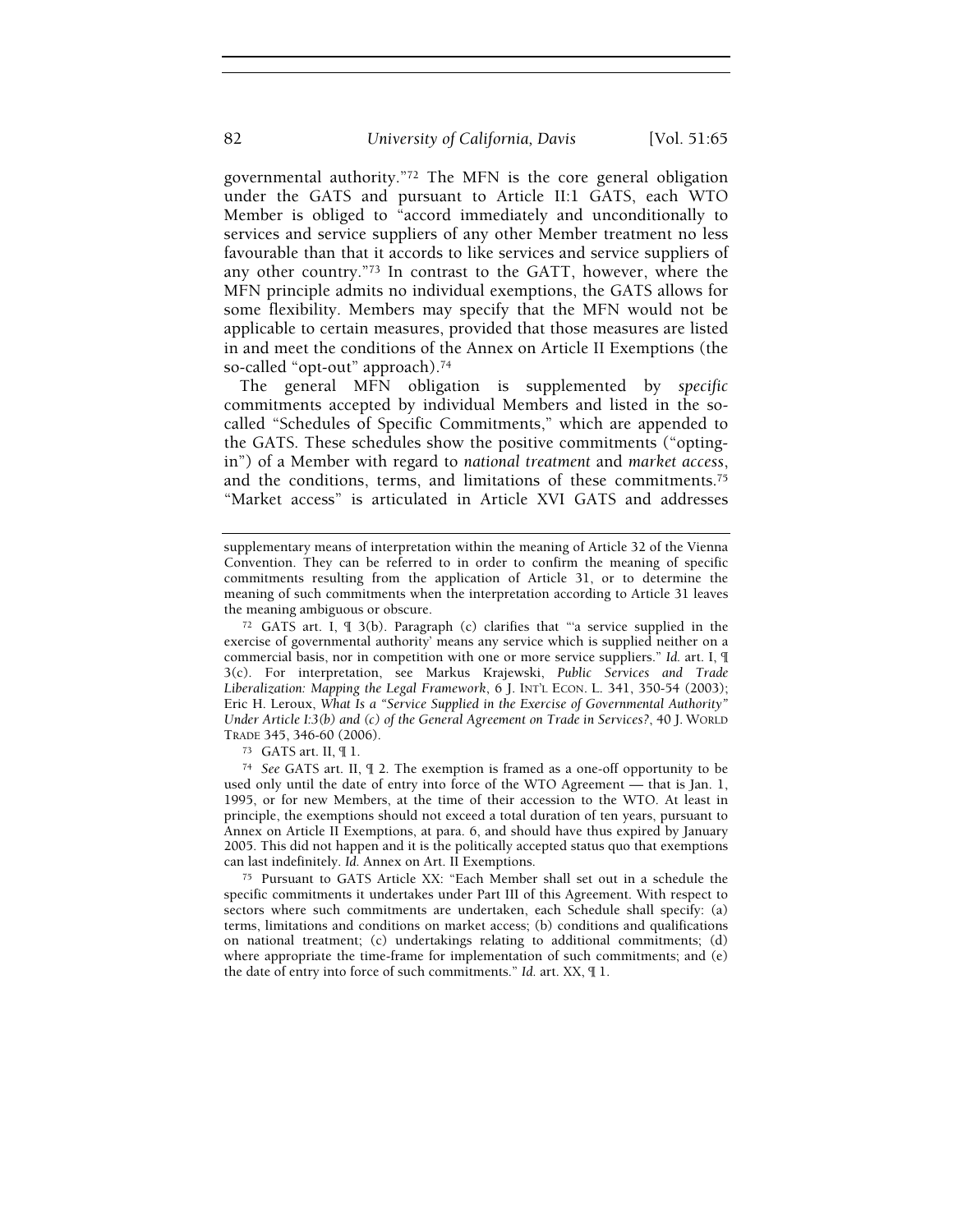governmental authority."[72] The MFN is the core general obligation under the GATS and pursuant to Article II:1 GATS, each WTO Member is obliged to "accord immediately and unconditionally to services and service suppliers of any other Member treatment no less favourable than that it accords to like services and service suppliers of any other country."[73] In contrast to the GATT, however, where the MFN principle admits no individual exemptions, the GATS allows for some flexibility. Members may specify that the MFN would not be applicable to certain measures, provided that those measures are listed in and meet the conditions of the Annex on Article II Exemptions (the so-called "opt-out" approach).[74]

The general MFN obligation is supplemented by *specific* commitments accepted by individual Members and listed in the so-called "Schedules of Specific Commitments," which are appended to the GATS. These schedules show the positive commitments ("opting-in") of a Member with regard to *national treatment* and *market access*, and the conditions, terms, and limitations of these commitments.[75] "Market access" is articulated in Article XVI GATS and addresses

---

supplementary means of interpretation within the meaning of Article 32 of the Vienna Convention. They can be referred to in order to confirm the meaning of specific commitments resulting from the application of Article 31, or to determine the meaning of such commitments when the interpretation according to Article 31 leaves the meaning ambiguous or obscure.

[72] GATS art. I, ¶ 3(b). Paragraph (c) clarifies that "'a service supplied in the exercise of governmental authority' means any service which is supplied neither on a commercial basis, nor in competition with one or more service suppliers." *Id.* art. I, ¶ 3(c). For interpretation, see Markus Krajewski, *Public Services and Trade Liberalization: Mapping the Legal Framework*, 6 J. INT'L ECON. L. 341, 350-54 (2003); Eric H. Leroux, *What Is a "Service Supplied in the Exercise of Governmental Authority" Under Article I:3(b) and (c) of the General Agreement on Trade in Services?*, 40 J. WORLD TRADE 345, 346-60 (2006).

[73] GATS art. II, ¶ 1.

[74] *See* GATS art. II, ¶ 2. The exemption is framed as a one-off opportunity to be used only until the date of entry into force of the WTO Agreement — that is Jan. 1, 1995, or for new Members, at the time of their accession to the WTO. At least in principle, the exemptions should not exceed a total duration of ten years, pursuant to Annex on Article II Exemptions, at para. 6, and should have thus expired by January 2005. This did not happen and it is the politically accepted status quo that exemptions can last indefinitely. *Id.* Annex on Art. II Exemptions.

[75] Pursuant to GATS Article XX: "Each Member shall set out in a schedule the specific commitments it undertakes under Part III of this Agreement. With respect to sectors where such commitments are undertaken, each Schedule shall specify: (a) terms, limitations and conditions on market access; (b) conditions and qualifications on national treatment; (c) undertakings relating to additional commitments; (d) where appropriate the time-frame for implementation of such commitments; and (e) the date of entry into force of such commitments." *Id.* art. XX, ¶ 1.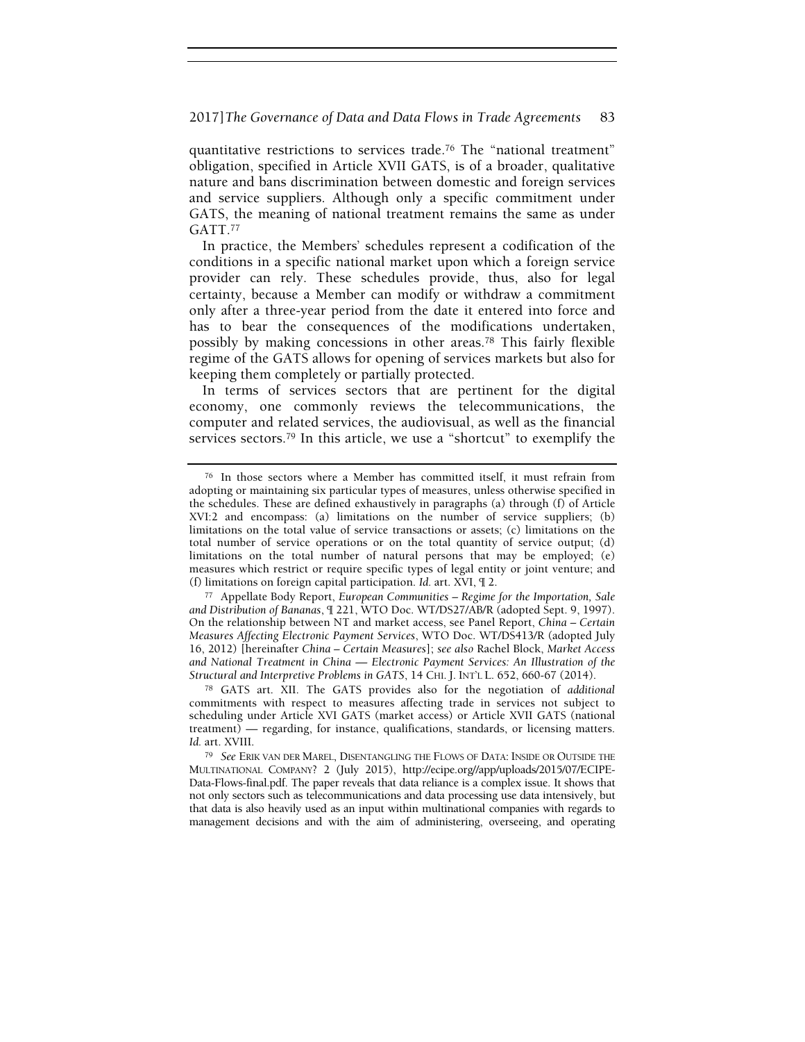quantitative restrictions to services trade.[76] The "national treatment" obligation, specified in Article XVII GATS, is of a broader, qualitative nature and bans discrimination between domestic and foreign services and service suppliers. Although only a specific commitment under GATS, the meaning of national treatment remains the same as under GATT.[77]

In practice, the Members' schedules represent a codification of the conditions in a specific national market upon which a foreign service provider can rely. These schedules provide, thus, also for legal certainty, because a Member can modify or withdraw a commitment only after a three-year period from the date it entered into force and has to bear the consequences of the modifications undertaken, possibly by making concessions in other areas.[78] This fairly flexible regime of the GATS allows for opening of services markets but also for keeping them completely or partially protected.

In terms of services sectors that are pertinent for the digital economy, one commonly reviews the telecommunications, the computer and related services, the audiovisual, as well as the financial services sectors.[79] In this article, we use a "shortcut" to exemplify the

---

[76] In those sectors where a Member has committed itself, it must refrain from adopting or maintaining six particular types of measures, unless otherwise specified in the schedules. These are defined exhaustively in paragraphs (a) through (f) of Article XVI:2 and encompass: (a) limitations on the number of service suppliers; (b) limitations on the total value of service transactions or assets; (c) limitations on the total number of service operations or on the total quantity of service output; (d) limitations on the total number of natural persons that may be employed; (e) measures which restrict or require specific types of legal entity or joint venture; and (f) limitations on foreign capital participation. *Id.* art. XVI, ¶ 2.

[77] Appellate Body Report, *European Communities – Regime for the Importation, Sale and Distribution of Bananas*, ¶ 221, WTO Doc. WT/DS27/AB/R (adopted Sept. 9, 1997). On the relationship between NT and market access, see Panel Report, *China – Certain Measures Affecting Electronic Payment Services*, WTO Doc. WT/DS413/R (adopted July 16, 2012) [hereinafter *China – Certain Measures*]; *see also* Rachel Block, *Market Access and National Treatment in China — Electronic Payment Services: An Illustration of the Structural and Interpretive Problems in GATS*, 14 CHI. J. INT'L L. 652, 660-67 (2014).

[78] GATS art. XII. The GATS provides also for the negotiation of *additional* commitments with respect to measures affecting trade in services not subject to scheduling under Article XVI GATS (market access) or Article XVII GATS (national treatment) — regarding, for instance, qualifications, standards, or licensing matters. *Id.* art. XVIII.

[79] *See* ERIK VAN DER MAREL, DISENTANGLING THE FLOWS OF DATA: INSIDE OR OUTSIDE THE MULTINATIONAL COMPANY? 2 (July 2015), http://ecipe.org//app/uploads/2015/07/ECIPE-Data-Flows-final.pdf. The paper reveals that data reliance is a complex issue. It shows that not only sectors such as telecommunications and data processing use data intensively, but that data is also heavily used as an input within multinational companies with regards to management decisions and with the aim of administering, overseeing, and operating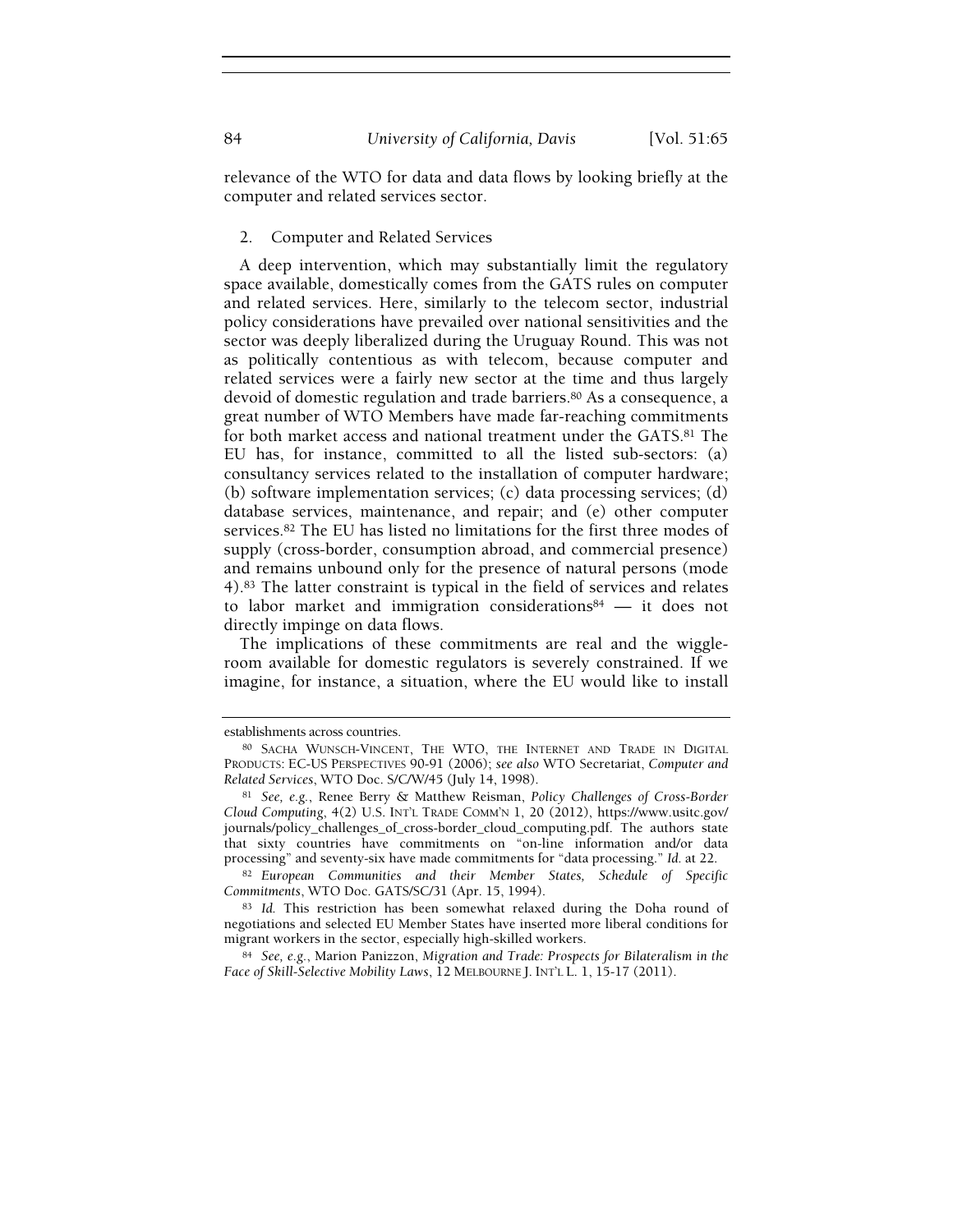relevance of the WTO for data and data flows by looking briefly at the computer and related services sector.

### 2. Computer and Related Services

A deep intervention, which may substantially limit the regulatory space available, domestically comes from the GATS rules on computer and related services. Here, similarly to the telecom sector, industrial policy considerations have prevailed over national sensitivities and the sector was deeply liberalized during the Uruguay Round. This was not as politically contentious as with telecom, because computer and related services were a fairly new sector at the time and thus largely devoid of domestic regulation and trade barriers.[80] As a consequence, a great number of WTO Members have made far-reaching commitments for both market access and national treatment under the GATS.[81] The EU has, for instance, committed to all the listed sub-sectors: (a) consultancy services related to the installation of computer hardware; (b) software implementation services; (c) data processing services; (d) database services, maintenance, and repair; and (e) other computer services.[82] The EU has listed no limitations for the first three modes of supply (cross-border, consumption abroad, and commercial presence) and remains unbound only for the presence of natural persons (mode 4).[83] The latter constraint is typical in the field of services and relates to labor market and immigration considerations[84] — it does not directly impinge on data flows.

The implications of these commitments are real and the wiggle-room available for domestic regulators is severely constrained. If we imagine, for instance, a situation, where the EU would like to install

---

establishments across countries.

[80] SACHA WUNSCH-VINCENT, THE WTO, THE INTERNET AND TRADE IN DIGITAL PRODUCTS: EC-US PERSPECTIVES 90-91 (2006); *see also* WTO Secretariat, *Computer and Related Services*, WTO Doc. S/C/W/45 (July 14, 1998).

[81] *See, e.g.*, Renee Berry & Matthew Reisman, *Policy Challenges of Cross-Border Cloud Computing*, 4(2) U.S. INT'L TRADE COMM'N 1, 20 (2012), https://www.usitc.gov/journals/policy_challenges_of_cross-border_cloud_computing.pdf. The authors state that sixty countries have commitments on "on-line information and/or data processing" and seventy-six have made commitments for "data processing." *Id.* at 22.

[82] *European Communities and their Member States, Schedule of Specific Commitments*, WTO Doc. GATS/SC/31 (Apr. 15, 1994).

[83] *Id.* This restriction has been somewhat relaxed during the Doha round of negotiations and selected EU Member States have inserted more liberal conditions for migrant workers in the sector, especially high-skilled workers.

[84] *See, e.g.*, Marion Panizzon, *Migration and Trade: Prospects for Bilateralism in the Face of Skill-Selective Mobility Laws*, 12 MELBOURNE J. INT'L L. 1, 15-17 (2011).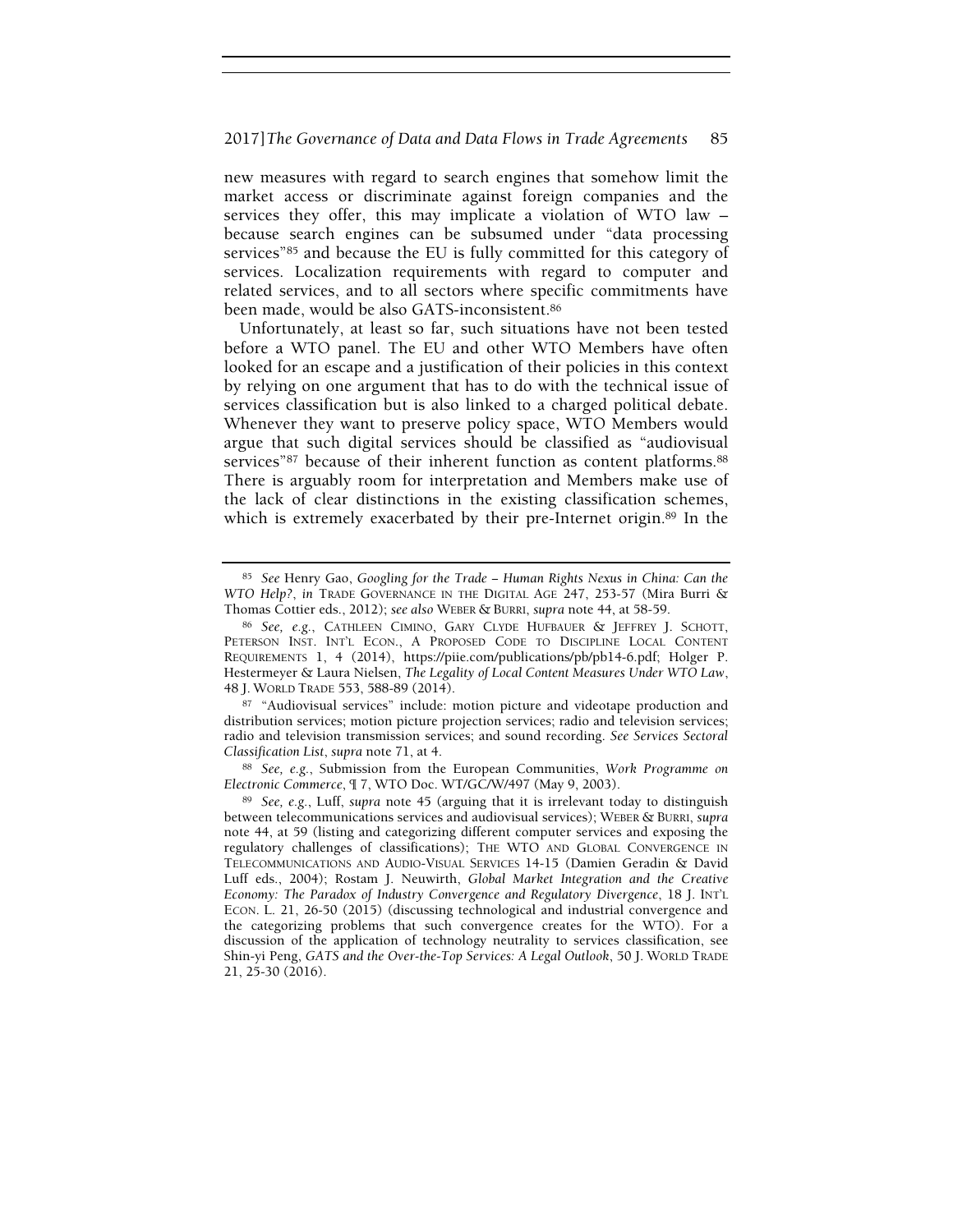new measures with regard to search engines that somehow limit the market access or discriminate against foreign companies and the services they offer, this may implicate a violation of WTO law – because search engines can be subsumed under "data processing services"[85] and because the EU is fully committed for this category of services. Localization requirements with regard to computer and related services, and to all sectors where specific commitments have been made, would be also GATS-inconsistent.[86]

Unfortunately, at least so far, such situations have not been tested before a WTO panel. The EU and other WTO Members have often looked for an escape and a justification of their policies in this context by relying on one argument that has to do with the technical issue of services classification but is also linked to a charged political debate. Whenever they want to preserve policy space, WTO Members would argue that such digital services should be classified as "audiovisual services"[87] because of their inherent function as content platforms.[88] There is arguably room for interpretation and Members make use of the lack of clear distinctions in the existing classification schemes, which is extremely exacerbated by their pre-Internet origin.[89] In the

---

[85] *See* Henry Gao, *Googling for the Trade – Human Rights Nexus in China: Can the WTO Help?*, *in* TRADE GOVERNANCE IN THE DIGITAL AGE 247, 253-57 (Mira Burri & Thomas Cottier eds., 2012); *see also* WEBER & BURRI, *supra* note 44, at 58-59.

[86] *See, e.g.*, CATHLEEN CIMINO, GARY CLYDE HUFBAUER & JEFFREY J. SCHOTT, PETERSON INST. INT'L ECON., A PROPOSED CODE TO DISCIPLINE LOCAL CONTENT REQUIREMENTS 1, 4 (2014), https://piie.com/publications/pb/pb14-6.pdf; Holger P. Hestermeyer & Laura Nielsen, *The Legality of Local Content Measures Under WTO Law*, 48 J. WORLD TRADE 553, 588-89 (2014).

[87] "Audiovisual services" include: motion picture and videotape production and distribution services; motion picture projection services; radio and television services; radio and television transmission services; and sound recording. *See Services Sectoral Classification List*, *supra* note 71, at 4.

[88] *See, e.g.*, Submission from the European Communities, *Work Programme on Electronic Commerce*, ¶ 7, WTO Doc. WT/GC/W/497 (May 9, 2003).

[89] *See, e.g.*, Luff, *supra* note 45 (arguing that it is irrelevant today to distinguish between telecommunications services and audiovisual services); WEBER & BURRI, *supra* note 44, at 59 (listing and categorizing different computer services and exposing the regulatory challenges of classifications); THE WTO AND GLOBAL CONVERGENCE IN TELECOMMUNICATIONS AND AUDIO-VISUAL SERVICES 14-15 (Damien Geradin & David Luff eds., 2004); Rostam J. Neuwirth, *Global Market Integration and the Creative Economy: The Paradox of Industry Convergence and Regulatory Divergence*, 18 J. INT'L ECON. L. 21, 26-50 (2015) (discussing technological and industrial convergence and the categorizing problems that such convergence creates for the WTO). For a discussion of the application of technology neutrality to services classification, see Shin-yi Peng, *GATS and the Over-the-Top Services: A Legal Outlook*, 50 J. WORLD TRADE 21, 25-30 (2016).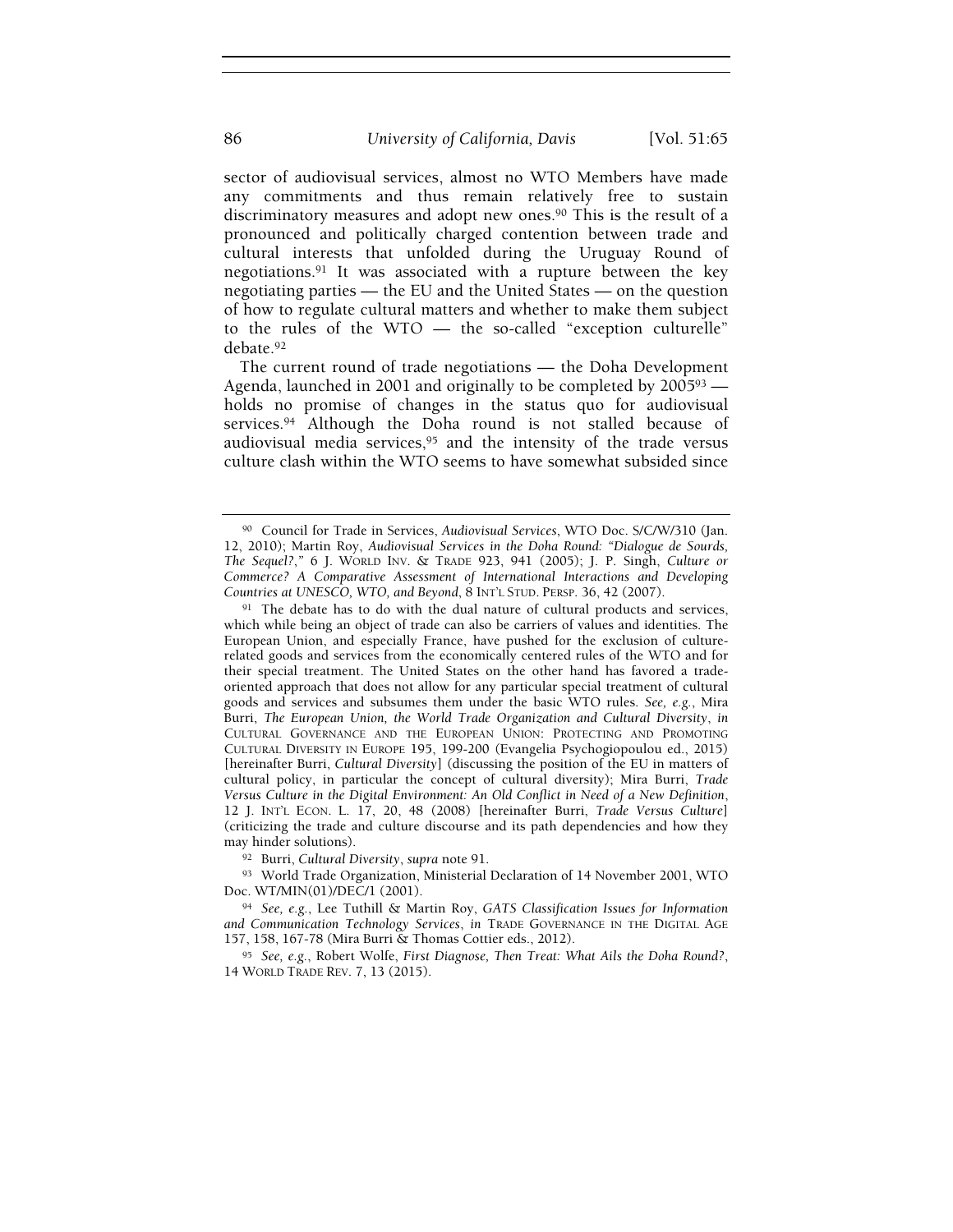sector of audiovisual services, almost no WTO Members have made any commitments and thus remain relatively free to sustain discriminatory measures and adopt new ones.[90] This is the result of a pronounced and politically charged contention between trade and cultural interests that unfolded during the Uruguay Round of negotiations.[91] It was associated with a rupture between the key negotiating parties — the EU and the United States — on the question of how to regulate cultural matters and whether to make them subject to the rules of the WTO — the so-called "exception culturelle" debate.[92]

The current round of trade negotiations — the Doha Development Agenda, launched in 2001 and originally to be completed by 2005[93] — holds no promise of changes in the status quo for audiovisual services.[94] Although the Doha round is not stalled because of audiovisual media services,[95] and the intensity of the trade versus culture clash within the WTO seems to have somewhat subsided since

---

[90] Council for Trade in Services, *Audiovisual Services*, WTO Doc. S/C/W/310 (Jan. 12, 2010); Martin Roy, *Audiovisual Services in the Doha Round: "Dialogue de Sourds, The Sequel?,"* 6 J. WORLD INV. & TRADE 923, 941 (2005); J. P. Singh, *Culture or Commerce? A Comparative Assessment of International Interactions and Developing Countries at UNESCO, WTO, and Beyond*, 8 INT'L STUD. PERSP. 36, 42 (2007).

[91] The debate has to do with the dual nature of cultural products and services, which while being an object of trade can also be carriers of values and identities. The European Union, and especially France, have pushed for the exclusion of culture-related goods and services from the economically centered rules of the WTO and for their special treatment. The United States on the other hand has favored a trade-oriented approach that does not allow for any particular special treatment of cultural goods and services and subsumes them under the basic WTO rules. *See, e.g.*, Mira Burri, *The European Union, the World Trade Organization and Cultural Diversity*, *in* CULTURAL GOVERNANCE AND THE EUROPEAN UNION: PROTECTING AND PROMOTING CULTURAL DIVERSITY IN EUROPE 195, 199-200 (Evangelia Psychogiopoulou ed., 2015) [hereinafter Burri, *Cultural Diversity*] (discussing the position of the EU in matters of cultural policy, in particular the concept of cultural diversity); Mira Burri, *Trade Versus Culture in the Digital Environment: An Old Conflict in Need of a New Definition*, 12 J. INT'L ECON. L. 17, 20, 48 (2008) [hereinafter Burri, *Trade Versus Culture*] (criticizing the trade and culture discourse and its path dependencies and how they may hinder solutions).

[92] Burri, *Cultural Diversity*, *supra* note 91.

[93] World Trade Organization, Ministerial Declaration of 14 November 2001, WTO Doc. WT/MIN(01)/DEC/1 (2001).

[94] *See, e.g.*, Lee Tuthill & Martin Roy, *GATS Classification Issues for Information and Communication Technology Services*, *in* TRADE GOVERNANCE IN THE DIGITAL AGE 157, 158, 167-78 (Mira Burri & Thomas Cottier eds., 2012).

[95] *See, e.g.*, Robert Wolfe, *First Diagnose, Then Treat: What Ails the Doha Round?*, 14 WORLD TRADE REV. 7, 13 (2015).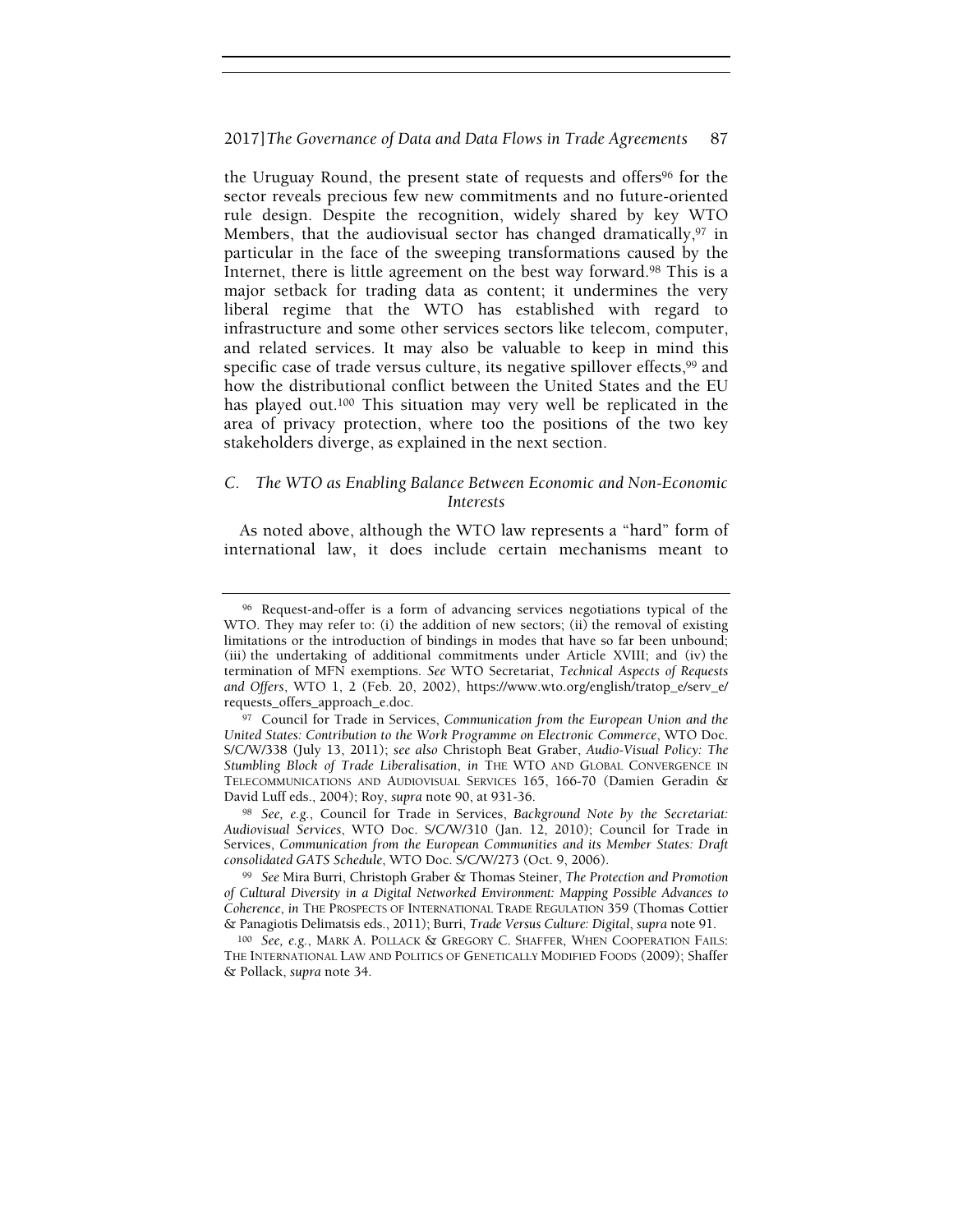the Uruguay Round, the present state of requests and offers[96] for the sector reveals precious few new commitments and no future-oriented rule design. Despite the recognition, widely shared by key WTO Members, that the audiovisual sector has changed dramatically,[97] in particular in the face of the sweeping transformations caused by the Internet, there is little agreement on the best way forward.[98] This is a major setback for trading data as content; it undermines the very liberal regime that the WTO has established with regard to infrastructure and some other services sectors like telecom, computer, and related services. It may also be valuable to keep in mind this specific case of trade versus culture, its negative spillover effects,[99] and how the distributional conflict between the United States and the EU has played out.[100] This situation may very well be replicated in the area of privacy protection, where too the positions of the two key stakeholders diverge, as explained in the next section.

### *C. The WTO as Enabling Balance Between Economic and Non-Economic Interests*

As noted above, although the WTO law represents a "hard" form of international law, it does include certain mechanisms meant to

---

[96] Request-and-offer is a form of advancing services negotiations typical of the WTO. They may refer to: (i) the addition of new sectors; (ii) the removal of existing limitations or the introduction of bindings in modes that have so far been unbound; (iii) the undertaking of additional commitments under Article XVIII; and (iv) the termination of MFN exemptions. *See* WTO Secretariat, *Technical Aspects of Requests and Offers*, WTO 1, 2 (Feb. 20, 2002), https://www.wto.org/english/tratop_e/serv_e/requests_offers_approach_e.doc.

[97] Council for Trade in Services, *Communication from the European Union and the United States: Contribution to the Work Programme on Electronic Commerce*, WTO Doc. S/C/W/338 (July 13, 2011); *see also* Christoph Beat Graber, *Audio-Visual Policy: The Stumbling Block of Trade Liberalisation*, *in* THE WTO AND GLOBAL CONVERGENCE IN TELECOMMUNICATIONS AND AUDIOVISUAL SERVICES 165, 166-70 (Damien Geradin & David Luff eds., 2004); Roy, *supra* note 90, at 931-36.

[98] *See, e.g.*, Council for Trade in Services, *Background Note by the Secretariat: Audiovisual Services*, WTO Doc. S/C/W/310 (Jan. 12, 2010); Council for Trade in Services, *Communication from the European Communities and its Member States: Draft consolidated GATS Schedule*, WTO Doc. S/C/W/273 (Oct. 9, 2006).

[99] *See* Mira Burri, Christoph Graber & Thomas Steiner, *The Protection and Promotion of Cultural Diversity in a Digital Networked Environment: Mapping Possible Advances to Coherence*, *in* THE PROSPECTS OF INTERNATIONAL TRADE REGULATION 359 (Thomas Cottier & Panagiotis Delimatsis eds., 2011); Burri, *Trade Versus Culture: Digital*, *supra* note 91.

[100] *See, e.g.*, MARK A. POLLACK & GREGORY C. SHAFFER, WHEN COOPERATION FAILS: THE INTERNATIONAL LAW AND POLITICS OF GENETICALLY MODIFIED FOODS (2009); Shaffer & Pollack, *supra* note 34.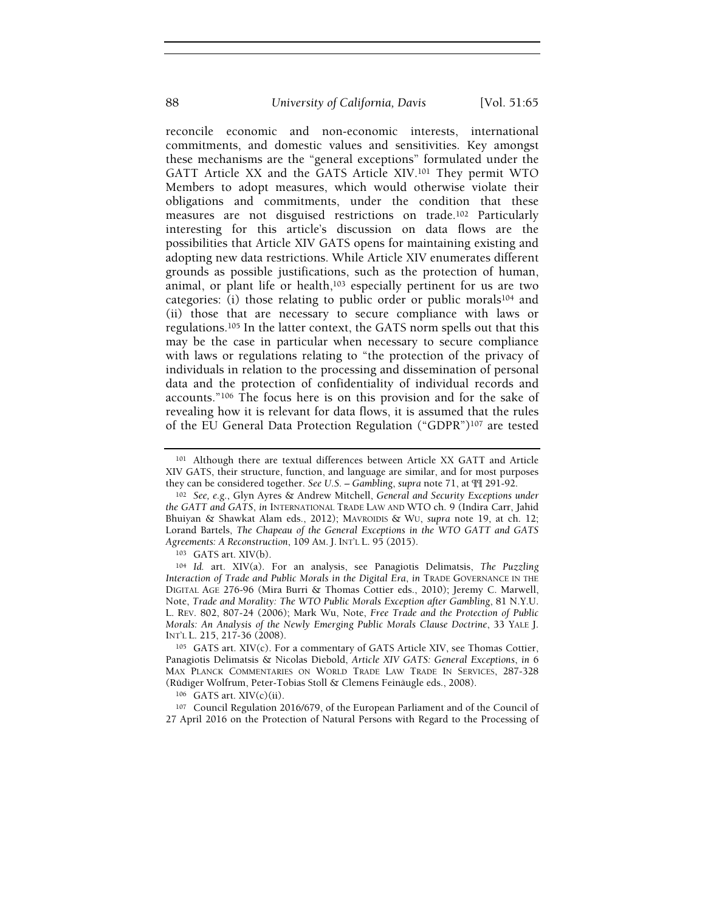reconcile economic and non-economic interests, international commitments, and domestic values and sensitivities. Key amongst these mechanisms are the "general exceptions" formulated under the GATT Article XX and the GATS Article XIV.[101] They permit WTO Members to adopt measures, which would otherwise violate their obligations and commitments, under the condition that these measures are not disguised restrictions on trade.[102] Particularly interesting for this article's discussion on data flows are the possibilities that Article XIV GATS opens for maintaining existing and adopting new data restrictions. While Article XIV enumerates different grounds as possible justifications, such as the protection of human, animal, or plant life or health,[103] especially pertinent for us are two categories: (i) those relating to public order or public morals[104] and (ii) those that are necessary to secure compliance with laws or regulations.[105] In the latter context, the GATS norm spells out that this may be the case in particular when necessary to secure compliance with laws or regulations relating to "the protection of the privacy of individuals in relation to the processing and dissemination of personal data and the protection of confidentiality of individual records and accounts."[106] The focus here is on this provision and for the sake of revealing how it is relevant for data flows, it is assumed that the rules of the EU General Data Protection Regulation ("GDPR")[107] are tested

---

[101] Although there are textual differences between Article XX GATT and Article XIV GATS, their structure, function, and language are similar, and for most purposes they can be considered together. *See U.S. – Gambling*, *supra* note 71, at ¶¶ 291-92.

[102] *See, e.g.*, Glyn Ayres & Andrew Mitchell, *General and Security Exceptions under the GATT and GATS*, *in* INTERNATIONAL TRADE LAW AND WTO ch. 9 (Indira Carr, Jahid Bhuiyan & Shawkat Alam eds., 2012); MAVROIDIS & WU, *supra* note 19, at ch. 12; Lorand Bartels, *The Chapeau of the General Exceptions in the WTO GATT and GATS Agreements: A Reconstruction*, 109 AM. J. INT'L L. 95 (2015).

[103] GATS art. XIV(b).

[104] *Id.* art. XIV(a). For an analysis, see Panagiotis Delimatsis, *The Puzzling Interaction of Trade and Public Morals in the Digital Era*, *in* TRADE GOVERNANCE IN THE DIGITAL AGE 276-96 (Mira Burri & Thomas Cottier eds., 2010); Jeremy C. Marwell, Note, *Trade and Morality: The WTO Public Morals Exception after Gambling*, 81 N.Y.U. L. REV. 802, 807-24 (2006); Mark Wu, Note, *Free Trade and the Protection of Public Morals: An Analysis of the Newly Emerging Public Morals Clause Doctrine*, 33 YALE J. INT'L L. 215, 217-36 (2008).

[105] GATS art. XIV(c). For a commentary of GATS Article XIV, see Thomas Cottier, Panagiotis Delimatsis & Nicolas Diebold, *Article XIV GATS: General Exceptions*, *in* 6 MAX PLANCK COMMENTARIES ON WORLD TRADE LAW TRADE IN SERVICES, 287-328 (Rüdiger Wolfrum, Peter-Tobias Stoll & Clemens Feinäugle eds., 2008).

[106] GATS art. XIV(c)(ii).

[107] Council Regulation 2016/679, of the European Parliament and of the Council of 27 April 2016 on the Protection of Natural Persons with Regard to the Processing of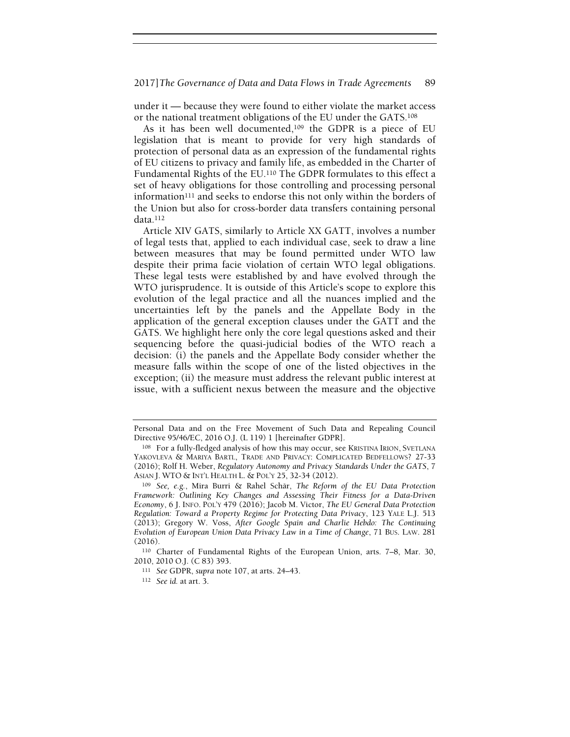under it — because they were found to either violate the market access or the national treatment obligations of the EU under the GATS.[108]

As it has been well documented,[109] the GDPR is a piece of EU legislation that is meant to provide for very high standards of protection of personal data as an expression of the fundamental rights of EU citizens to privacy and family life, as embedded in the Charter of Fundamental Rights of the EU.[110] The GDPR formulates to this effect a set of heavy obligations for those controlling and processing personal information[111] and seeks to endorse this not only within the borders of the Union but also for cross-border data transfers containing personal data.[112]

Article XIV GATS, similarly to Article XX GATT, involves a number of legal tests that, applied to each individual case, seek to draw a line between measures that may be found permitted under WTO law despite their prima facie violation of certain WTO legal obligations. These legal tests were established by and have evolved through the WTO jurisprudence. It is outside of this Article's scope to explore this evolution of the legal practice and all the nuances implied and the uncertainties left by the panels and the Appellate Body in the application of the general exception clauses under the GATT and the GATS. We highlight here only the core legal questions asked and their sequencing before the quasi-judicial bodies of the WTO reach a decision: (i) the panels and the Appellate Body consider whether the measure falls within the scope of one of the listed objectives in the exception; (ii) the measure must address the relevant public interest at issue, with a sufficient nexus between the measure and the objective

---

Personal Data and on the Free Movement of Such Data and Repealing Council Directive 95/46/EC, 2016 O.J. (L 119) 1 [hereinafter GDPR].

[108] For a fully-fledged analysis of how this may occur, see KRISTINA IRION, SVETLANA YAKOVLEVA & MARIYA BARTL, TRADE AND PRIVACY: COMPLICATED BEDFELLOWS? 27-33 (2016); Rolf H. Weber, *Regulatory Autonomy and Privacy Standards Under the GATS*, 7 ASIAN J. WTO & INT'L HEALTH L. & POL'Y 25, 32-34 (2012).

[109] *See, e.g.*, Mira Burri & Rahel Schär, *The Reform of the EU Data Protection Framework: Outlining Key Changes and Assessing Their Fitness for a Data-Driven Economy*, 6 J. INFO. POL'Y 479 (2016); Jacob M. Victor, *The EU General Data Protection Regulation: Toward a Property Regime for Protecting Data Privacy*, 123 YALE L.J. 513 (2013); Gregory W. Voss, *After Google Spain and Charlie Hebdo: The Continuing Evolution of European Union Data Privacy Law in a Time of Change*, 71 BUS. LAW. 281 (2016).

[110] Charter of Fundamental Rights of the European Union, arts. 7–8, Mar. 30, 2010, 2010 O.J. (C 83) 393.

[111] *See* GDPR, *supra* note 107, at arts. 24–43.

[112] *See id.* at art. 3.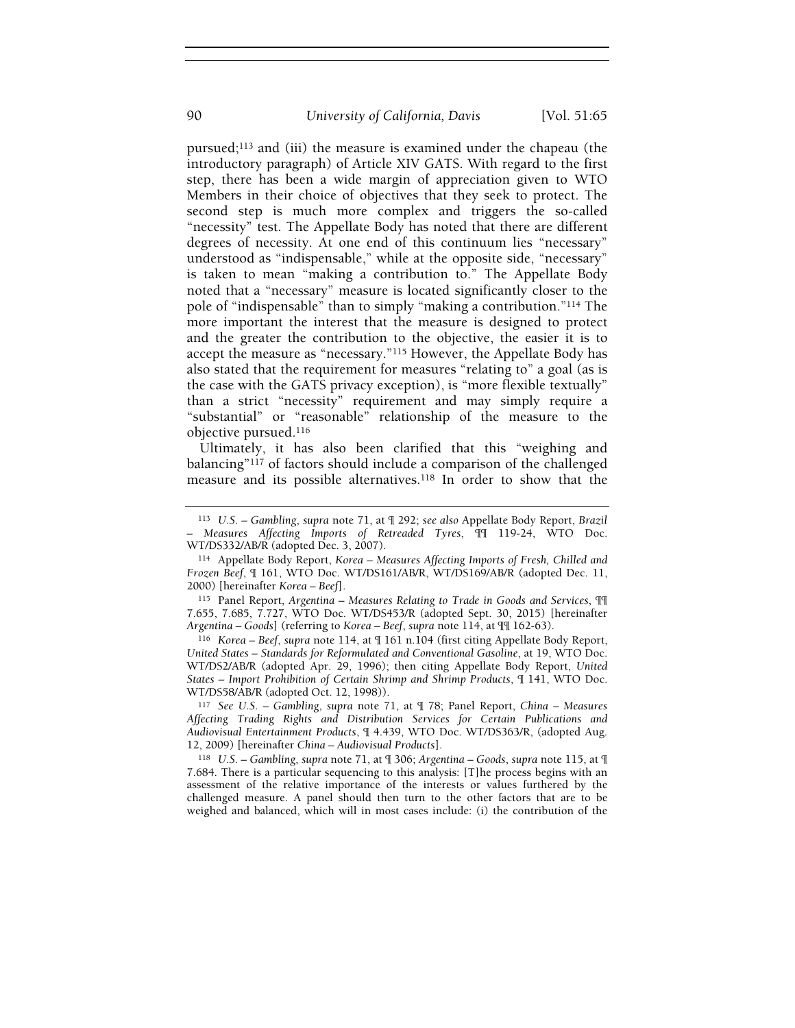pursued;[113] and (iii) the measure is examined under the chapeau (the introductory paragraph) of Article XIV GATS. With regard to the first step, there has been a wide margin of appreciation given to WTO Members in their choice of objectives that they seek to protect. The second step is much more complex and triggers the so-called "necessity" test. The Appellate Body has noted that there are different degrees of necessity. At one end of this continuum lies "necessary" understood as "indispensable," while at the opposite side, "necessary" is taken to mean "making a contribution to." The Appellate Body noted that a "necessary" measure is located significantly closer to the pole of "indispensable" than to simply "making a contribution."[114] The more important the interest that the measure is designed to protect and the greater the contribution to the objective, the easier it is to accept the measure as "necessary."[115] However, the Appellate Body has also stated that the requirement for measures "relating to" a goal (as is the case with the GATS privacy exception), is "more flexible textually" than a strict "necessity" requirement and may simply require a "substantial" or "reasonable" relationship of the measure to the objective pursued.[116]

Ultimately, it has also been clarified that this "weighing and balancing"[117] of factors should include a comparison of the challenged measure and its possible alternatives.[118] In order to show that the

---

[113] *U.S. – Gambling*, *supra* note 71, at ¶ 292; *see also* Appellate Body Report, *Brazil – Measures Affecting Imports of Retreaded Tyres*, ¶¶ 119-24, WTO Doc. WT/DS332/AB/R (adopted Dec. 3, 2007).

[114] Appellate Body Report, *Korea – Measures Affecting Imports of Fresh, Chilled and Frozen Beef*, ¶ 161, WTO Doc. WT/DS161/AB/R, WT/DS169/AB/R (adopted Dec. 11, 2000) [hereinafter *Korea – Beef*].

[115] Panel Report, *Argentina – Measures Relating to Trade in Goods and Services*, ¶¶ 7.655, 7.685, 7.727, WTO Doc. WT/DS453/R (adopted Sept. 30, 2015) [hereinafter *Argentina – Goods*] (referring to *Korea – Beef*, *supra* note 114, at ¶¶ 162-63).

[116] *Korea – Beef*, *supra* note 114, at ¶ 161 n.104 (first citing Appellate Body Report, *United States – Standards for Reformulated and Conventional Gasoline*, at 19, WTO Doc. WT/DS2/AB/R (adopted Apr. 29, 1996); then citing Appellate Body Report, *United States – Import Prohibition of Certain Shrimp and Shrimp Products*, ¶ 141, WTO Doc. WT/DS58/AB/R (adopted Oct. 12, 1998)).

[117] *See U.S. – Gambling*, *supra* note 71, at ¶ 78; Panel Report, *China – Measures Affecting Trading Rights and Distribution Services for Certain Publications and Audiovisual Entertainment Products*, ¶ 4.439, WTO Doc. WT/DS363/R, (adopted Aug. 12, 2009) [hereinafter *China – Audiovisual Products*].

[118] *U.S. – Gambling*, *supra* note 71, at ¶ 306; *Argentina – Goods*, *supra* note 115, at ¶ 7.684. There is a particular sequencing to this analysis: [T]he process begins with an assessment of the relative importance of the interests or values furthered by the challenged measure. A panel should then turn to the other factors that are to be weighed and balanced, which will in most cases include: (i) the contribution of the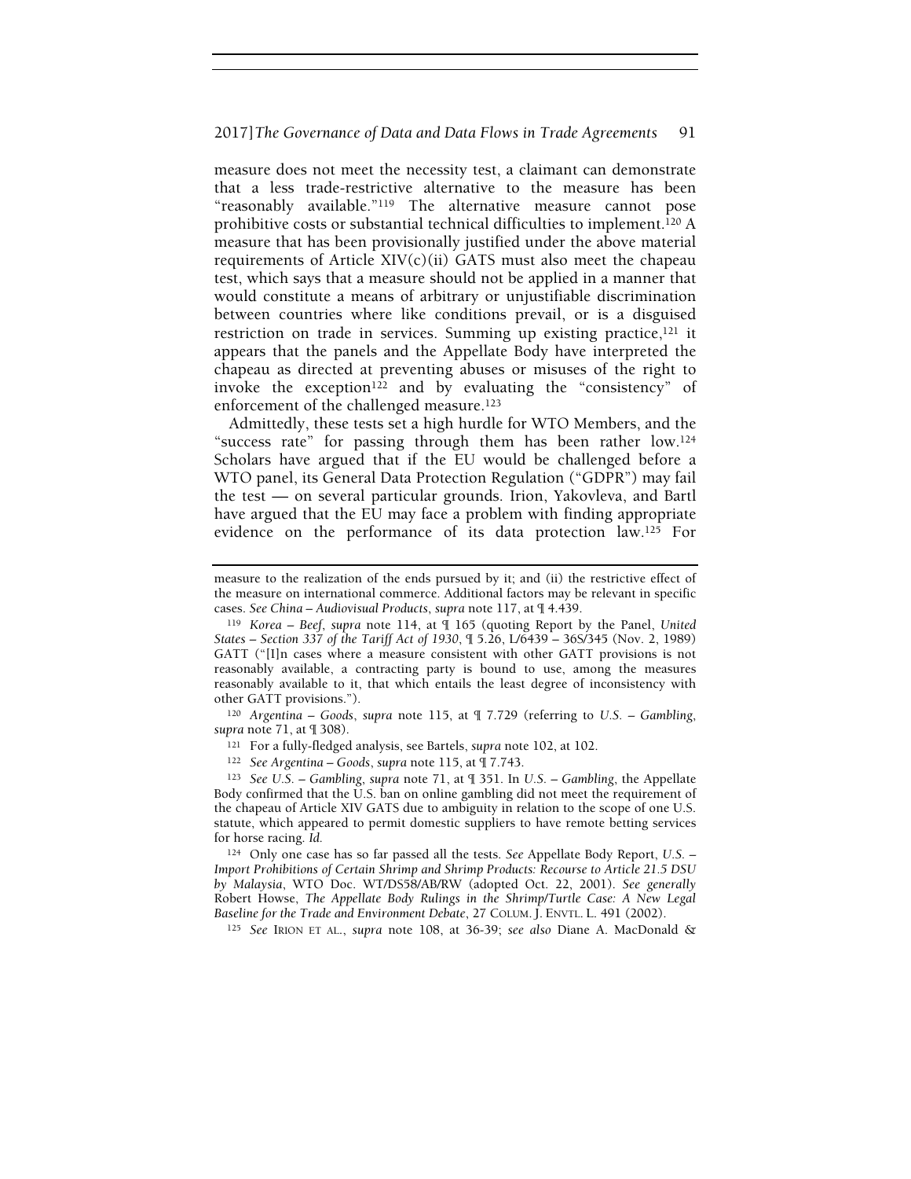measure does not meet the necessity test, a claimant can demonstrate that a less trade-restrictive alternative to the measure has been "reasonably available."[119] The alternative measure cannot pose prohibitive costs or substantial technical difficulties to implement.[120] A measure that has been provisionally justified under the above material requirements of Article XIV(c)(ii) GATS must also meet the chapeau test, which says that a measure should not be applied in a manner that would constitute a means of arbitrary or unjustifiable discrimination between countries where like conditions prevail, or is a disguised restriction on trade in services. Summing up existing practice,[121] it appears that the panels and the Appellate Body have interpreted the chapeau as directed at preventing abuses or misuses of the right to invoke the exception[122] and by evaluating the "consistency" of enforcement of the challenged measure.[123]

Admittedly, these tests set a high hurdle for WTO Members, and the "success rate" for passing through them has been rather low.[124] Scholars have argued that if the EU would be challenged before a WTO panel, its General Data Protection Regulation ("GDPR") may fail the test — on several particular grounds. Irion, Yakovleva, and Bartl have argued that the EU may face a problem with finding appropriate evidence on the performance of its data protection law.[125] For

---

measure to the realization of the ends pursued by it; and (ii) the restrictive effect of the measure on international commerce. Additional factors may be relevant in specific cases. *See China – Audiovisual Products*, *supra* note 117, at ¶ 4.439.

[119] *Korea – Beef*, *supra* note 114, at ¶ 165 (quoting Report by the Panel, *United States – Section 337 of the Tariff Act of 1930*, ¶ 5.26, L/6439 – 36S/345 (Nov. 2, 1989) GATT ("[I]n cases where a measure consistent with other GATT provisions is not reasonably available, a contracting party is bound to use, among the measures reasonably available to it, that which entails the least degree of inconsistency with other GATT provisions.").

[120] *Argentina – Goods*, *supra* note 115, at ¶ 7.729 (referring to *U.S. – Gambling*, *supra* note 71, at ¶ 308).

[121] For a fully-fledged analysis, see Bartels, *supra* note 102, at 102.

[122] *See Argentina – Goods*, *supra* note 115, at ¶ 7.743.

[123] *See U.S. – Gambling*, *supra* note 71, at ¶ 351. In *U.S. – Gambling*, the Appellate Body confirmed that the U.S. ban on online gambling did not meet the requirement of the chapeau of Article XIV GATS due to ambiguity in relation to the scope of one U.S. statute, which appeared to permit domestic suppliers to have remote betting services for horse racing. *Id.*

[124] Only one case has so far passed all the tests. *See* Appellate Body Report, *U.S. – Import Prohibitions of Certain Shrimp and Shrimp Products: Recourse to Article 21.5 DSU by Malaysia*, WTO Doc. WT/DS58/AB/RW (adopted Oct. 22, 2001). *See generally* Robert Howse, *The Appellate Body Rulings in the Shrimp/Turtle Case: A New Legal Baseline for the Trade and Environment Debate*, 27 COLUM. J. ENVTL. L. 491 (2002).

[125] *See* IRION ET AL., *supra* note 108, at 36-39; *see also* Diane A. MacDonald &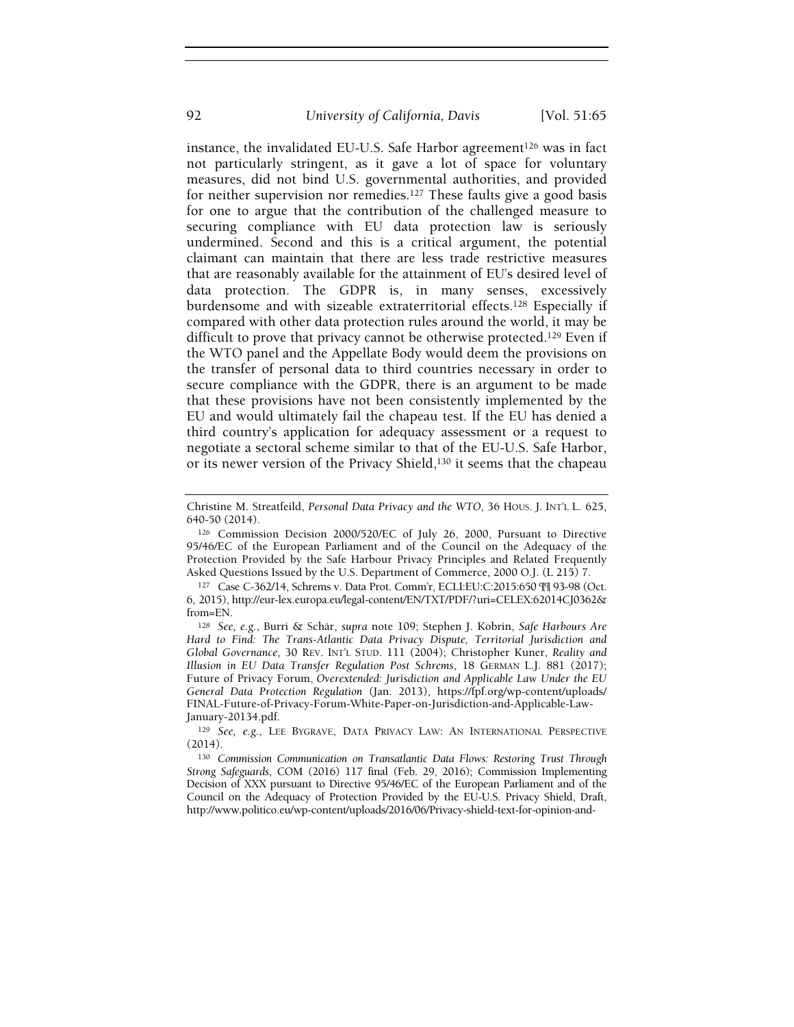instance, the invalidated EU-U.S. Safe Harbor agreement[126] was in fact not particularly stringent, as it gave a lot of space for voluntary measures, did not bind U.S. governmental authorities, and provided for neither supervision nor remedies.[127] These faults give a good basis for one to argue that the contribution of the challenged measure to securing compliance with EU data protection law is seriously undermined. Second and this is a critical argument, the potential claimant can maintain that there are less trade restrictive measures that are reasonably available for the attainment of EU's desired level of data protection. The GDPR is, in many senses, excessively burdensome and with sizeable extraterritorial effects.[128] Especially if compared with other data protection rules around the world, it may be difficult to prove that privacy cannot be otherwise protected.[129] Even if the WTO panel and the Appellate Body would deem the provisions on the transfer of personal data to third countries necessary in order to secure compliance with the GDPR, there is an argument to be made that these provisions have not been consistently implemented by the EU and would ultimately fail the chapeau test. If the EU has denied a third country's application for adequacy assessment or a request to negotiate a sectoral scheme similar to that of the EU-U.S. Safe Harbor, or its newer version of the Privacy Shield,[130] it seems that the chapeau

---

Christine M. Streatfeild, *Personal Data Privacy and the WTO*, 36 HOUS. J. INT'L L. 625, 640-50 (2014).

[126] Commission Decision 2000/520/EC of July 26, 2000, Pursuant to Directive 95/46/EC of the European Parliament and of the Council on the Adequacy of the Protection Provided by the Safe Harbour Privacy Principles and Related Frequently Asked Questions Issued by the U.S. Department of Commerce, 2000 O.J. (L 215) 7.

[127] Case C-362/14, Schrems v. Data Prot. Comm'r, ECLI:EU:C:2015:650 ¶¶ 93-98 (Oct. 6, 2015), http://eur-lex.europa.eu/legal-content/EN/TXT/PDF/?uri=CELEX:62014CJ0362&from=EN.

[128] *See, e.g.*, Burri & Schär, *supra* note 109; Stephen J. Kobrin, *Safe Harbours Are Hard to Find: The Trans-Atlantic Data Privacy Dispute, Territorial Jurisdiction and Global Governance*, 30 REV. INT'L STUD. 111 (2004); Christopher Kuner, *Reality and Illusion in EU Data Transfer Regulation Post Schrems*, 18 GERMAN L.J. 881 (2017); Future of Privacy Forum, *Overextended: Jurisdiction and Applicable Law Under the EU General Data Protection Regulation* (Jan. 2013), https://fpf.org/wp-content/uploads/FINAL-Future-of-Privacy-Forum-White-Paper-on-Jurisdiction-and-Applicable-Law-January-20134.pdf.

[129] *See, e.g.*, LEE BYGRAVE, DATA PRIVACY LAW: AN INTERNATIONAL PERSPECTIVE (2014).

[130] *Commission Communication on Transatlantic Data Flows: Restoring Trust Through Strong Safeguards*, COM (2016) 117 final (Feb. 29, 2016); Commission Implementing Decision of XXX pursuant to Directive 95/46/EC of the European Parliament and of the Council on the Adequacy of Protection Provided by the EU-U.S. Privacy Shield, Draft, http://www.politico.eu/wp-content/uploads/2016/06/Privacy-shield-text-for-opinion-and-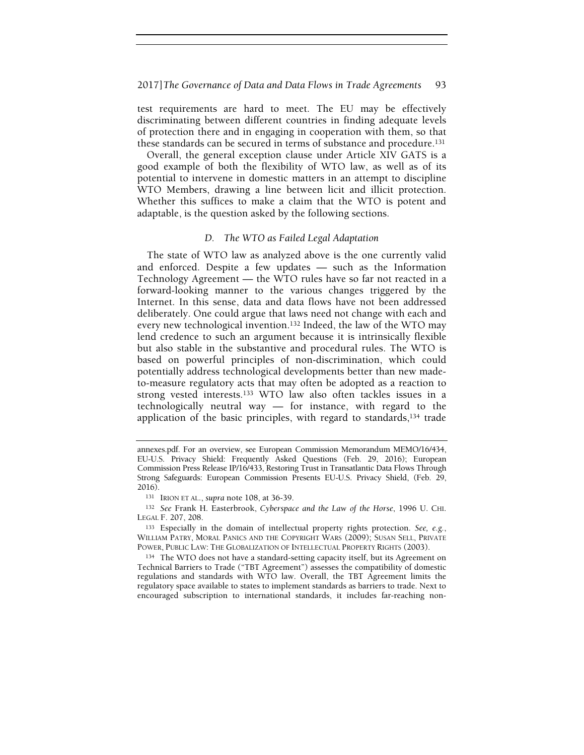test requirements are hard to meet. The EU may be effectively discriminating between different countries in finding adequate levels of protection there and in engaging in cooperation with them, so that these standards can be secured in terms of substance and procedure.[131]

Overall, the general exception clause under Article XIV GATS is a good example of both the flexibility of WTO law, as well as of its potential to intervene in domestic matters in an attempt to discipline WTO Members, drawing a line between licit and illicit protection. Whether this suffices to make a claim that the WTO is potent and adaptable, is the question asked by the following sections.

### *D. The WTO as Failed Legal Adaptation*

The state of WTO law as analyzed above is the one currently valid and enforced. Despite a few updates — such as the Information Technology Agreement — the WTO rules have so far not reacted in a forward-looking manner to the various changes triggered by the Internet. In this sense, data and data flows have not been addressed deliberately. One could argue that laws need not change with each and every new technological invention.[132] Indeed, the law of the WTO may lend credence to such an argument because it is intrinsically flexible but also stable in the substantive and procedural rules. The WTO is based on powerful principles of non-discrimination, which could potentially address technological developments better than new made-to-measure regulatory acts that may often be adopted as a reaction to strong vested interests.[133] WTO law also often tackles issues in a technologically neutral way — for instance, with regard to the application of the basic principles, with regard to standards,[134] trade

---

annexes.pdf. For an overview, see European Commission Memorandum MEMO/16/434, EU-U.S. Privacy Shield: Frequently Asked Questions (Feb. 29, 2016); European Commission Press Release IP/16/433, Restoring Trust in Transatlantic Data Flows Through Strong Safeguards: European Commission Presents EU-U.S. Privacy Shield, (Feb. 29, 2016).

[131] IRION ET AL., *supra* note 108, at 36-39.

[132] *See* Frank H. Easterbrook, *Cyberspace and the Law of the Horse*, 1996 U. CHI. LEGAL F. 207, 208.

[133] Especially in the domain of intellectual property rights protection. *See, e.g.*, WILLIAM PATRY, MORAL PANICS AND THE COPYRIGHT WARS (2009); SUSAN SELL, PRIVATE POWER, PUBLIC LAW: THE GLOBALIZATION OF INTELLECTUAL PROPERTY RIGHTS (2003).

[134] The WTO does not have a standard-setting capacity itself, but its Agreement on Technical Barriers to Trade ("TBT Agreement") assesses the compatibility of domestic regulations and standards with WTO law. Overall, the TBT Agreement limits the regulatory space available to states to implement standards as barriers to trade. Next to encouraged subscription to international standards, it includes far-reaching non-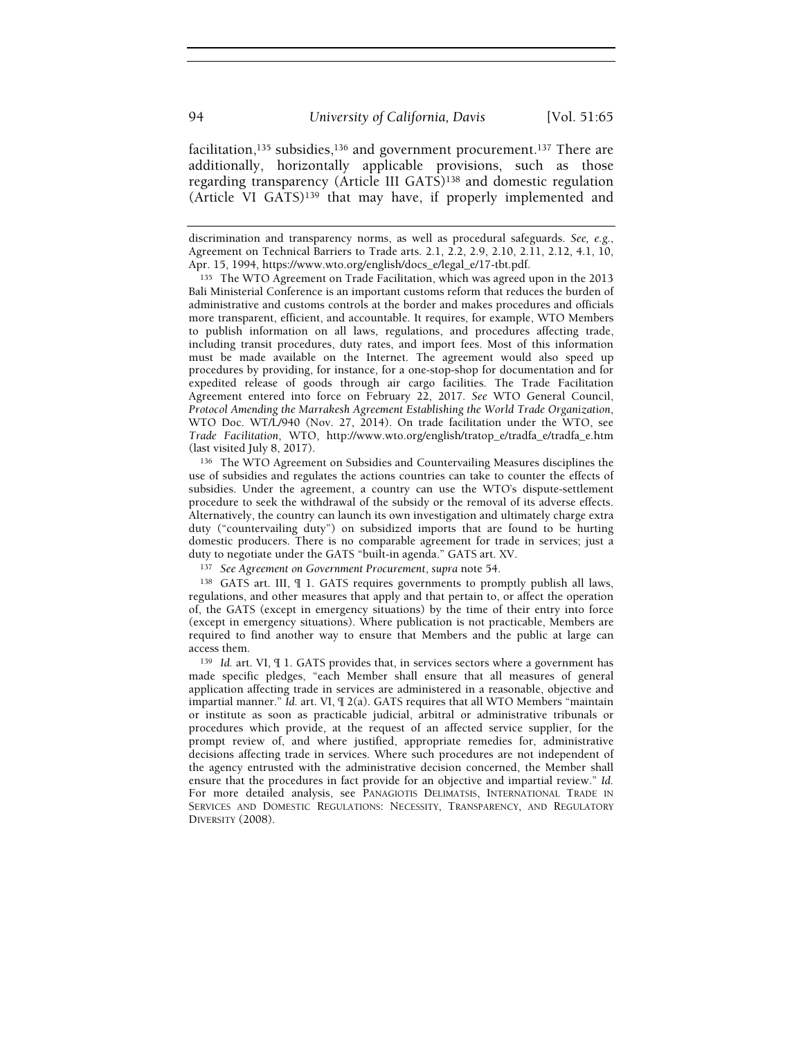facilitation,[135] subsidies,[136] and government procurement.[137] There are additionally, horizontally applicable provisions, such as those regarding transparency (Article III GATS)[138] and domestic regulation (Article VI GATS)[139] that may have, if properly implemented and

---

discrimination and transparency norms, as well as procedural safeguards. *See, e.g.*, Agreement on Technical Barriers to Trade arts. 2.1, 2.2, 2.9, 2.10, 2.11, 2.12, 4.1, 10, Apr. 15, 1994, https://www.wto.org/english/docs_e/legal_e/17-tbt.pdf.

[135] The WTO Agreement on Trade Facilitation, which was agreed upon in the 2013 Bali Ministerial Conference is an important customs reform that reduces the burden of administrative and customs controls at the border and makes procedures and officials more transparent, efficient, and accountable. It requires, for example, WTO Members to publish information on all laws, regulations, and procedures affecting trade, including transit procedures, duty rates, and import fees. Most of this information must be made available on the Internet. The agreement would also speed up procedures by providing, for instance, for a one-stop-shop for documentation and for expedited release of goods through air cargo facilities. The Trade Facilitation Agreement entered into force on February 22, 2017. *See* WTO General Council, *Protocol Amending the Marrakesh Agreement Establishing the World Trade Organization*, WTO Doc. WT/L/940 (Nov. 27, 2014). On trade facilitation under the WTO, see *Trade Facilitation*, WTO, http://www.wto.org/english/tratop_e/tradfa_e/tradfa_e.htm (last visited July 8, 2017).

[136] The WTO Agreement on Subsidies and Countervailing Measures disciplines the use of subsidies and regulates the actions countries can take to counter the effects of subsidies. Under the agreement, a country can use the WTO's dispute-settlement procedure to seek the withdrawal of the subsidy or the removal of its adverse effects. Alternatively, the country can launch its own investigation and ultimately charge extra duty ("countervailing duty") on subsidized imports that are found to be hurting domestic producers. There is no comparable agreement for trade in services; just a duty to negotiate under the GATS "built-in agenda." GATS art. XV.

[137] *See Agreement on Government Procurement*, *supra* note 54.

[138] GATS art. III, ¶ 1. GATS requires governments to promptly publish all laws, regulations, and other measures that apply and that pertain to, or affect the operation of, the GATS (except in emergency situations) by the time of their entry into force (except in emergency situations). Where publication is not practicable, Members are required to find another way to ensure that Members and the public at large can access them.

[139] *Id.* art. VI, ¶ 1. GATS provides that, in services sectors where a government has made specific pledges, "each Member shall ensure that all measures of general application affecting trade in services are administered in a reasonable, objective and impartial manner." *Id.* art. VI, ¶ 2(a). GATS requires that all WTO Members "maintain or institute as soon as practicable judicial, arbitral or administrative tribunals or procedures which provide, at the request of an affected service supplier, for the prompt review of, and where justified, appropriate remedies for, administrative decisions affecting trade in services. Where such procedures are not independent of the agency entrusted with the administrative decision concerned, the Member shall ensure that the procedures in fact provide for an objective and impartial review." *Id.* For more detailed analysis, see PANAGIOTIS DELIMATSIS, INTERNATIONAL TRADE IN SERVICES AND DOMESTIC REGULATIONS: NECESSITY, TRANSPARENCY, AND REGULATORY DIVERSITY (2008).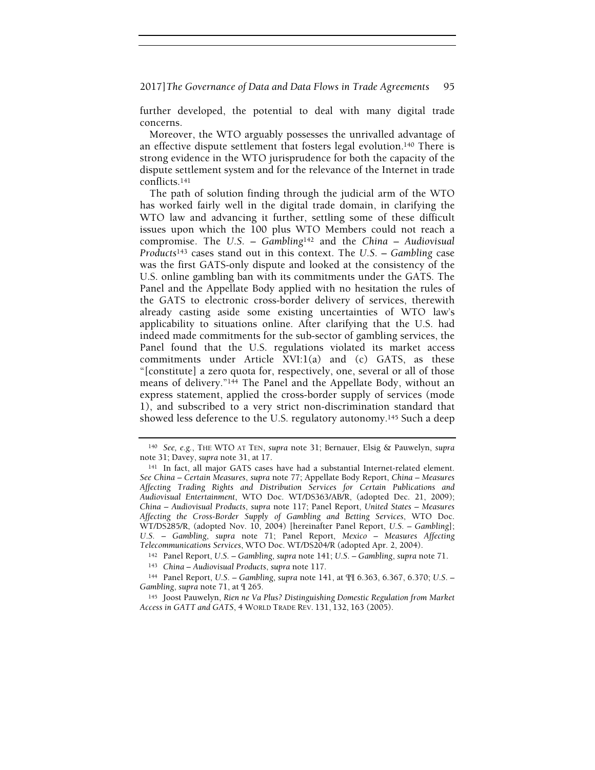further developed, the potential to deal with many digital trade concerns.

Moreover, the WTO arguably possesses the unrivalled advantage of an effective dispute settlement that fosters legal evolution.[140] There is strong evidence in the WTO jurisprudence for both the capacity of the dispute settlement system and for the relevance of the Internet in trade conflicts.[141]

The path of solution finding through the judicial arm of the WTO has worked fairly well in the digital trade domain, in clarifying the WTO law and advancing it further, settling some of these difficult issues upon which the 100 plus WTO Members could not reach a compromise. The *U.S. – Gambling*[142] and the *China – Audiovisual Products*[143] cases stand out in this context. The *U.S. – Gambling* case was the first GATS-only dispute and looked at the consistency of the U.S. online gambling ban with its commitments under the GATS. The Panel and the Appellate Body applied with no hesitation the rules of the GATS to electronic cross-border delivery of services, therewith already casting aside some existing uncertainties of WTO law's applicability to situations online. After clarifying that the U.S. had indeed made commitments for the sub-sector of gambling services, the Panel found that the U.S. regulations violated its market access commitments under Article XVI:1(a) and (c) GATS, as these "[constitute] a zero quota for, respectively, one, several or all of those means of delivery."[144] The Panel and the Appellate Body, without an express statement, applied the cross-border supply of services (mode 1), and subscribed to a very strict non-discrimination standard that showed less deference to the U.S. regulatory autonomy.[145] Such a deep

---

[140] *See, e.g.*, THE WTO AT TEN, *supra* note 31; Bernauer, Elsig & Pauwelyn, *supra* note 31; Davey, *supra* note 31, at 17.

[141] In fact, all major GATS cases have had a substantial Internet-related element. *See China – Certain Measures*, *supra* note 77; Appellate Body Report, *China – Measures Affecting Trading Rights and Distribution Services for Certain Publications and Audiovisual Entertainment*, WTO Doc. WT/DS363/AB/R, (adopted Dec. 21, 2009); *China – Audiovisual Products*, *supra* note 117; Panel Report, *United States – Measures Affecting the Cross-Border Supply of Gambling and Betting Services*, WTO Doc. WT/DS285/R, (adopted Nov. 10, 2004) [hereinafter Panel Report, *U.S. – Gambling*]; *U.S. – Gambling*, *supra* note 71; Panel Report, *Mexico – Measures Affecting Telecommunications Services*, WTO Doc. WT/DS204/R (adopted Apr. 2, 2004).

[142] Panel Report, *U.S. – Gambling*, *supra* note 141; *U.S. – Gambling*, *supra* note 71.

[143] *China – Audiovisual Products*, *supra* note 117.

[144] Panel Report, *U.S. – Gambling*, *supra* note 141, at ¶¶ 6.363, 6.367, 6.370; *U.S. – Gambling*, *supra* note 71, at ¶ 265.

[145] Joost Pauwelyn, *Rien ne Va Plus? Distinguishing Domestic Regulation from Market Access in GATT and GATS*, 4 WORLD TRADE REV. 131, 132, 163 (2005).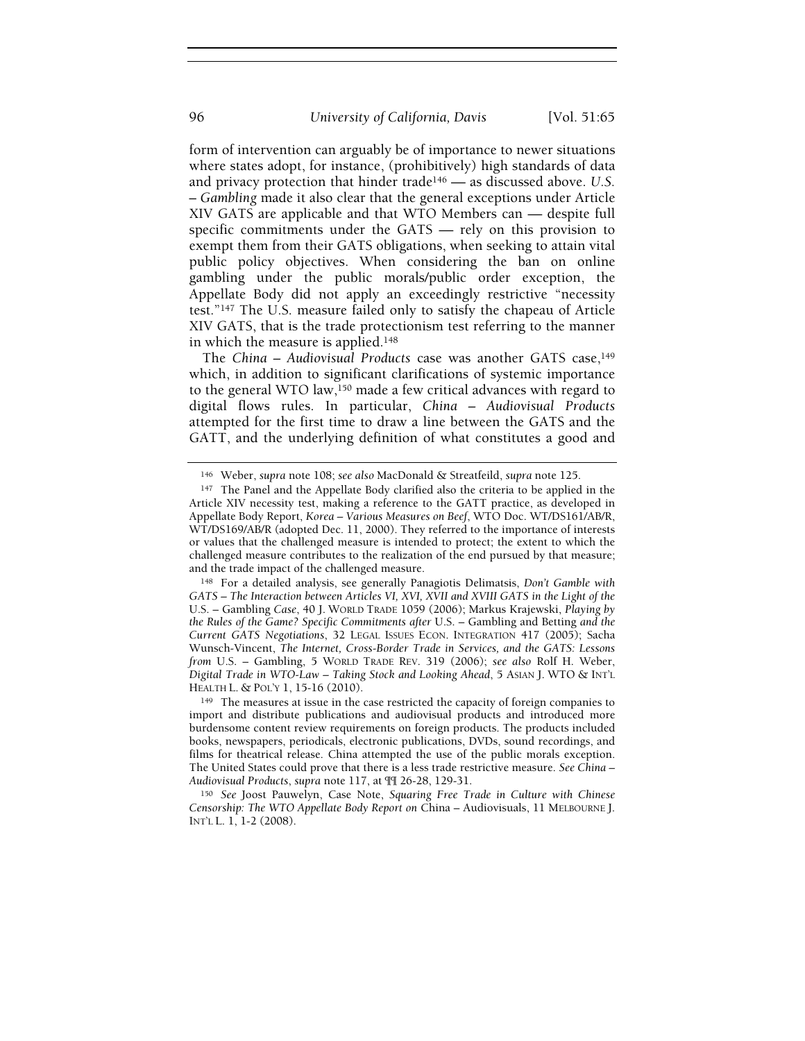form of intervention can arguably be of importance to newer situations where states adopt, for instance, (prohibitively) high standards of data and privacy protection that hinder trade[146] — as discussed above. *U.S. – Gambling* made it also clear that the general exceptions under Article XIV GATS are applicable and that WTO Members can — despite full specific commitments under the GATS — rely on this provision to exempt them from their GATS obligations, when seeking to attain vital public policy objectives. When considering the ban on online gambling under the public morals/public order exception, the Appellate Body did not apply an exceedingly restrictive "necessity test."[147] The U.S. measure failed only to satisfy the chapeau of Article XIV GATS, that is the trade protectionism test referring to the manner in which the measure is applied.[148]

The *China – Audiovisual Products* case was another GATS case,[149] which, in addition to significant clarifications of systemic importance to the general WTO law,[150] made a few critical advances with regard to digital flows rules. In particular, *China – Audiovisual Products* attempted for the first time to draw a line between the GATS and the GATT, and the underlying definition of what constitutes a good and

---

[146] Weber, *supra* note 108; *see also* MacDonald & Streatfeild, *supra* note 125.

[147] The Panel and the Appellate Body clarified also the criteria to be applied in the Article XIV necessity test, making a reference to the GATT practice, as developed in Appellate Body Report, *Korea – Various Measures on Beef*, WTO Doc. WT/DS161/AB/R, WT/DS169/AB/R (adopted Dec. 11, 2000). They referred to the importance of interests or values that the challenged measure is intended to protect; the extent to which the challenged measure contributes to the realization of the end pursued by that measure; and the trade impact of the challenged measure.

[148] For a detailed analysis, see generally Panagiotis Delimatsis, *Don't Gamble with GATS – The Interaction between Articles VI, XVI, XVII and XVIII GATS in the Light of the* U.S. – Gambling *Case*, 40 J. WORLD TRADE 1059 (2006); Markus Krajewski, *Playing by the Rules of the Game? Specific Commitments after* U.S. – Gambling and Betting *and the Current GATS Negotiations*, 32 LEGAL ISSUES ECON. INTEGRATION 417 (2005); Sacha Wunsch-Vincent, *The Internet, Cross-Border Trade in Services, and the GATS: Lessons from* U.S. – Gambling, 5 WORLD TRADE REV. 319 (2006); *see also* Rolf H. Weber, *Digital Trade in WTO-Law – Taking Stock and Looking Ahead*, 5 ASIAN J. WTO & INT'L HEALTH L. & POL'Y 1, 15-16 (2010).

[149] The measures at issue in the case restricted the capacity of foreign companies to import and distribute publications and audiovisual products and introduced more burdensome content review requirements on foreign products. The products included books, newspapers, periodicals, electronic publications, DVDs, sound recordings, and films for theatrical release. China attempted the use of the public morals exception. The United States could prove that there is a less trade restrictive measure. *See China – Audiovisual Products*, *supra* note 117, at ¶¶ 26-28, 129-31.

[150] *See* Joost Pauwelyn, Case Note, *Squaring Free Trade in Culture with Chinese Censorship: The WTO Appellate Body Report on* China – Audiovisuals, 11 MELBOURNE J. INT'L L. 1, 1-2 (2008).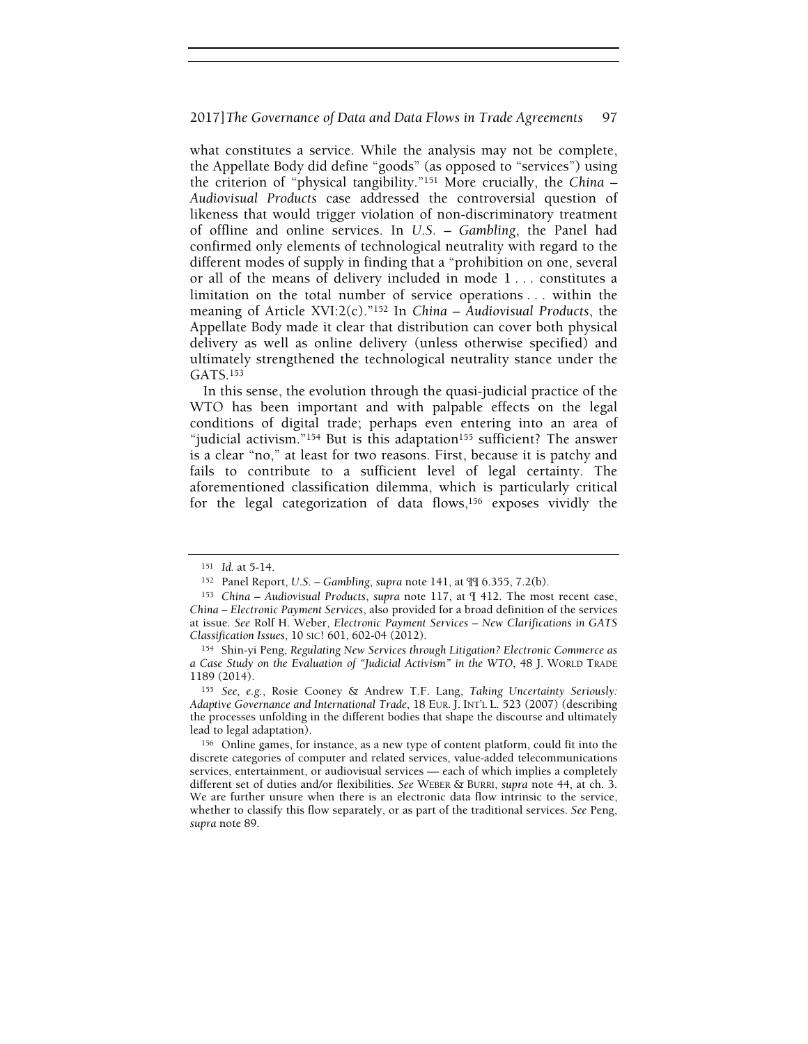what constitutes a service. While the analysis may not be complete, the Appellate Body did define "goods" (as opposed to "services") using the criterion of "physical tangibility."[151] More crucially, the *China – Audiovisual Products* case addressed the controversial question of likeness that would trigger violation of non-discriminatory treatment of offline and online services. In *U.S. – Gambling*, the Panel had confirmed only elements of technological neutrality with regard to the different modes of supply in finding that a "prohibition on one, several or all of the means of delivery included in mode 1 . . . constitutes a limitation on the total number of service operations . . . within the meaning of Article XVI:2(c)."[152] In *China – Audiovisual Products*, the Appellate Body made it clear that distribution can cover both physical delivery as well as online delivery (unless otherwise specified) and ultimately strengthened the technological neutrality stance under the GATS.[153]

In this sense, the evolution through the quasi-judicial practice of the WTO has been important and with palpable effects on the legal conditions of digital trade; perhaps even entering into an area of "judicial activism."[154] But is this adaptation[155] sufficient? The answer is a clear "no," at least for two reasons. First, because it is patchy and fails to contribute to a sufficient level of legal certainty. The aforementioned classification dilemma, which is particularly critical for the legal categorization of data flows,[156] exposes vividly the

---

[151] *Id.* at 5-14.

[152] Panel Report, *U.S. – Gambling*, *supra* note 141, at ¶¶ 6.355, 7.2(b).

[153] *China – Audiovisual Products*, *supra* note 117, at ¶ 412. The most recent case, *China – Electronic Payment Services*, also provided for a broad definition of the services at issue. *See* Rolf H. Weber, *Electronic Payment Services – New Clarifications in GATS Classification Issues*, 10 SIC! 601, 602-04 (2012).

[154] Shin-yi Peng, *Regulating New Services through Litigation? Electronic Commerce as a Case Study on the Evaluation of "Judicial Activism" in the WTO*, 48 J. WORLD TRADE 1189 (2014).

[155] *See, e.g.*, Rosie Cooney & Andrew T.F. Lang, *Taking Uncertainty Seriously: Adaptive Governance and International Trade*, 18 EUR. J. INT'L L. 523 (2007) (describing the processes unfolding in the different bodies that shape the discourse and ultimately lead to legal adaptation).

[156] Online games, for instance, as a new type of content platform, could fit into the discrete categories of computer and related services, value-added telecommunications services, entertainment, or audiovisual services — each of which implies a completely different set of duties and/or flexibilities. *See* WEBER & BURRI, *supra* note 44, at ch. 3. We are further unsure when there is an electronic data flow intrinsic to the service, whether to classify this flow separately, or as part of the traditional services. *See* Peng, *supra* note 89.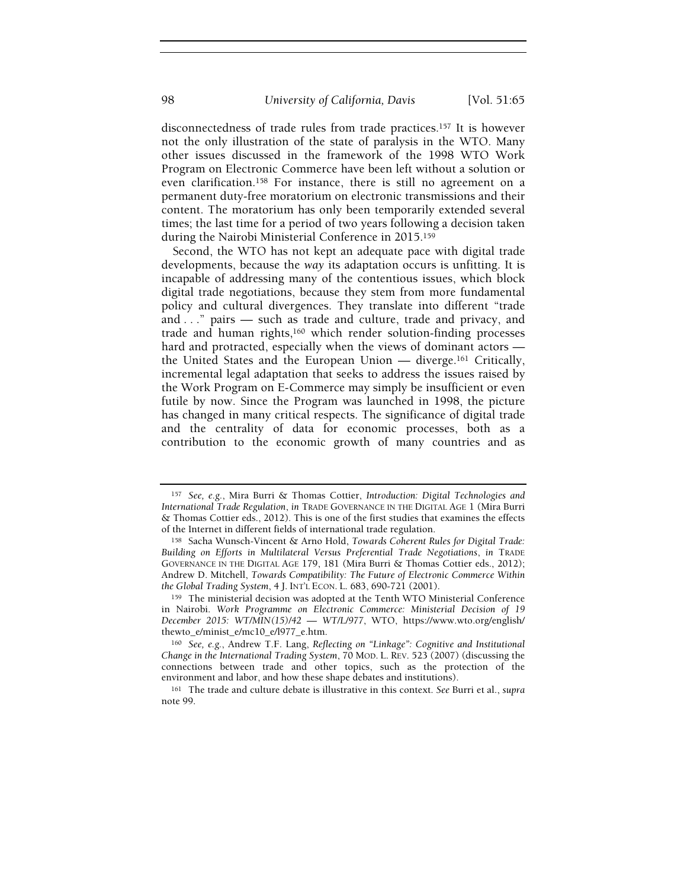disconnectedness of trade rules from trade practices.[157] It is however not the only illustration of the state of paralysis in the WTO. Many other issues discussed in the framework of the 1998 WTO Work Program on Electronic Commerce have been left without a solution or even clarification.[158] For instance, there is still no agreement on a permanent duty-free moratorium on electronic transmissions and their content. The moratorium has only been temporarily extended several times; the last time for a period of two years following a decision taken during the Nairobi Ministerial Conference in 2015.[159]

Second, the WTO has not kept an adequate pace with digital trade developments, because the *way* its adaptation occurs is unfitting. It is incapable of addressing many of the contentious issues, which block digital trade negotiations, because they stem from more fundamental policy and cultural divergences. They translate into different "trade and . . ." pairs — such as trade and culture, trade and privacy, and trade and human rights,[160] which render solution-finding processes hard and protracted, especially when the views of dominant actors — the United States and the European Union — diverge.[161] Critically, incremental legal adaptation that seeks to address the issues raised by the Work Program on E-Commerce may simply be insufficient or even futile by now. Since the Program was launched in 1998, the picture has changed in many critical respects. The significance of digital trade and the centrality of data for economic processes, both as a contribution to the economic growth of many countries and as

---

[157] *See, e.g.*, Mira Burri & Thomas Cottier, *Introduction: Digital Technologies and International Trade Regulation*, *in* TRADE GOVERNANCE IN THE DIGITAL AGE 1 (Mira Burri & Thomas Cottier eds., 2012). This is one of the first studies that examines the effects of the Internet in different fields of international trade regulation.

[158] Sacha Wunsch-Vincent & Arno Hold, *Towards Coherent Rules for Digital Trade: Building on Efforts in Multilateral Versus Preferential Trade Negotiations*, *in* TRADE GOVERNANCE IN THE DIGITAL AGE 179, 181 (Mira Burri & Thomas Cottier eds., 2012); Andrew D. Mitchell, *Towards Compatibility: The Future of Electronic Commerce Within the Global Trading System*, 4 J. INT'L ECON. L. 683, 690-721 (2001).

[159] The ministerial decision was adopted at the Tenth WTO Ministerial Conference in Nairobi. *Work Programme on Electronic Commerce: Ministerial Decision of 19 December 2015: WT/MIN(15)/42 — WT/L/977*, WTO, https://www.wto.org/english/thewto_e/minist_e/mc10_e/l977_e.htm.

[160] *See, e.g.*, Andrew T.F. Lang, *Reflecting on "Linkage": Cognitive and Institutional Change in the International Trading System*, 70 MOD. L. REV. 523 (2007) (discussing the connections between trade and other topics, such as the protection of the environment and labor, and how these shape debates and institutions).

[161] The trade and culture debate is illustrative in this context. *See* Burri et al., *supra* note 99.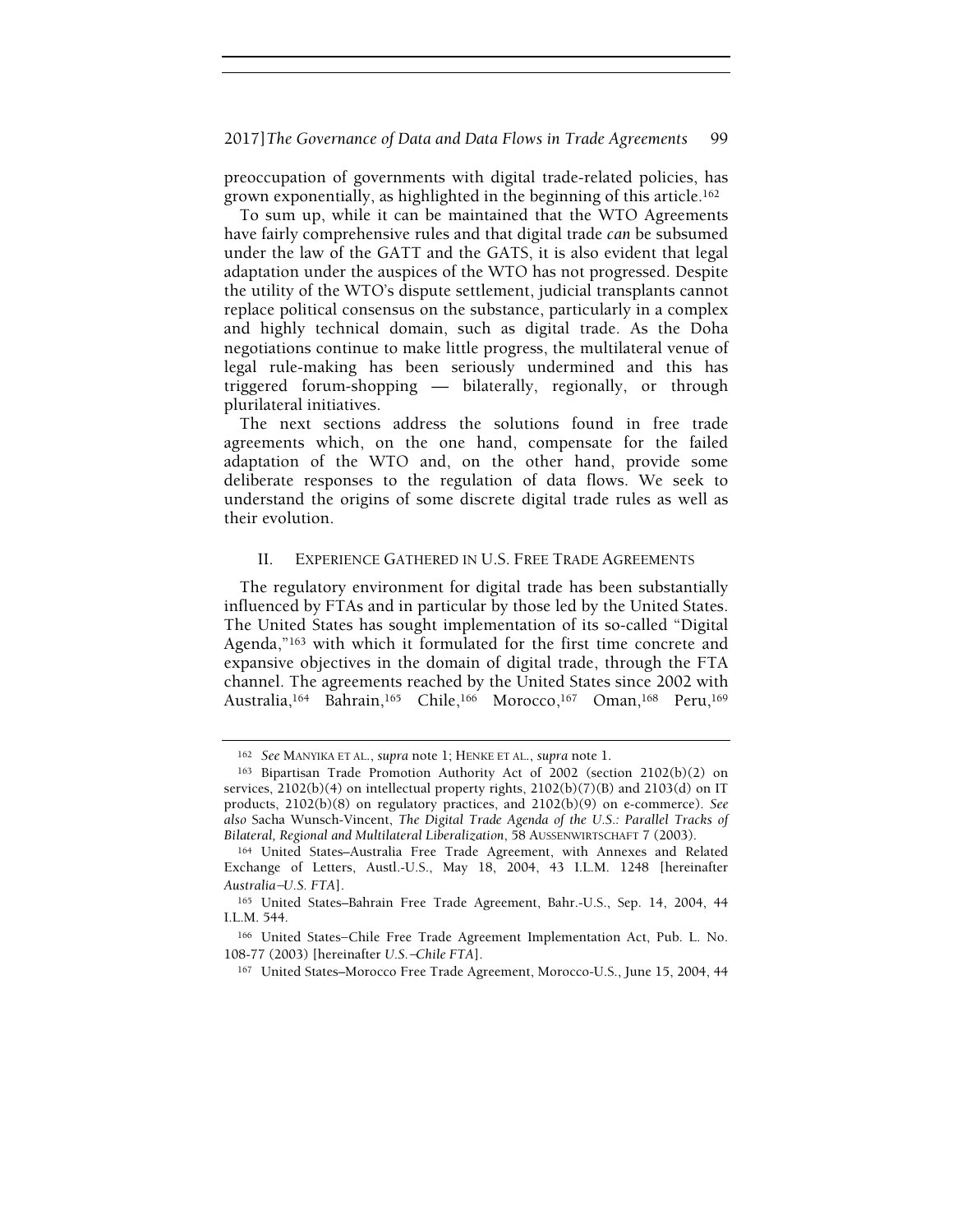preoccupation of governments with digital trade-related policies, has grown exponentially, as highlighted in the beginning of this article.[162]

To sum up, while it can be maintained that the WTO Agreements have fairly comprehensive rules and that digital trade *can* be subsumed under the law of the GATT and the GATS, it is also evident that legal adaptation under the auspices of the WTO has not progressed. Despite the utility of the WTO's dispute settlement, judicial transplants cannot replace political consensus on the substance, particularly in a complex and highly technical domain, such as digital trade. As the Doha negotiations continue to make little progress, the multilateral venue of legal rule-making has been seriously undermined and this has triggered forum-shopping — bilaterally, regionally, or through plurilateral initiatives.

The next sections address the solutions found in free trade agreements which, on the one hand, compensate for the failed adaptation of the WTO and, on the other hand, provide some deliberate responses to the regulation of data flows. We seek to understand the origins of some discrete digital trade rules as well as their evolution.

## II. EXPERIENCE GATHERED IN U.S. FREE TRADE AGREEMENTS

The regulatory environment for digital trade has been substantially influenced by FTAs and in particular by those led by the United States. The United States has sought implementation of its so-called "Digital Agenda,"[163] with which it formulated for the first time concrete and expansive objectives in the domain of digital trade, through the FTA channel. The agreements reached by the United States since 2002 with Australia,[164] Bahrain,[165] Chile,[166] Morocco,[167] Oman,[168] Peru,[169]

---

[162] *See* MANYIKA ET AL., *supra* note 1; HENKE ET AL., *supra* note 1.

[163] Bipartisan Trade Promotion Authority Act of 2002 (section 2102(b)(2) on services, 2102(b)(4) on intellectual property rights, 2102(b)(7)(B) and 2103(d) on IT products, 2102(b)(8) on regulatory practices, and 2102(b)(9) on e-commerce). *See also* Sacha Wunsch-Vincent, *The Digital Trade Agenda of the U.S.: Parallel Tracks of Bilateral, Regional and Multilateral Liberalization*, 58 AUSSENWIRTSCHAFT 7 (2003).

[164] United States–Australia Free Trade Agreement, with Annexes and Related Exchange of Letters, Austl.-U.S., May 18, 2004, 43 I.L.M. 1248 [hereinafter *Australia–U.S. FTA*].

[165] United States–Bahrain Free Trade Agreement, Bahr.-U.S., Sep. 14, 2004, 44 I.L.M. 544.

[166] United States–Chile Free Trade Agreement Implementation Act, Pub. L. No. 108-77 (2003) [hereinafter *U.S.–Chile FTA*].

[167] United States–Morocco Free Trade Agreement, Morocco-U.S., June 15, 2004, 44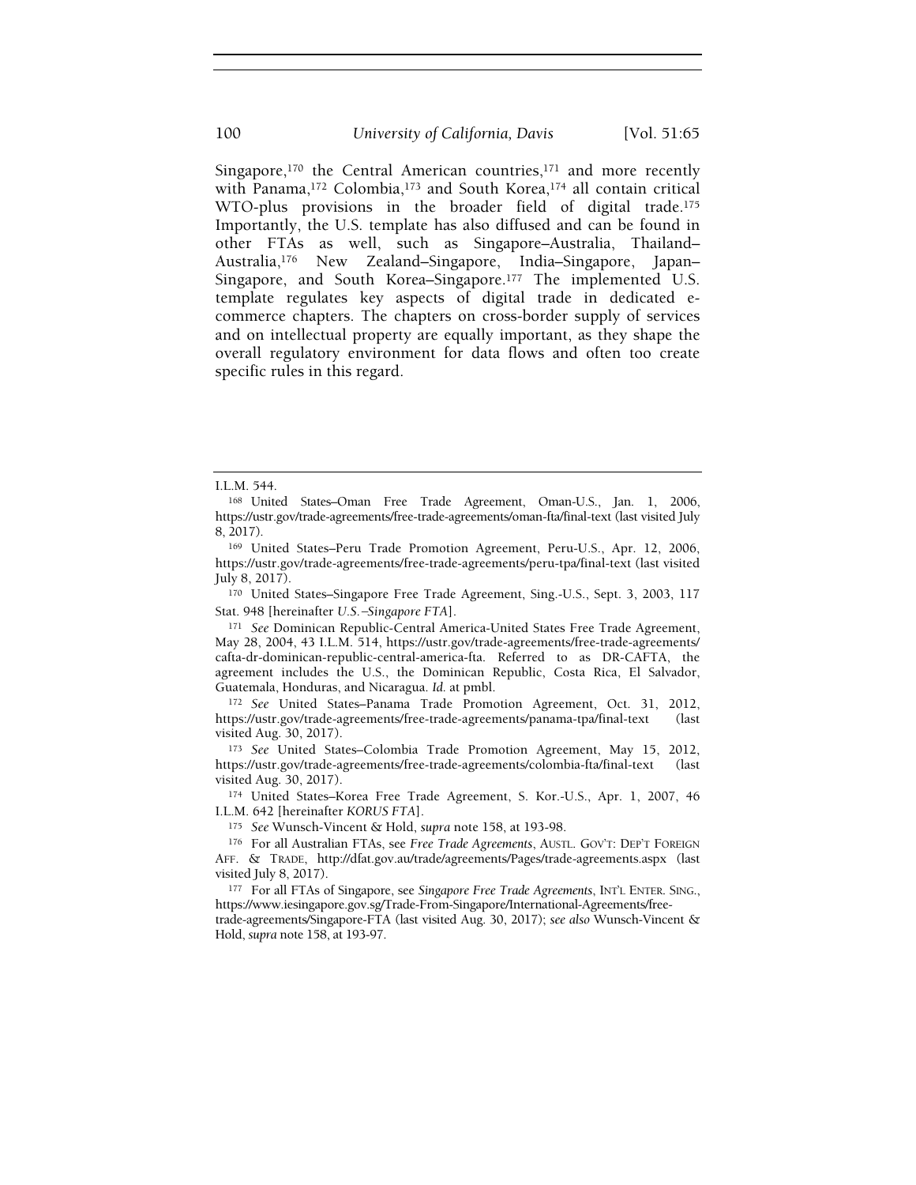Singapore,[170] the Central American countries,[171] and more recently with Panama,[172] Colombia,[173] and South Korea,[174] all contain critical WTO-plus provisions in the broader field of digital trade.[175] Importantly, the U.S. template has also diffused and can be found in other FTAs as well, such as Singapore–Australia, Thailand–Australia,[176] New Zealand–Singapore, India–Singapore, Japan–Singapore, and South Korea–Singapore.[177] The implemented U.S. template regulates key aspects of digital trade in dedicated e-commerce chapters. The chapters on cross-border supply of services and on intellectual property are equally important, as they shape the overall regulatory environment for data flows and often too create specific rules in this regard.

---

I.L.M. 544.

[168] United States–Oman Free Trade Agreement, Oman-U.S., Jan. 1, 2006, https://ustr.gov/trade-agreements/free-trade-agreements/oman-fta/final-text (last visited July 8, 2017).

[169] United States–Peru Trade Promotion Agreement, Peru-U.S., Apr. 12, 2006, https://ustr.gov/trade-agreements/free-trade-agreements/peru-tpa/final-text (last visited July 8, 2017).

[170] United States–Singapore Free Trade Agreement, Sing.-U.S., Sept. 3, 2003, 117 Stat. 948 [hereinafter *U.S.–Singapore FTA*].

[171] *See* Dominican Republic-Central America-United States Free Trade Agreement, May 28, 2004, 43 I.L.M. 514, https://ustr.gov/trade-agreements/free-trade-agreements/cafta-dr-dominican-republic-central-america-fta. Referred to as DR-CAFTA, the agreement includes the U.S., the Dominican Republic, Costa Rica, El Salvador, Guatemala, Honduras, and Nicaragua. *Id.* at pmbl.

[172] *See* United States–Panama Trade Promotion Agreement, Oct. 31, 2012, https://ustr.gov/trade-agreements/free-trade-agreements/panama-tpa/final-text (last visited Aug. 30, 2017).

[173] *See* United States–Colombia Trade Promotion Agreement, May 15, 2012, https://ustr.gov/trade-agreements/free-trade-agreements/colombia-fta/final-text (last visited Aug. 30, 2017).

[174] United States–Korea Free Trade Agreement, S. Kor.-U.S., Apr. 1, 2007, 46 I.L.M. 642 [hereinafter *KORUS FTA*].

[175] *See* Wunsch-Vincent & Hold, *supra* note 158, at 193-98.

[176] For all Australian FTAs, see *Free Trade Agreements*, AUSTL. GOV'T: DEP'T FOREIGN AFF. & TRADE, http://dfat.gov.au/trade/agreements/Pages/trade-agreements.aspx (last visited July 8, 2017).

[177] For all FTAs of Singapore, see *Singapore Free Trade Agreements*, INT'L ENTER. SING., https://www.iesingapore.gov.sg/Trade-From-Singapore/International-Agreements/free-trade-agreements/Singapore-FTA (last visited Aug. 30, 2017); *see also* Wunsch-Vincent & Hold, *supra* note 158, at 193-97.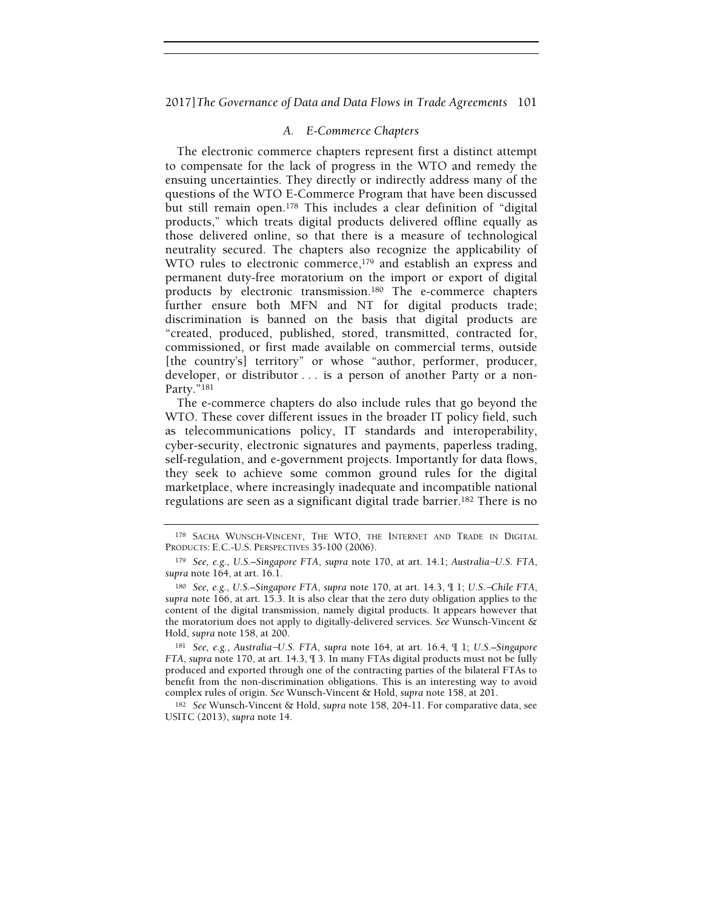### *A. E-Commerce Chapters*

The electronic commerce chapters represent first a distinct attempt to compensate for the lack of progress in the WTO and remedy the ensuing uncertainties. They directly or indirectly address many of the questions of the WTO E-Commerce Program that have been discussed but still remain open.[178] This includes a clear definition of "digital products," which treats digital products delivered offline equally as those delivered online, so that there is a measure of technological neutrality secured. The chapters also recognize the applicability of WTO rules to electronic commerce,[179] and establish an express and permanent duty-free moratorium on the import or export of digital products by electronic transmission.[180] The e-commerce chapters further ensure both MFN and NT for digital products trade; discrimination is banned on the basis that digital products are "created, produced, published, stored, transmitted, contracted for, commissioned, or first made available on commercial terms, outside [the country's] territory" or whose "author, performer, producer, developer, or distributor . . . is a person of another Party or a non-Party."[181]

The e-commerce chapters do also include rules that go beyond the WTO. These cover different issues in the broader IT policy field, such as telecommunications policy, IT standards and interoperability, cyber-security, electronic signatures and payments, paperless trading, self-regulation, and e-government projects. Importantly for data flows, they seek to achieve some common ground rules for the digital marketplace, where increasingly inadequate and incompatible national regulations are seen as a significant digital trade barrier.[182] There is no

---

[178] SACHA WUNSCH-VINCENT, THE WTO, THE INTERNET AND TRADE IN DIGITAL PRODUCTS: E.C.-U.S. PERSPECTIVES 35-100 (2006).

[179] *See, e.g.*, *U.S.–Singapore FTA*, *supra* note 170, at art. 14.1; *Australia–U.S. FTA*, *supra* note 164, at art. 16.1.

[180] *See, e.g.*, *U.S.–Singapore FTA*, *supra* note 170, at art. 14.3, ¶ 1; *U.S.–Chile FTA*, *supra* note 166, at art. 15.3. It is also clear that the zero duty obligation applies to the content of the digital transmission, namely digital products. It appears however that the moratorium does not apply to digitally-delivered services. *See* Wunsch-Vincent & Hold, *supra* note 158, at 200.

[181] *See, e.g.*, *Australia–U.S. FTA*, *supra* note 164, at art. 16.4, ¶ 1; *U.S.–Singapore FTA*, *supra* note 170, at art. 14.3, ¶ 3. In many FTAs digital products must not be fully produced and exported through one of the contracting parties of the bilateral FTAs to benefit from the non-discrimination obligations. This is an interesting way to avoid complex rules of origin. *See* Wunsch-Vincent & Hold, *supra* note 158, at 201.

[182] *See* Wunsch-Vincent & Hold, *supra* note 158, 204-11. For comparative data, see USITC (2013), *supra* note 14.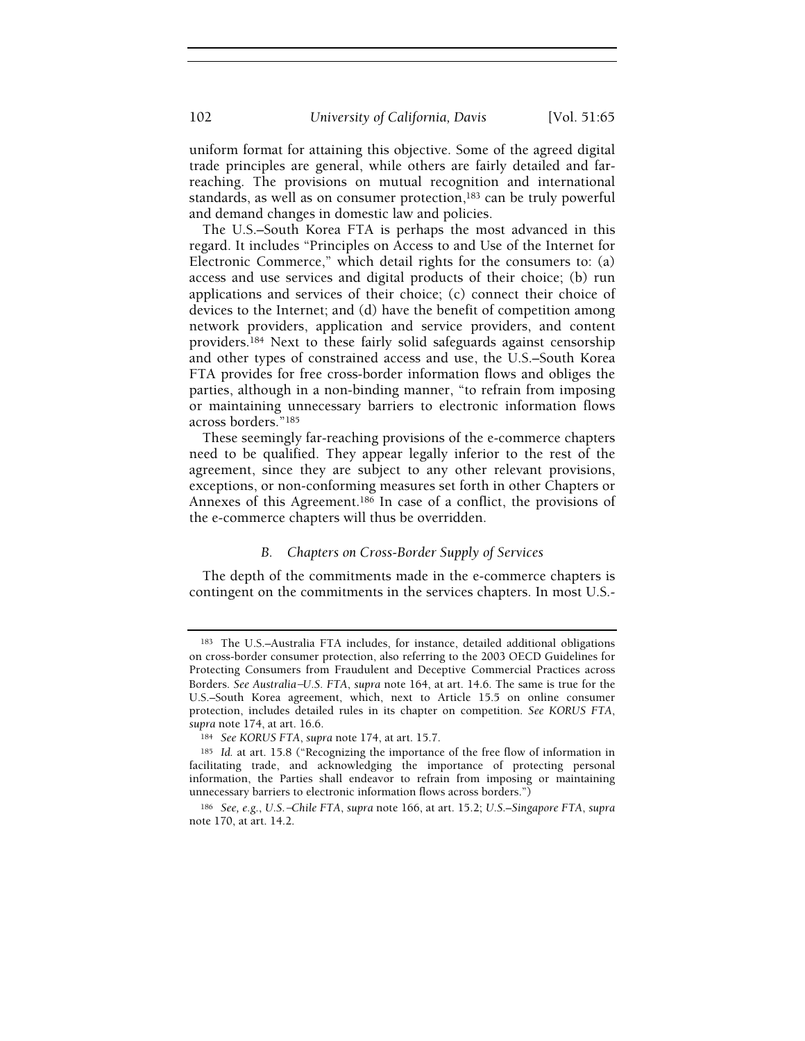uniform format for attaining this objective. Some of the agreed digital trade principles are general, while others are fairly detailed and far-reaching. The provisions on mutual recognition and international standards, as well as on consumer protection,[183] can be truly powerful and demand changes in domestic law and policies.

The U.S.–South Korea FTA is perhaps the most advanced in this regard. It includes "Principles on Access to and Use of the Internet for Electronic Commerce," which detail rights for the consumers to: (a) access and use services and digital products of their choice; (b) run applications and services of their choice; (c) connect their choice of devices to the Internet; and (d) have the benefit of competition among network providers, application and service providers, and content providers.[184] Next to these fairly solid safeguards against censorship and other types of constrained access and use, the U.S.–South Korea FTA provides for free cross-border information flows and obliges the parties, although in a non-binding manner, "to refrain from imposing or maintaining unnecessary barriers to electronic information flows across borders."[185]

These seemingly far-reaching provisions of the e-commerce chapters need to be qualified. They appear legally inferior to the rest of the agreement, since they are subject to any other relevant provisions, exceptions, or non-conforming measures set forth in other Chapters or Annexes of this Agreement.[186] In case of a conflict, the provisions of the e-commerce chapters will thus be overridden.

### *B. Chapters on Cross-Border Supply of Services*

The depth of the commitments made in the e-commerce chapters is contingent on the commitments in the services chapters. In most U.S.-

---

[183] The U.S.–Australia FTA includes, for instance, detailed additional obligations on cross-border consumer protection, also referring to the 2003 OECD Guidelines for Protecting Consumers from Fraudulent and Deceptive Commercial Practices across Borders. *See Australia–U.S. FTA*, *supra* note 164, at art. 14.6. The same is true for the U.S.–South Korea agreement, which, next to Article 15.5 on online consumer protection, includes detailed rules in its chapter on competition. *See KORUS FTA*, *supra* note 174, at art. 16.6.

[184] *See KORUS FTA*, *supra* note 174, at art. 15.7.

[185] *Id.* at art. 15.8 ("Recognizing the importance of the free flow of information in facilitating trade, and acknowledging the importance of protecting personal information, the Parties shall endeavor to refrain from imposing or maintaining unnecessary barriers to electronic information flows across borders.")

[186] *See, e.g.*, *U.S.–Chile FTA*, *supra* note 166, at art. 15.2; *U.S.–Singapore FTA*, *supra* note 170, at art. 14.2.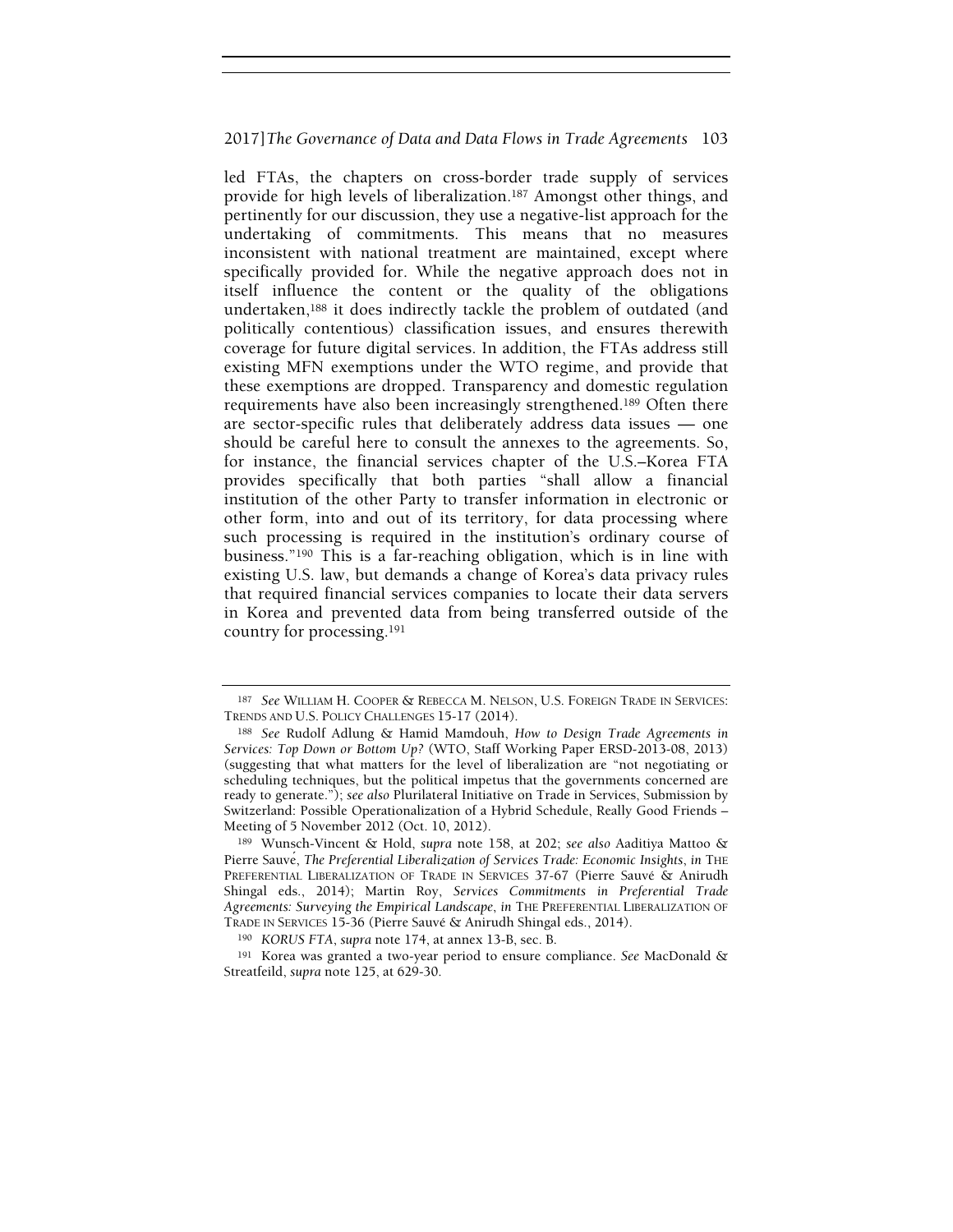led FTAs, the chapters on cross-border trade supply of services provide for high levels of liberalization.[187] Amongst other things, and pertinently for our discussion, they use a negative-list approach for the undertaking of commitments. This means that no measures inconsistent with national treatment are maintained, except where specifically provided for. While the negative approach does not in itself influence the content or the quality of the obligations undertaken,[188] it does indirectly tackle the problem of outdated (and politically contentious) classification issues, and ensures therewith coverage for future digital services. In addition, the FTAs address still existing MFN exemptions under the WTO regime, and provide that these exemptions are dropped. Transparency and domestic regulation requirements have also been increasingly strengthened.[189] Often there are sector-specific rules that deliberately address data issues — one should be careful here to consult the annexes to the agreements. So, for instance, the financial services chapter of the U.S.–Korea FTA provides specifically that both parties "shall allow a financial institution of the other Party to transfer information in electronic or other form, into and out of its territory, for data processing where such processing is required in the institution's ordinary course of business."[190] This is a far-reaching obligation, which is in line with existing U.S. law, but demands a change of Korea's data privacy rules that required financial services companies to locate their data servers in Korea and prevented data from being transferred outside of the country for processing.[191]

---

[187] *See* WILLIAM H. COOPER & REBECCA M. NELSON, U.S. FOREIGN TRADE IN SERVICES: TRENDS AND U.S. POLICY CHALLENGES 15-17 (2014).

[188] *See* Rudolf Adlung & Hamid Mamdouh, *How to Design Trade Agreements in Services: Top Down or Bottom Up?* (WTO, Staff Working Paper ERSD-2013-08, 2013) (suggesting that what matters for the level of liberalization are "not negotiating or scheduling techniques, but the political impetus that the governments concerned are ready to generate."); *see also* Plurilateral Initiative on Trade in Services, Submission by Switzerland: Possible Operationalization of a Hybrid Schedule, Really Good Friends – Meeting of 5 November 2012 (Oct. 10, 2012).

[189] Wunsch-Vincent & Hold, *supra* note 158, at 202; *see also* Aaditiya Mattoo & Pierre Sauvé, *The Preferential Liberalization of Services Trade: Economic Insights*, *in* THE PREFERENTIAL LIBERALIZATION OF TRADE IN SERVICES 37-67 (Pierre Sauvé & Anirudh Shingal eds., 2014); Martin Roy, *Services Commitments in Preferential Trade Agreements: Surveying the Empirical Landscape*, *in* THE PREFERENTIAL LIBERALIZATION OF TRADE IN SERVICES 15-36 (Pierre Sauvé & Anirudh Shingal eds., 2014).

[190] *KORUS FTA*, *supra* note 174, at annex 13-B, sec. B.

[191] Korea was granted a two-year period to ensure compliance. *See* MacDonald & Streatfeild, *supra* note 125, at 629-30.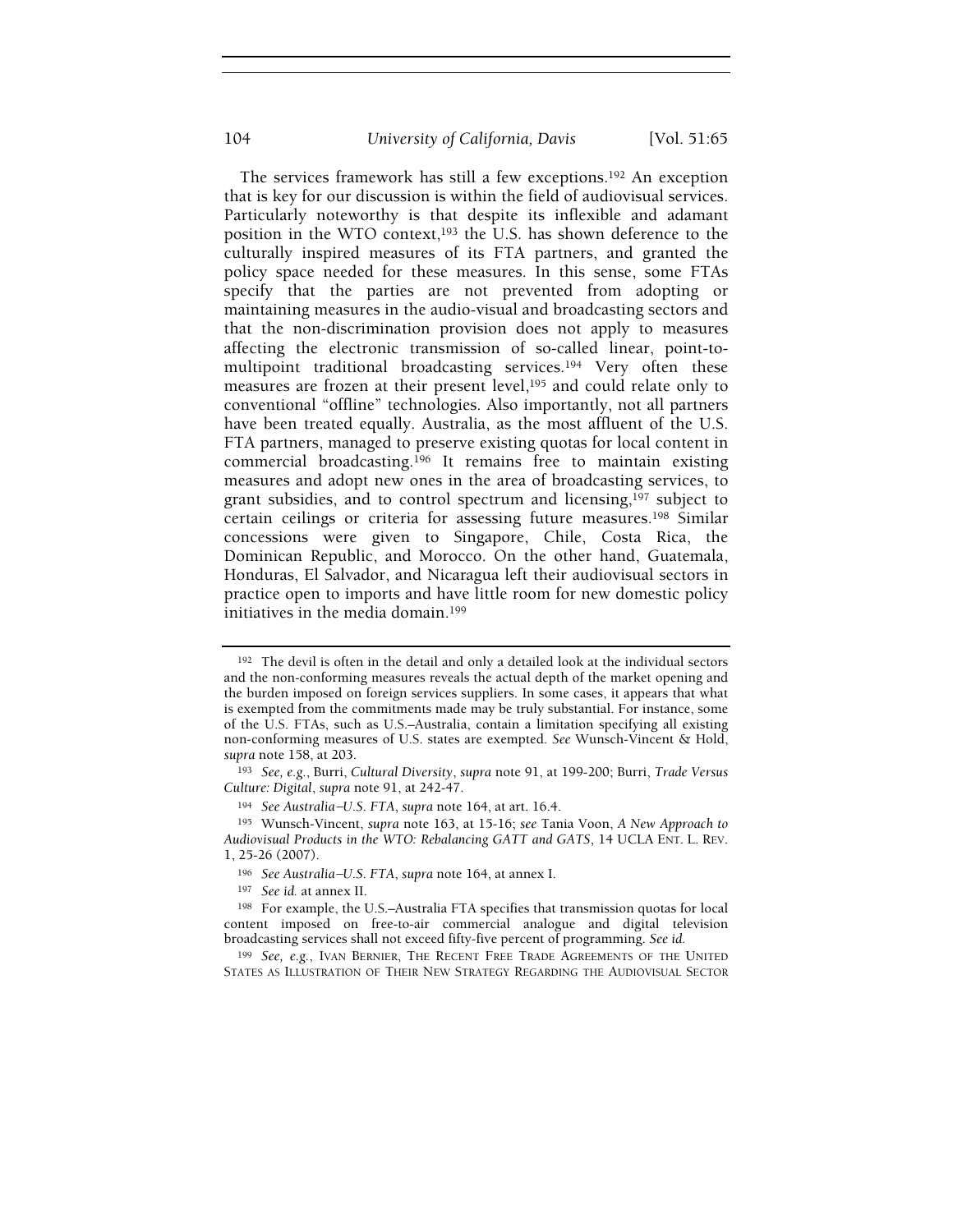The services framework has still a few exceptions.[192] An exception that is key for our discussion is within the field of audiovisual services. Particularly noteworthy is that despite its inflexible and adamant position in the WTO context,[193] the U.S. has shown deference to the culturally inspired measures of its FTA partners, and granted the policy space needed for these measures. In this sense, some FTAs specify that the parties are not prevented from adopting or maintaining measures in the audio-visual and broadcasting sectors and that the non-discrimination provision does not apply to measures affecting the electronic transmission of so-called linear, point-to-multipoint traditional broadcasting services.[194] Very often these measures are frozen at their present level,[195] and could relate only to conventional "offline" technologies. Also importantly, not all partners have been treated equally. Australia, as the most affluent of the U.S. FTA partners, managed to preserve existing quotas for local content in commercial broadcasting.[196] It remains free to maintain existing measures and adopt new ones in the area of broadcasting services, to grant subsidies, and to control spectrum and licensing,[197] subject to certain ceilings or criteria for assessing future measures.[198] Similar concessions were given to Singapore, Chile, Costa Rica, the Dominican Republic, and Morocco. On the other hand, Guatemala, Honduras, El Salvador, and Nicaragua left their audiovisual sectors in practice open to imports and have little room for new domestic policy initiatives in the media domain.[199]

---

[192] The devil is often in the detail and only a detailed look at the individual sectors and the non-conforming measures reveals the actual depth of the market opening and the burden imposed on foreign services suppliers. In some cases, it appears that what is exempted from the commitments made may be truly substantial. For instance, some of the U.S. FTAs, such as U.S.–Australia, contain a limitation specifying all existing non-conforming measures of U.S. states are exempted. *See* Wunsch-Vincent & Hold, *supra* note 158, at 203.

[193] *See, e.g.*, Burri, *Cultural Diversity*, *supra* note 91, at 199-200; Burri, *Trade Versus Culture: Digital*, *supra* note 91, at 242-47.

[194] *See Australia–U.S. FTA*, *supra* note 164, at art. 16.4.

[195] Wunsch-Vincent, *supra* note 163, at 15-16; *see* Tania Voon, *A New Approach to Audiovisual Products in the WTO: Rebalancing GATT and GATS*, 14 UCLA ENT. L. REV. 1, 25-26 (2007).

[196] *See Australia–U.S. FTA*, *supra* note 164, at annex I.

[197] *See id.* at annex II.

[198] For example, the U.S.–Australia FTA specifies that transmission quotas for local content imposed on free-to-air commercial analogue and digital television broadcasting services shall not exceed fifty-five percent of programming. *See id.*

[199] *See, e.g.*, IVAN BERNIER, THE RECENT FREE TRADE AGREEMENTS OF THE UNITED STATES AS ILLUSTRATION OF THEIR NEW STRATEGY REGARDING THE AUDIOVISUAL SECTOR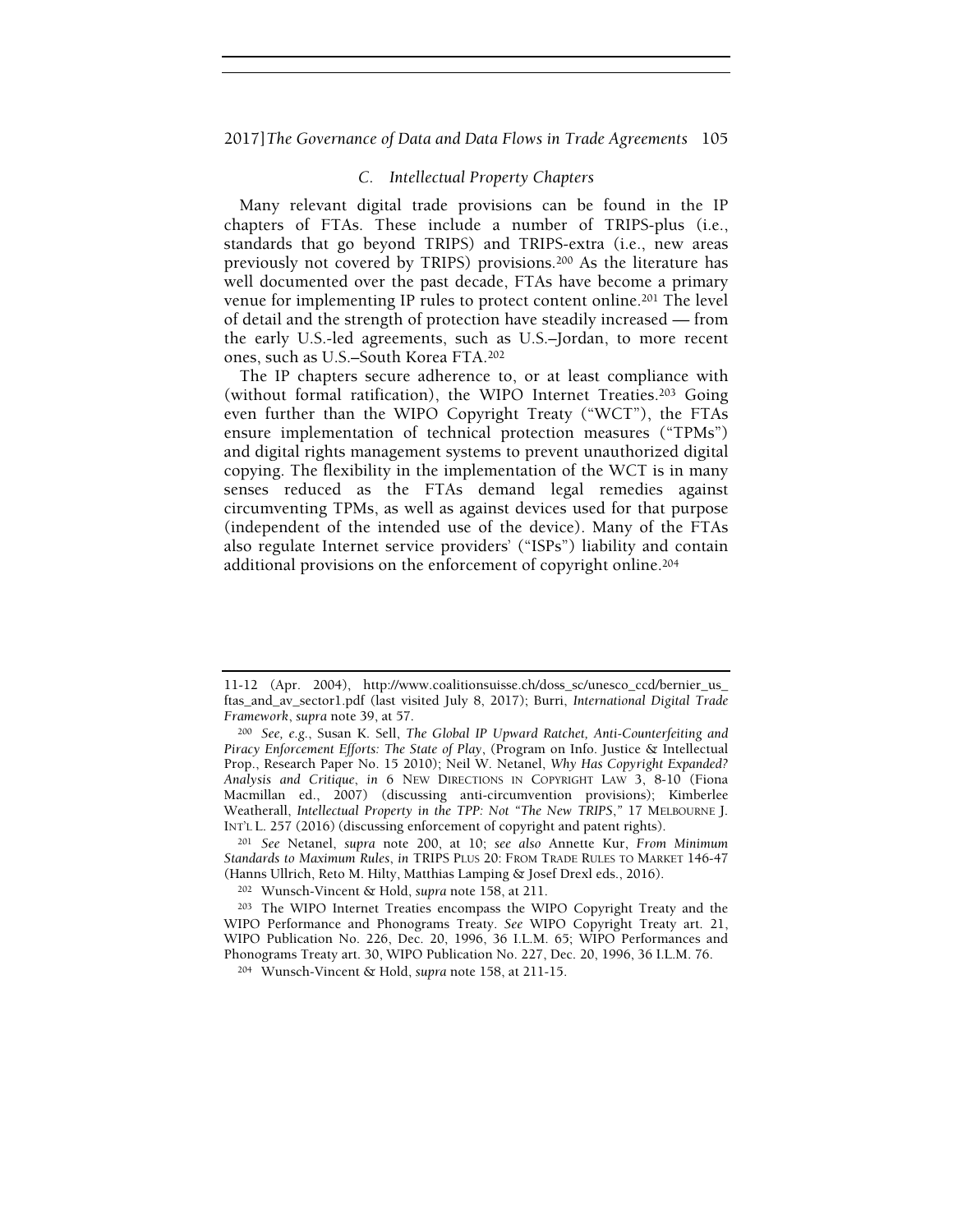### C. *Intellectual Property Chapters*

Many relevant digital trade provisions can be found in the IP chapters of FTAs. These include a number of TRIPS-plus (i.e., standards that go beyond TRIPS) and TRIPS-extra (i.e., new areas previously not covered by TRIPS) provisions.[200] As the literature has well documented over the past decade, FTAs have become a primary venue for implementing IP rules to protect content online.[201] The level of detail and the strength of protection have steadily increased — from the early U.S.-led agreements, such as U.S.–Jordan, to more recent ones, such as U.S.–South Korea FTA.[202]

The IP chapters secure adherence to, or at least compliance with (without formal ratification), the WIPO Internet Treaties.[203] Going even further than the WIPO Copyright Treaty ("WCT"), the FTAs ensure implementation of technical protection measures ("TPMs") and digital rights management systems to prevent unauthorized digital copying. The flexibility in the implementation of the WCT is in many senses reduced as the FTAs demand legal remedies against circumventing TPMs, as well as against devices used for that purpose (independent of the intended use of the device). Many of the FTAs also regulate Internet service providers' ("ISPs") liability and contain additional provisions on the enforcement of copyright online.[204]

---

11-12 (Apr. 2004), http://www.coalitionsuisse.ch/doss_sc/unesco_ccd/bernier_us_ftas_and_av_sector1.pdf (last visited July 8, 2017); Burri, *International Digital Trade Framework*, *supra* note 39, at 57.

[200] *See, e.g.*, Susan K. Sell, *The Global IP Upward Ratchet, Anti-Counterfeiting and Piracy Enforcement Efforts: The State of Play*, (Program on Info. Justice & Intellectual Prop., Research Paper No. 15 2010); Neil W. Netanel, *Why Has Copyright Expanded? Analysis and Critique*, *in* 6 NEW DIRECTIONS IN COPYRIGHT LAW 3, 8-10 (Fiona Macmillan ed., 2007) (discussing anti-circumvention provisions); Kimberlee Weatherall, *Intellectual Property in the TPP: Not "The New TRIPS*,*"* 17 MELBOURNE J. INT'L L. 257 (2016) (discussing enforcement of copyright and patent rights).

[201] *See* Netanel, *supra* note 200, at 10; *see also* Annette Kur, *From Minimum Standards to Maximum Rules*, *in* TRIPS PLUS 20: FROM TRADE RULES TO MARKET 146-47 (Hanns Ullrich, Reto M. Hilty, Matthias Lamping & Josef Drexl eds., 2016).

[202] Wunsch-Vincent & Hold, *supra* note 158, at 211.

[203] The WIPO Internet Treaties encompass the WIPO Copyright Treaty and the WIPO Performance and Phonograms Treaty. *See* WIPO Copyright Treaty art. 21, WIPO Publication No. 226, Dec. 20, 1996, 36 I.L.M. 65; WIPO Performances and Phonograms Treaty art. 30, WIPO Publication No. 227, Dec. 20, 1996, 36 I.L.M. 76.

[204] Wunsch-Vincent & Hold, *supra* note 158, at 211-15.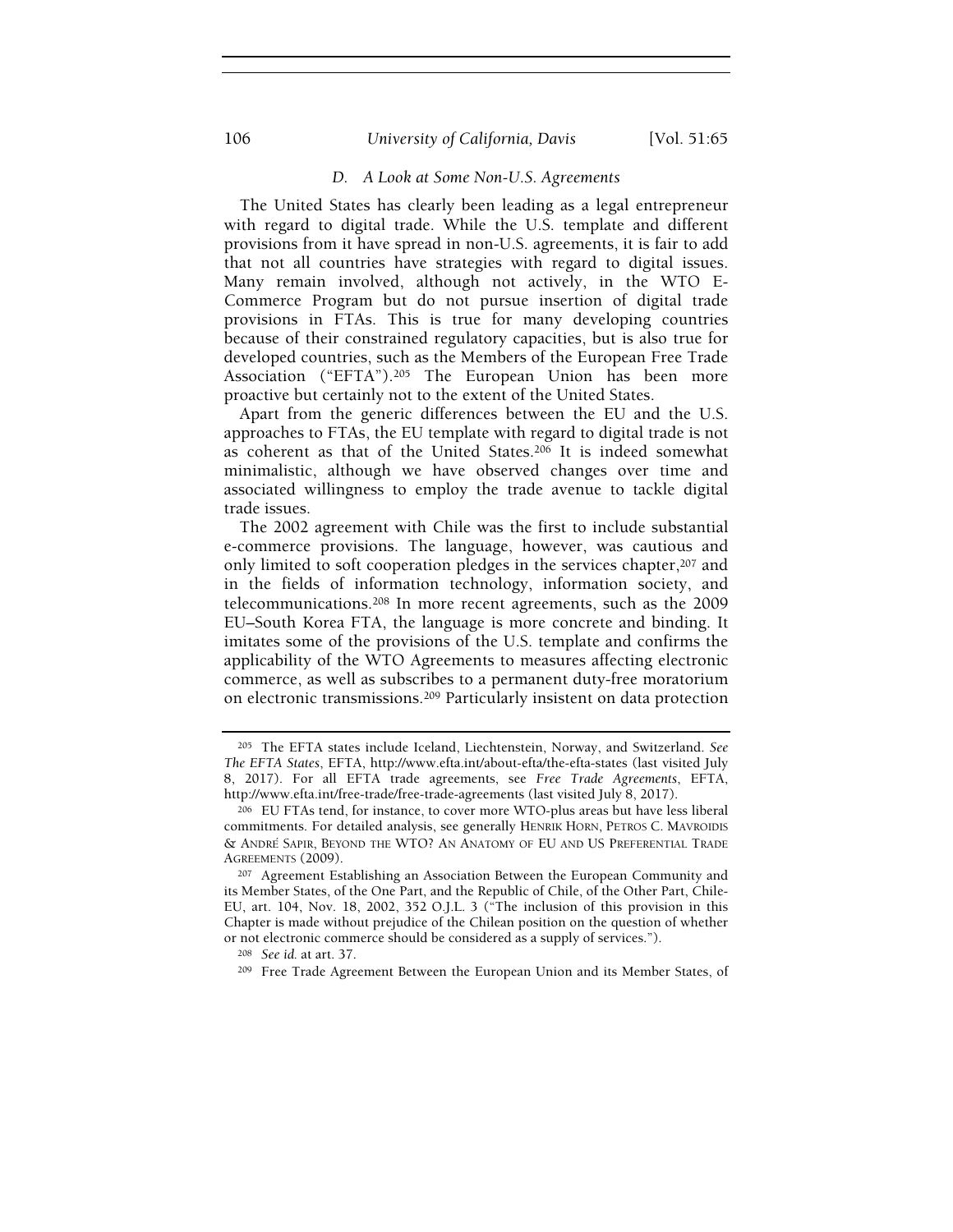### D. A Look at Some Non-U.S. Agreements

The United States has clearly been leading as a legal entrepreneur with regard to digital trade. While the U.S. template and different provisions from it have spread in non-U.S. agreements, it is fair to add that not all countries have strategies with regard to digital issues. Many remain involved, although not actively, in the WTO E-Commerce Program but do not pursue insertion of digital trade provisions in FTAs. This is true for many developing countries because of their constrained regulatory capacities, but is also true for developed countries, such as the Members of the European Free Trade Association ("EFTA").[205] The European Union has been more proactive but certainly not to the extent of the United States.

Apart from the generic differences between the EU and the U.S. approaches to FTAs, the EU template with regard to digital trade is not as coherent as that of the United States.[206] It is indeed somewhat minimalistic, although we have observed changes over time and associated willingness to employ the trade avenue to tackle digital trade issues.

The 2002 agreement with Chile was the first to include substantial e-commerce provisions. The language, however, was cautious and only limited to soft cooperation pledges in the services chapter,[207] and in the fields of information technology, information society, and telecommunications.[208] In more recent agreements, such as the 2009 EU–South Korea FTA, the language is more concrete and binding. It imitates some of the provisions of the U.S. template and confirms the applicability of the WTO Agreements to measures affecting electronic commerce, as well as subscribes to a permanent duty-free moratorium on electronic transmissions.[209] Particularly insistent on data protection

---

[205] The EFTA states include Iceland, Liechtenstein, Norway, and Switzerland. *See The EFTA States*, EFTA, http://www.efta.int/about-efta/the-efta-states (last visited July 8, 2017). For all EFTA trade agreements, see *Free Trade Agreements*, EFTA, http://www.efta.int/free-trade/free-trade-agreements (last visited July 8, 2017).

[206] EU FTAs tend, for instance, to cover more WTO-plus areas but have less liberal commitments. For detailed analysis, see generally HENRIK HORN, PETROS C. MAVROIDIS & ANDRÉ SAPIR, BEYOND THE WTO? AN ANATOMY OF EU AND US PREFERENTIAL TRADE AGREEMENTS (2009).

[207] Agreement Establishing an Association Between the European Community and its Member States, of the One Part, and the Republic of Chile, of the Other Part, Chile-EU, art. 104, Nov. 18, 2002, 352 O.J.L. 3 ("The inclusion of this provision in this Chapter is made without prejudice of the Chilean position on the question of whether or not electronic commerce should be considered as a supply of services.").

[208] *See id.* at art. 37.

[209] Free Trade Agreement Between the European Union and its Member States, of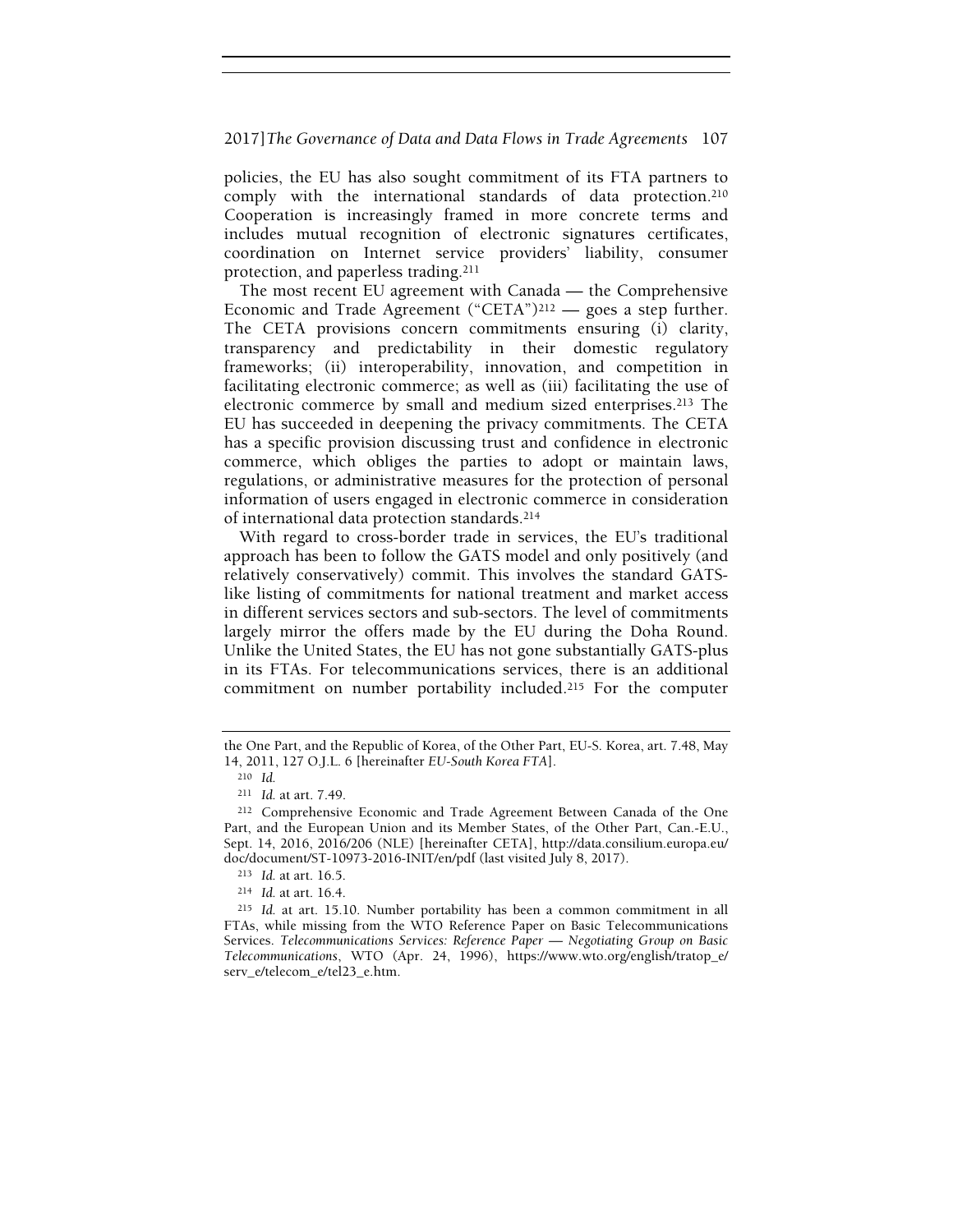policies, the EU has also sought commitment of its FTA partners to comply with the international standards of data protection.[210] Cooperation is increasingly framed in more concrete terms and includes mutual recognition of electronic signatures certificates, coordination on Internet service providers' liability, consumer protection, and paperless trading.[211]

The most recent EU agreement with Canada — the Comprehensive Economic and Trade Agreement ("CETA")[212] — goes a step further. The CETA provisions concern commitments ensuring (i) clarity, transparency and predictability in their domestic regulatory frameworks; (ii) interoperability, innovation, and competition in facilitating electronic commerce; as well as (iii) facilitating the use of electronic commerce by small and medium sized enterprises.[213] The EU has succeeded in deepening the privacy commitments. The CETA has a specific provision discussing trust and confidence in electronic commerce, which obliges the parties to adopt or maintain laws, regulations, or administrative measures for the protection of personal information of users engaged in electronic commerce in consideration of international data protection standards.[214]

With regard to cross-border trade in services, the EU's traditional approach has been to follow the GATS model and only positively (and relatively conservatively) commit. This involves the standard GATS-like listing of commitments for national treatment and market access in different services sectors and sub-sectors. The level of commitments largely mirror the offers made by the EU during the Doha Round. Unlike the United States, the EU has not gone substantially GATS-plus in its FTAs. For telecommunications services, there is an additional commitment on number portability included.[215] For the computer

---

the One Part, and the Republic of Korea, of the Other Part, EU-S. Korea, art. 7.48, May 14, 2011, 127 O.J.L. 6 [hereinafter *EU-South Korea FTA*].

[210] *Id.*

[211] *Id.* at art. 7.49.

[212] Comprehensive Economic and Trade Agreement Between Canada of the One Part, and the European Union and its Member States, of the Other Part, Can.-E.U., Sept. 14, 2016, 2016/206 (NLE) [hereinafter CETA], http://data.consilium.europa.eu/doc/document/ST-10973-2016-INIT/en/pdf (last visited July 8, 2017).

[213] *Id.* at art. 16.5.

[214] *Id.* at art. 16.4.

[215] *Id.* at art. 15.10. Number portability has been a common commitment in all FTAs, while missing from the WTO Reference Paper on Basic Telecommunications Services. *Telecommunications Services: Reference Paper — Negotiating Group on Basic Telecommunications*, WTO (Apr. 24, 1996), https://www.wto.org/english/tratop_e/serv_e/telecom_e/tel23_e.htm.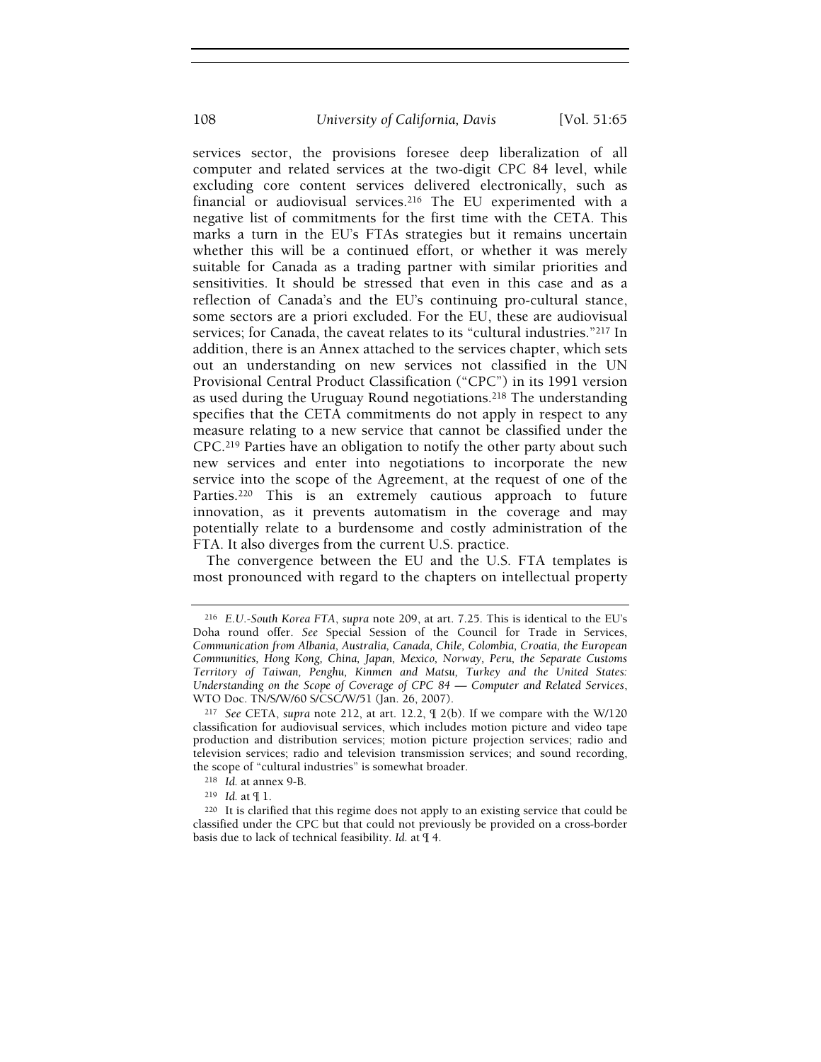services sector, the provisions foresee deep liberalization of all computer and related services at the two-digit CPC 84 level, while excluding core content services delivered electronically, such as financial or audiovisual services.[216] The EU experimented with a negative list of commitments for the first time with the CETA. This marks a turn in the EU's FTAs strategies but it remains uncertain whether this will be a continued effort, or whether it was merely suitable for Canada as a trading partner with similar priorities and sensitivities. It should be stressed that even in this case and as a reflection of Canada's and the EU's continuing pro-cultural stance, some sectors are a priori excluded. For the EU, these are audiovisual services; for Canada, the caveat relates to its "cultural industries."[217] In addition, there is an Annex attached to the services chapter, which sets out an understanding on new services not classified in the UN Provisional Central Product Classification ("CPC") in its 1991 version as used during the Uruguay Round negotiations.[218] The understanding specifies that the CETA commitments do not apply in respect to any measure relating to a new service that cannot be classified under the CPC.[219] Parties have an obligation to notify the other party about such new services and enter into negotiations to incorporate the new service into the scope of the Agreement, at the request of one of the Parties.[220] This is an extremely cautious approach to future innovation, as it prevents automatism in the coverage and may potentially relate to a burdensome and costly administration of the FTA. It also diverges from the current U.S. practice.

The convergence between the EU and the U.S. FTA templates is most pronounced with regard to the chapters on intellectual property

---

[216] *E.U.-South Korea FTA*, *supra* note 209, at art. 7.25. This is identical to the EU's Doha round offer. *See* Special Session of the Council for Trade in Services, *Communication from Albania, Australia, Canada, Chile, Colombia, Croatia, the European Communities, Hong Kong, China, Japan, Mexico, Norway, Peru, the Separate Customs Territory of Taiwan, Penghu, Kinmen and Matsu, Turkey and the United States: Understanding on the Scope of Coverage of CPC 84 — Computer and Related Services*, WTO Doc. TN/S/W/60 S/CSC/W/51 (Jan. 26, 2007).

[217] *See* CETA, *supra* note 212, at art. 12.2, ¶ 2(b). If we compare with the W/120 classification for audiovisual services, which includes motion picture and video tape production and distribution services; motion picture projection services; radio and television services; radio and television transmission services; and sound recording, the scope of "cultural industries" is somewhat broader.

[218] *Id.* at annex 9-B.

[219] *Id.* at ¶ 1.

[220] It is clarified that this regime does not apply to an existing service that could be classified under the CPC but that could not previously be provided on a cross-border basis due to lack of technical feasibility. *Id.* at ¶ 4.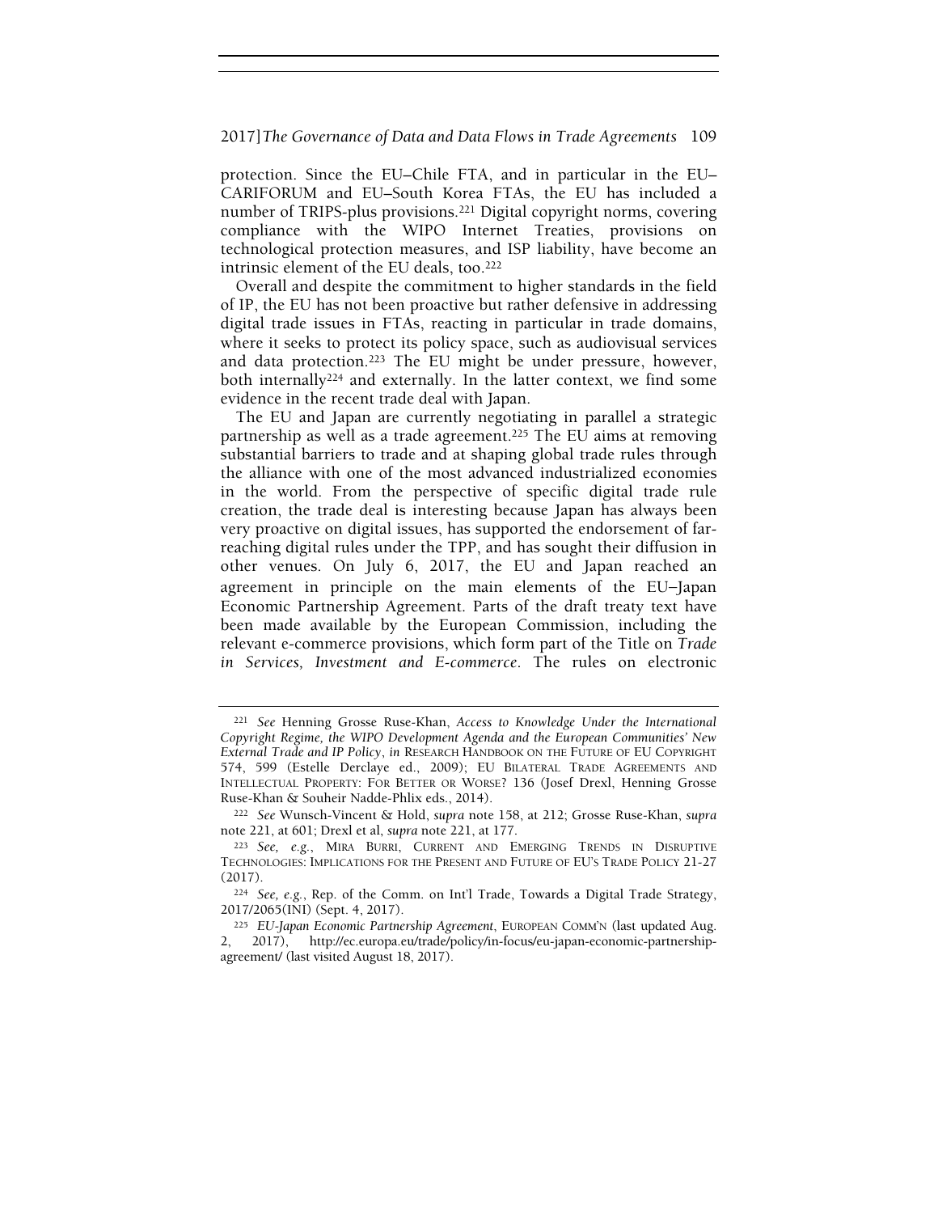protection. Since the EU–Chile FTA, and in particular in the EU–CARIFORUM and EU–South Korea FTAs, the EU has included a number of TRIPS-plus provisions.[221] Digital copyright norms, covering compliance with the WIPO Internet Treaties, provisions on technological protection measures, and ISP liability, have become an intrinsic element of the EU deals, too.[222]

Overall and despite the commitment to higher standards in the field of IP, the EU has not been proactive but rather defensive in addressing digital trade issues in FTAs, reacting in particular in trade domains, where it seeks to protect its policy space, such as audiovisual services and data protection.[223] The EU might be under pressure, however, both internally[224] and externally. In the latter context, we find some evidence in the recent trade deal with Japan.

The EU and Japan are currently negotiating in parallel a strategic partnership as well as a trade agreement.[225] The EU aims at removing substantial barriers to trade and at shaping global trade rules through the alliance with one of the most advanced industrialized economies in the world. From the perspective of specific digital trade rule creation, the trade deal is interesting because Japan has always been very proactive on digital issues, has supported the endorsement of far-reaching digital rules under the TPP, and has sought their diffusion in other venues. On July 6, 2017, the EU and Japan reached an agreement in principle on the main elements of the EU–Japan Economic Partnership Agreement. Parts of the draft treaty text have been made available by the European Commission, including the relevant e-commerce provisions, which form part of the Title on *Trade in Services, Investment and E-commerce*. The rules on electronic

---

[221] *See* Henning Grosse Ruse-Khan, *Access to Knowledge Under the International Copyright Regime, the WIPO Development Agenda and the European Communities' New External Trade and IP Policy*, *in* RESEARCH HANDBOOK ON THE FUTURE OF EU COPYRIGHT 574, 599 (Estelle Derclaye ed., 2009); EU BILATERAL TRADE AGREEMENTS AND INTELLECTUAL PROPERTY: FOR BETTER OR WORSE? 136 (Josef Drexl, Henning Grosse Ruse-Khan & Souheir Nadde-Phlix eds., 2014).

[222] *See* Wunsch-Vincent & Hold, *supra* note 158, at 212; Grosse Ruse-Khan, *supra* note 221, at 601; Drexl et al, *supra* note 221, at 177.

[223] *See, e.g.*, MIRA BURRI, CURRENT AND EMERGING TRENDS IN DISRUPTIVE TECHNOLOGIES: IMPLICATIONS FOR THE PRESENT AND FUTURE OF EU'S TRADE POLICY 21-27 (2017).

[224] *See, e.g.*, Rep. of the Comm. on Int'l Trade, Towards a Digital Trade Strategy, 2017/2065(INI) (Sept. 4, 2017).

[225] *EU-Japan Economic Partnership Agreement*, EUROPEAN COMM'N (last updated Aug. 2, 2017), http://ec.europa.eu/trade/policy/in-focus/eu-japan-economic-partnership-agreement/ (last visited August 18, 2017).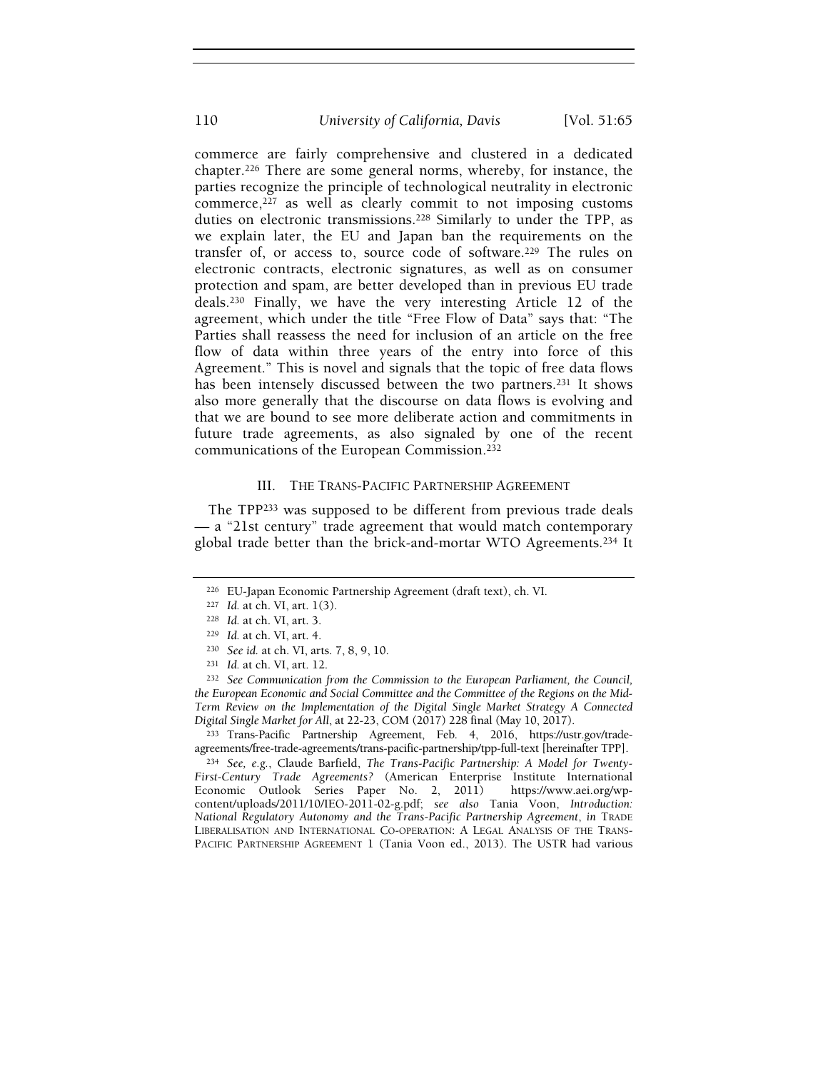commerce are fairly comprehensive and clustered in a dedicated chapter.[226] There are some general norms, whereby, for instance, the parties recognize the principle of technological neutrality in electronic commerce,[227] as well as clearly commit to not imposing customs duties on electronic transmissions.[228] Similarly to under the TPP, as we explain later, the EU and Japan ban the requirements on the transfer of, or access to, source code of software.[229] The rules on electronic contracts, electronic signatures, as well as on consumer protection and spam, are better developed than in previous EU trade deals.[230] Finally, we have the very interesting Article 12 of the agreement, which under the title "Free Flow of Data" says that: "The Parties shall reassess the need for inclusion of an article on the free flow of data within three years of the entry into force of this Agreement." This is novel and signals that the topic of free data flows has been intensely discussed between the two partners.[231] It shows also more generally that the discourse on data flows is evolving and that we are bound to see more deliberate action and commitments in future trade agreements, as also signaled by one of the recent communications of the European Commission.[232]

## III. THE TRANS-PACIFIC PARTNERSHIP AGREEMENT

The TPP[233] was supposed to be different from previous trade deals — a "21st century" trade agreement that would match contemporary global trade better than the brick-and-mortar WTO Agreements.[234] It

---

[226] EU-Japan Economic Partnership Agreement (draft text), ch. VI.

[227] *Id.* at ch. VI, art. 1(3).

[228] *Id.* at ch. VI, art. 3.

[229] *Id.* at ch. VI, art. 4.

[230] *See id.* at ch. VI, arts. 7, 8, 9, 10.

[231] *Id.* at ch. VI, art. 12.

[232] *See Communication from the Commission to the European Parliament, the Council, the European Economic and Social Committee and the Committee of the Regions on the Mid-Term Review on the Implementation of the Digital Single Market Strategy A Connected Digital Single Market for All*, at 22-23, COM (2017) 228 final (May 10, 2017).

[233] Trans-Pacific Partnership Agreement, Feb. 4, 2016, https://ustr.gov/trade-agreements/free-trade-agreements/trans-pacific-partnership/tpp-full-text [hereinafter TPP].

[234] *See, e.g.*, Claude Barfield, *The Trans-Pacific Partnership: A Model for Twenty-First-Century Trade Agreements?* (American Enterprise Institute International Economic Outlook Series Paper No. 2, 2011) https://www.aei.org/wp-content/uploads/2011/10/IEO-2011-02-g.pdf; *see also* Tania Voon, *Introduction: National Regulatory Autonomy and the Trans-Pacific Partnership Agreement*, *in* TRADE LIBERALISATION AND INTERNATIONAL CO-OPERATION: A LEGAL ANALYSIS OF THE TRANS-PACIFIC PARTNERSHIP AGREEMENT 1 (Tania Voon ed., 2013). The USTR had various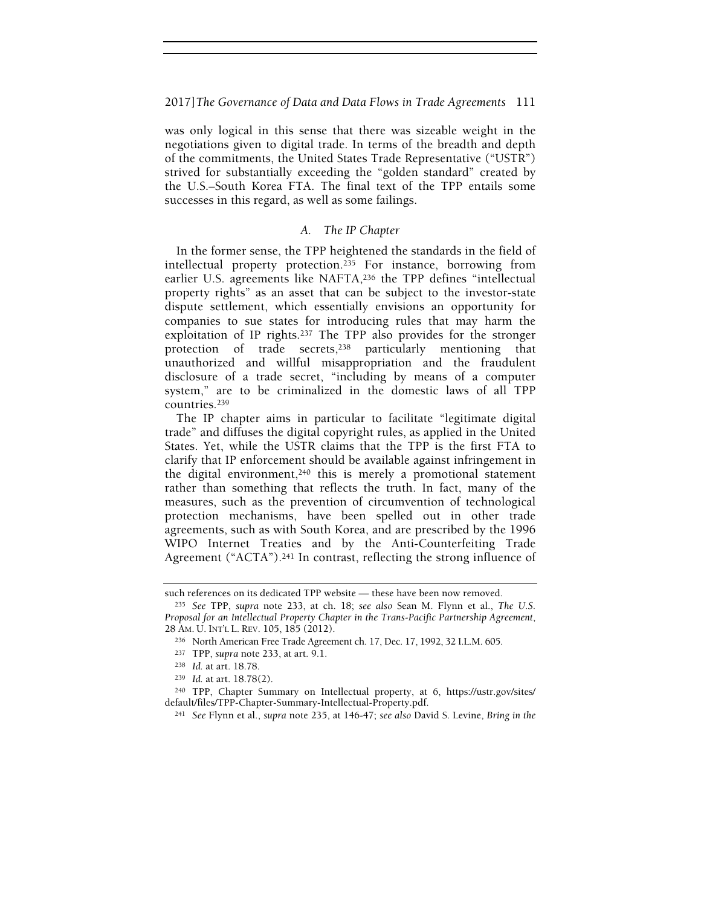was only logical in this sense that there was sizeable weight in the negotiations given to digital trade. In terms of the breadth and depth of the commitments, the United States Trade Representative ("USTR") strived for substantially exceeding the "golden standard" created by the U.S.–South Korea FTA. The final text of the TPP entails some successes in this regard, as well as some failings.

### *A. The IP Chapter*

In the former sense, the TPP heightened the standards in the field of intellectual property protection.[235] For instance, borrowing from earlier U.S. agreements like NAFTA,[236] the TPP defines "intellectual property rights" as an asset that can be subject to the investor-state dispute settlement, which essentially envisions an opportunity for companies to sue states for introducing rules that may harm the exploitation of IP rights.[237] The TPP also provides for the stronger protection of trade secrets,[238] particularly mentioning that unauthorized and willful misappropriation and the fraudulent disclosure of a trade secret, "including by means of a computer system," are to be criminalized in the domestic laws of all TPP countries.[239]

The IP chapter aims in particular to facilitate "legitimate digital trade" and diffuses the digital copyright rules, as applied in the United States. Yet, while the USTR claims that the TPP is the first FTA to clarify that IP enforcement should be available against infringement in the digital environment,[240] this is merely a promotional statement rather than something that reflects the truth. In fact, many of the measures, such as the prevention of circumvention of technological protection mechanisms, have been spelled out in other trade agreements, such as with South Korea, and are prescribed by the 1996 WIPO Internet Treaties and by the Anti-Counterfeiting Trade Agreement ("ACTA").[241] In contrast, reflecting the strong influence of

---

such references on its dedicated TPP website — these have been now removed.

[235] *See* TPP, *supra* note 233, at ch. 18; *see also* Sean M. Flynn et al., *The U.S. Proposal for an Intellectual Property Chapter in the Trans-Pacific Partnership Agreement*, 28 AM. U. INT'L L. REV. 105, 185 (2012).

[236] North American Free Trade Agreement ch. 17, Dec. 17, 1992, 32 I.L.M. 605.

[237] TPP, *supra* note 233, at art. 9.1.

[238] *Id.* at art. 18.78.

[239] *Id.* at art. 18.78(2).

[240] TPP, Chapter Summary on Intellectual property, at 6, https://ustr.gov/sites/default/files/TPP-Chapter-Summary-Intellectual-Property.pdf.

[241] *See* Flynn et al., *supra* note 235, at 146-47; *see also* David S. Levine, *Bring in the*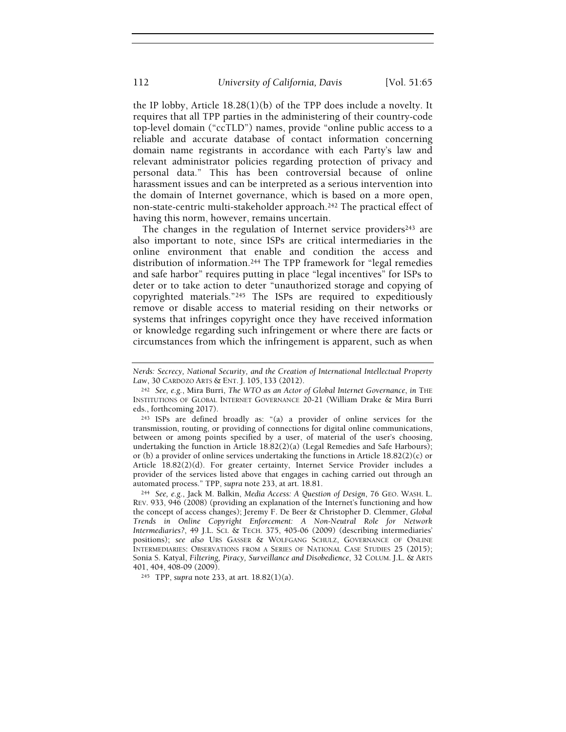the IP lobby, Article 18.28(1)(b) of the TPP does include a novelty. It requires that all TPP parties in the administering of their country-code top-level domain ("ccTLD") names, provide "online public access to a reliable and accurate database of contact information concerning domain name registrants in accordance with each Party's law and relevant administrator policies regarding protection of privacy and personal data." This has been controversial because of online harassment issues and can be interpreted as a serious intervention into the domain of Internet governance, which is based on a more open, non-state-centric multi-stakeholder approach.[242] The practical effect of having this norm, however, remains uncertain.

The changes in the regulation of Internet service providers[243] are also important to note, since ISPs are critical intermediaries in the online environment that enable and condition the access and distribution of information.[244] The TPP framework for "legal remedies and safe harbor" requires putting in place "legal incentives" for ISPs to deter or to take action to deter "unauthorized storage and copying of copyrighted materials."[245] The ISPs are required to expeditiously remove or disable access to material residing on their networks or systems that infringes copyright once they have received information or knowledge regarding such infringement or where there are facts or circumstances from which the infringement is apparent, such as when

---

*Nerds: Secrecy, National Security, and the Creation of International Intellectual Property Law*, 30 CARDOZO ARTS & ENT. J. 105, 133 (2012).

[242] *See, e.g.*, Mira Burri, *The WTO as an Actor of Global Internet Governance*, *in* THE INSTITUTIONS OF GLOBAL INTERNET GOVERNANCE 20-21 (William Drake & Mira Burri eds., forthcoming 2017).

[243] ISPs are defined broadly as: "(a) a provider of online services for the transmission, routing, or providing of connections for digital online communications, between or among points specified by a user, of material of the user's choosing, undertaking the function in Article 18.82(2)(a) (Legal Remedies and Safe Harbours); or (b) a provider of online services undertaking the functions in Article 18.82(2)(c) or Article 18.82(2)(d). For greater certainty, Internet Service Provider includes a provider of the services listed above that engages in caching carried out through an automated process." TPP, *supra* note 233, at art. 18.81.

[244] *See, e.g.*, Jack M. Balkin, *Media Access: A Question of Design*, 76 GEO. WASH. L. REV. 933, 946 (2008) (providing an explanation of the Internet's functioning and how the concept of access changes); Jeremy F. De Beer & Christopher D. Clemmer, *Global Trends in Online Copyright Enforcement: A Non-Neutral Role for Network Intermediaries?*, 49 J.L. SCI. & TECH. 375, 405-06 (2009) (describing intermediaries' positions); *see also* URS GASSER & WOLFGANG SCHULZ, GOVERNANCE OF ONLINE INTERMEDIARIES: OBSERVATIONS FROM A SERIES OF NATIONAL CASE STUDIES 25 (2015); Sonia S. Katyal, *Filtering, Piracy, Surveillance and Disobedience*, 32 COLUM. J.L. & ARTS 401, 404, 408-09 (2009).

[245] TPP, *supra* note 233, at art. 18.82(1)(a).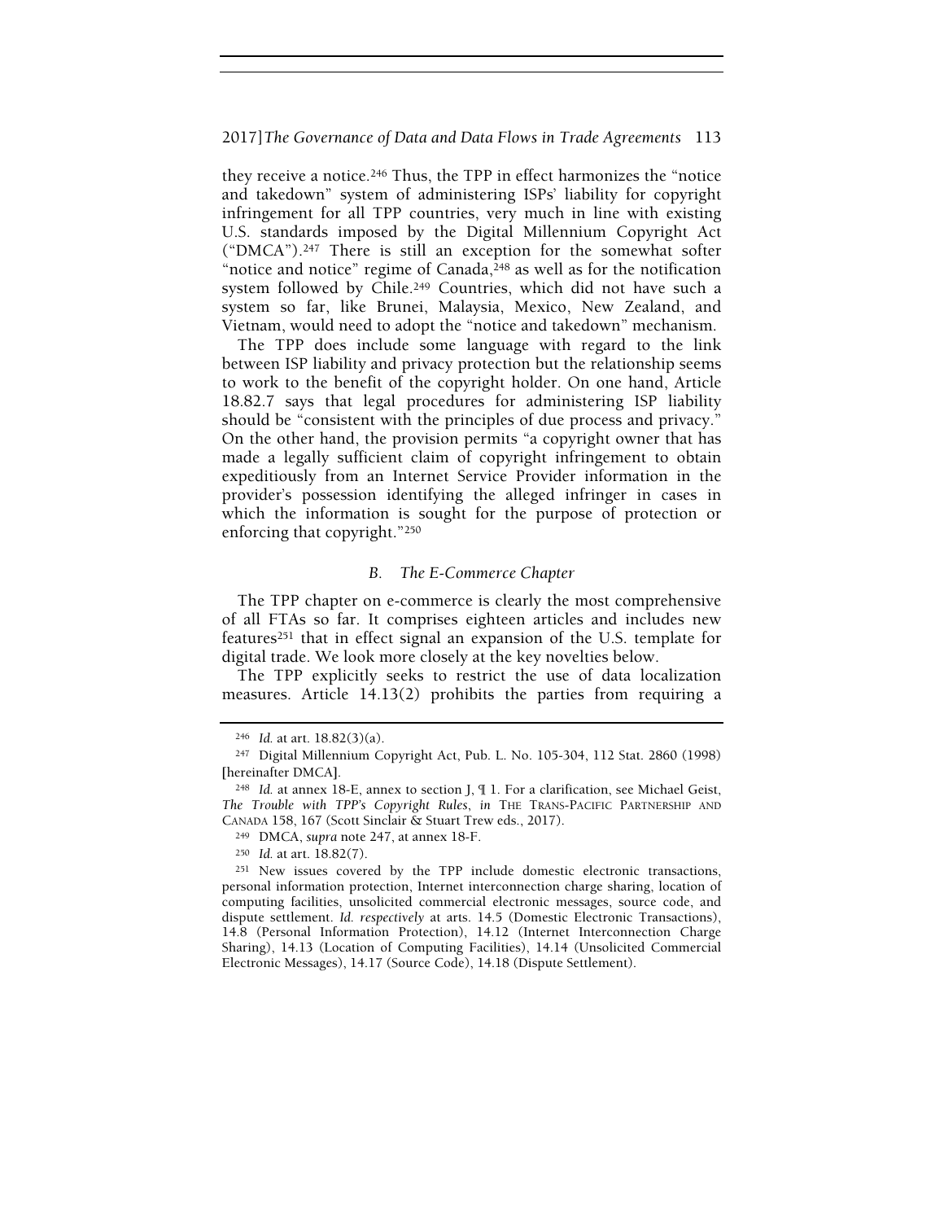they receive a notice.[246] Thus, the TPP in effect harmonizes the "notice and takedown" system of administering ISPs' liability for copyright infringement for all TPP countries, very much in line with existing U.S. standards imposed by the Digital Millennium Copyright Act ("DMCA").[247] There is still an exception for the somewhat softer "notice and notice" regime of Canada,[248] as well as for the notification system followed by Chile.[249] Countries, which did not have such a system so far, like Brunei, Malaysia, Mexico, New Zealand, and Vietnam, would need to adopt the "notice and takedown" mechanism.

The TPP does include some language with regard to the link between ISP liability and privacy protection but the relationship seems to work to the benefit of the copyright holder. On one hand, Article 18.82.7 says that legal procedures for administering ISP liability should be "consistent with the principles of due process and privacy." On the other hand, the provision permits "a copyright owner that has made a legally sufficient claim of copyright infringement to obtain expeditiously from an Internet Service Provider information in the provider's possession identifying the alleged infringer in cases in which the information is sought for the purpose of protection or enforcing that copyright."[250]

### *B. The E-Commerce Chapter*

The TPP chapter on e-commerce is clearly the most comprehensive of all FTAs so far. It comprises eighteen articles and includes new features[251] that in effect signal an expansion of the U.S. template for digital trade. We look more closely at the key novelties below.

The TPP explicitly seeks to restrict the use of data localization measures. Article 14.13(2) prohibits the parties from requiring a

---

[246] *Id.* at art. 18.82(3)(a).

[247] Digital Millennium Copyright Act, Pub. L. No. 105-304, 112 Stat. 2860 (1998) [hereinafter DMCA].

[248] *Id.* at annex 18-E, annex to section J, ¶ 1. For a clarification, see Michael Geist, *The Trouble with TPP's Copyright Rules*, *in* THE TRANS-PACIFIC PARTNERSHIP AND CANADA 158, 167 (Scott Sinclair & Stuart Trew eds., 2017).

[249] DMCA, *supra* note 247, at annex 18-F.

[250] *Id.* at art. 18.82(7).

[251] New issues covered by the TPP include domestic electronic transactions, personal information protection, Internet interconnection charge sharing, location of computing facilities, unsolicited commercial electronic messages, source code, and dispute settlement. *Id. respectively* at arts. 14.5 (Domestic Electronic Transactions), 14.8 (Personal Information Protection), 14.12 (Internet Interconnection Charge Sharing), 14.13 (Location of Computing Facilities), 14.14 (Unsolicited Commercial Electronic Messages), 14.17 (Source Code), 14.18 (Dispute Settlement).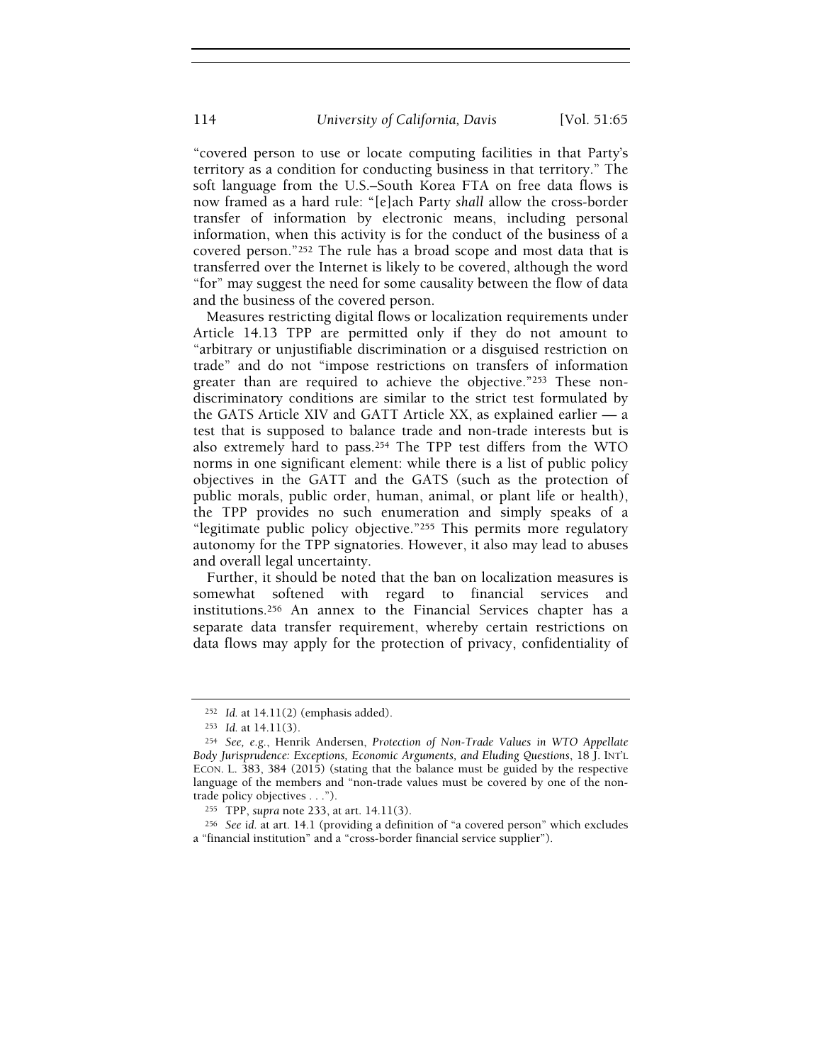"covered person to use or locate computing facilities in that Party's territory as a condition for conducting business in that territory." The soft language from the U.S.–South Korea FTA on free data flows is now framed as a hard rule: "[e]ach Party *shall* allow the cross-border transfer of information by electronic means, including personal information, when this activity is for the conduct of the business of a covered person."[252] The rule has a broad scope and most data that is transferred over the Internet is likely to be covered, although the word "for" may suggest the need for some causality between the flow of data and the business of the covered person.

Measures restricting digital flows or localization requirements under Article 14.13 TPP are permitted only if they do not amount to "arbitrary or unjustifiable discrimination or a disguised restriction on trade" and do not "impose restrictions on transfers of information greater than are required to achieve the objective."[253] These non-discriminatory conditions are similar to the strict test formulated by the GATS Article XIV and GATT Article XX, as explained earlier — a test that is supposed to balance trade and non-trade interests but is also extremely hard to pass.[254] The TPP test differs from the WTO norms in one significant element: while there is a list of public policy objectives in the GATT and the GATS (such as the protection of public morals, public order, human, animal, or plant life or health), the TPP provides no such enumeration and simply speaks of a "legitimate public policy objective."[255] This permits more regulatory autonomy for the TPP signatories. However, it also may lead to abuses and overall legal uncertainty.

Further, it should be noted that the ban on localization measures is somewhat softened with regard to financial services and institutions.[256] An annex to the Financial Services chapter has a separate data transfer requirement, whereby certain restrictions on data flows may apply for the protection of privacy, confidentiality of

---

[252] *Id.* at 14.11(2) (emphasis added).

[253] *Id.* at 14.11(3).

[254] *See, e.g.*, Henrik Andersen, *Protection of Non-Trade Values in WTO Appellate Body Jurisprudence: Exceptions, Economic Arguments, and Eluding Questions*, 18 J. INT'L ECON. L. 383, 384 (2015) (stating that the balance must be guided by the respective language of the members and "non-trade values must be covered by one of the non-trade policy objectives . . .").

[255] TPP, *supra* note 233, at art. 14.11(3).

[256] *See id.* at art. 14.1 (providing a definition of "a covered person" which excludes a "financial institution" and a "cross-border financial service supplier").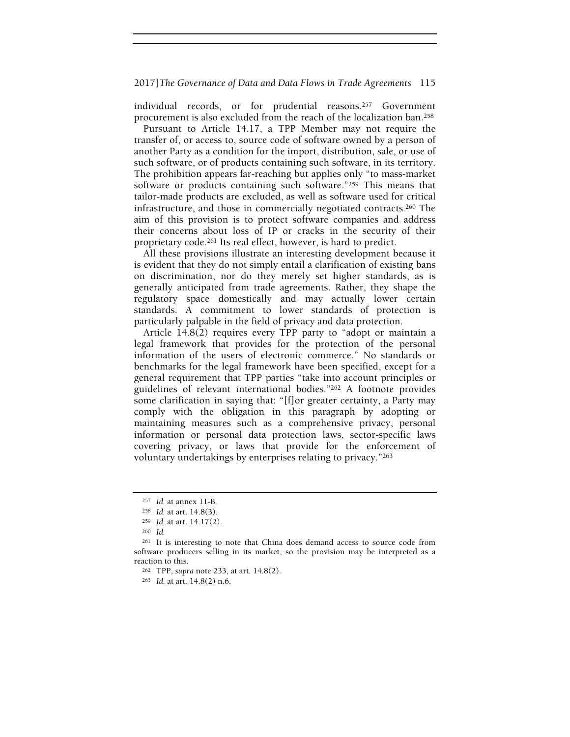individual records, or for prudential reasons.[257] Government procurement is also excluded from the reach of the localization ban.[258]

Pursuant to Article 14.17, a TPP Member may not require the transfer of, or access to, source code of software owned by a person of another Party as a condition for the import, distribution, sale, or use of such software, or of products containing such software, in its territory. The prohibition appears far-reaching but applies only "to mass-market software or products containing such software."[259] This means that tailor-made products are excluded, as well as software used for critical infrastructure, and those in commercially negotiated contracts.[260] The aim of this provision is to protect software companies and address their concerns about loss of IP or cracks in the security of their proprietary code.[261] Its real effect, however, is hard to predict.

All these provisions illustrate an interesting development because it is evident that they do not simply entail a clarification of existing bans on discrimination, nor do they merely set higher standards, as is generally anticipated from trade agreements. Rather, they shape the regulatory space domestically and may actually lower certain standards. A commitment to lower standards of protection is particularly palpable in the field of privacy and data protection.

Article 14.8(2) requires every TPP party to "adopt or maintain a legal framework that provides for the protection of the personal information of the users of electronic commerce." No standards or benchmarks for the legal framework have been specified, except for a general requirement that TPP parties "take into account principles or guidelines of relevant international bodies."[262] A footnote provides some clarification in saying that: "[f]or greater certainty, a Party may comply with the obligation in this paragraph by adopting or maintaining measures such as a comprehensive privacy, personal information or personal data protection laws, sector-specific laws covering privacy, or laws that provide for the enforcement of voluntary undertakings by enterprises relating to privacy."[263]

---

[257] *Id.* at annex 11-B.

[258] *Id.* at art. 14.8(3).

[259] *Id.* at art. 14.17(2).

[260] *Id.*

[261] It is interesting to note that China does demand access to source code from software producers selling in its market, so the provision may be interpreted as a reaction to this.

[262] TPP, *supra* note 233, at art. 14.8(2).

[263] *Id.* at art. 14.8(2) n.6.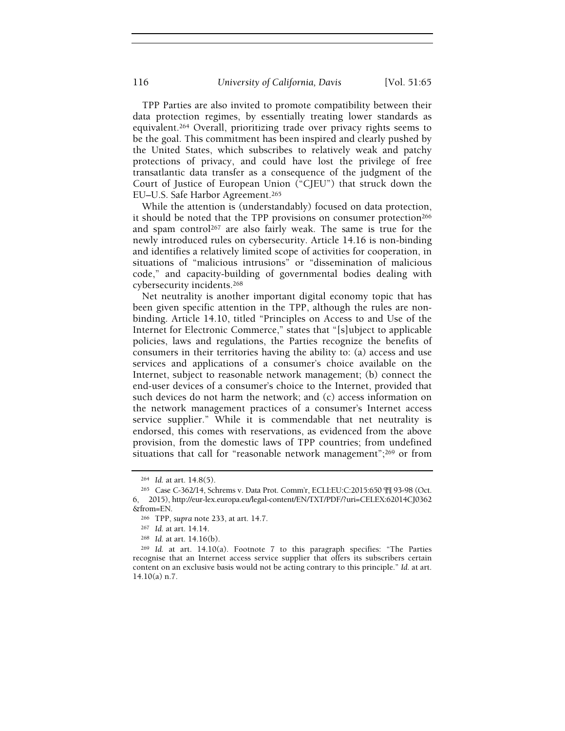TPP Parties are also invited to promote compatibility between their data protection regimes, by essentially treating lower standards as equivalent.[264] Overall, prioritizing trade over privacy rights seems to be the goal. This commitment has been inspired and clearly pushed by the United States, which subscribes to relatively weak and patchy protections of privacy, and could have lost the privilege of free transatlantic data transfer as a consequence of the judgment of the Court of Justice of European Union ("CJEU") that struck down the EU–U.S. Safe Harbor Agreement.[265]

While the attention is (understandably) focused on data protection, it should be noted that the TPP provisions on consumer protection[266] and spam control[267] are also fairly weak. The same is true for the newly introduced rules on cybersecurity. Article 14.16 is non-binding and identifies a relatively limited scope of activities for cooperation, in situations of "malicious intrusions" or "dissemination of malicious code," and capacity-building of governmental bodies dealing with cybersecurity incidents.[268]

Net neutrality is another important digital economy topic that has been given specific attention in the TPP, although the rules are non-binding. Article 14.10, titled "Principles on Access to and Use of the Internet for Electronic Commerce," states that "[s]ubject to applicable policies, laws and regulations, the Parties recognize the benefits of consumers in their territories having the ability to: (a) access and use services and applications of a consumer's choice available on the Internet, subject to reasonable network management; (b) connect the end-user devices of a consumer's choice to the Internet, provided that such devices do not harm the network; and (c) access information on the network management practices of a consumer's Internet access service supplier." While it is commendable that net neutrality is endorsed, this comes with reservations, as evidenced from the above provision, from the domestic laws of TPP countries; from undefined situations that call for "reasonable network management";[269] or from

---

[264] *Id.* at art. 14.8(5).

[265] Case C-362/14, Schrems v. Data Prot. Comm'r, ECLI:EU:C:2015:650 ¶¶ 93-98 (Oct. 6, 2015), http://eur-lex.europa.eu/legal-content/EN/TXT/PDF/?uri=CELEX:62014CJ0362&from=EN.

[266] TPP, *supra* note 233, at art. 14.7.

[267] *Id.* at art. 14.14.

[268] *Id.* at art. 14.16(b).

[269] *Id.* at art. 14.10(a). Footnote 7 to this paragraph specifies: "The Parties recognise that an Internet access service supplier that offers its subscribers certain content on an exclusive basis would not be acting contrary to this principle." *Id.* at art. 14.10(a) n.7.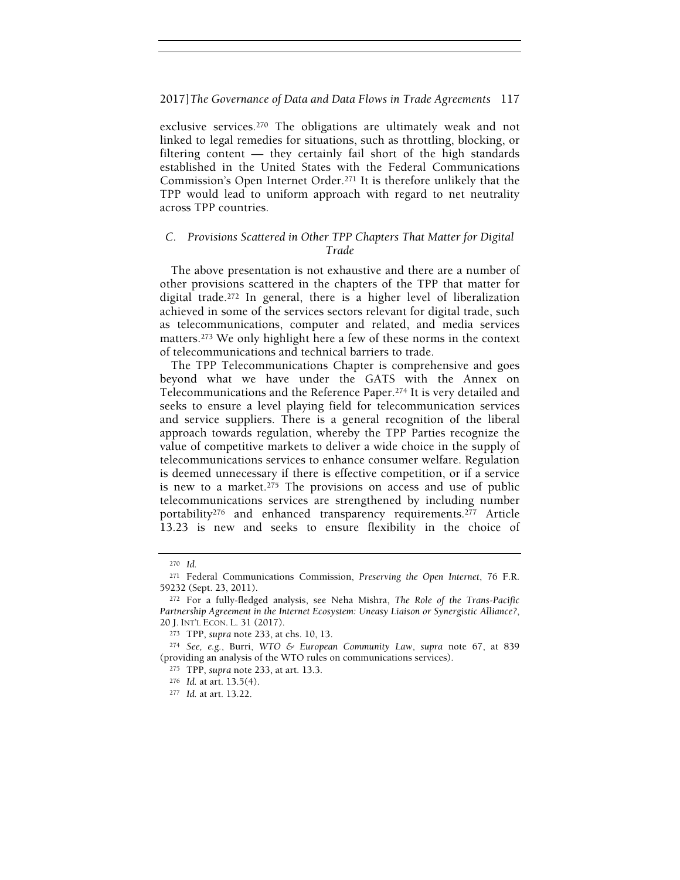exclusive services.[270] The obligations are ultimately weak and not linked to legal remedies for situations, such as throttling, blocking, or filtering content — they certainly fail short of the high standards established in the United States with the Federal Communications Commission's Open Internet Order.[271] It is therefore unlikely that the TPP would lead to uniform approach with regard to net neutrality across TPP countries.

### C. Provisions Scattered in Other TPP Chapters That Matter for Digital Trade

The above presentation is not exhaustive and there are a number of other provisions scattered in the chapters of the TPP that matter for digital trade.[272] In general, there is a higher level of liberalization achieved in some of the services sectors relevant for digital trade, such as telecommunications, computer and related, and media services matters.[273] We only highlight here a few of these norms in the context of telecommunications and technical barriers to trade.

The TPP Telecommunications Chapter is comprehensive and goes beyond what we have under the GATS with the Annex on Telecommunications and the Reference Paper.[274] It is very detailed and seeks to ensure a level playing field for telecommunication services and service suppliers. There is a general recognition of the liberal approach towards regulation, whereby the TPP Parties recognize the value of competitive markets to deliver a wide choice in the supply of telecommunications services to enhance consumer welfare. Regulation is deemed unnecessary if there is effective competition, or if a service is new to a market.[275] The provisions on access and use of public telecommunications services are strengthened by including number portability[276] and enhanced transparency requirements.[277] Article 13.23 is new and seeks to ensure flexibility in the choice of

---

[270] *Id.*

[271] Federal Communications Commission, *Preserving the Open Internet*, 76 F.R. 59232 (Sept. 23, 2011).

[272] For a fully-fledged analysis, see Neha Mishra, *The Role of the Trans-Pacific Partnership Agreement in the Internet Ecosystem: Uneasy Liaison or Synergistic Alliance?*, 20 J. INT'L ECON. L. 31 (2017).

[273] TPP, *supra* note 233, at chs. 10, 13.

[274] *See, e.g.*, Burri, *WTO & European Community Law*, *supra* note 67, at 839 (providing an analysis of the WTO rules on communications services).

[275] TPP, *supra* note 233, at art. 13.3.

[276] *Id.* at art. 13.5(4).

[277] *Id.* at art. 13.22.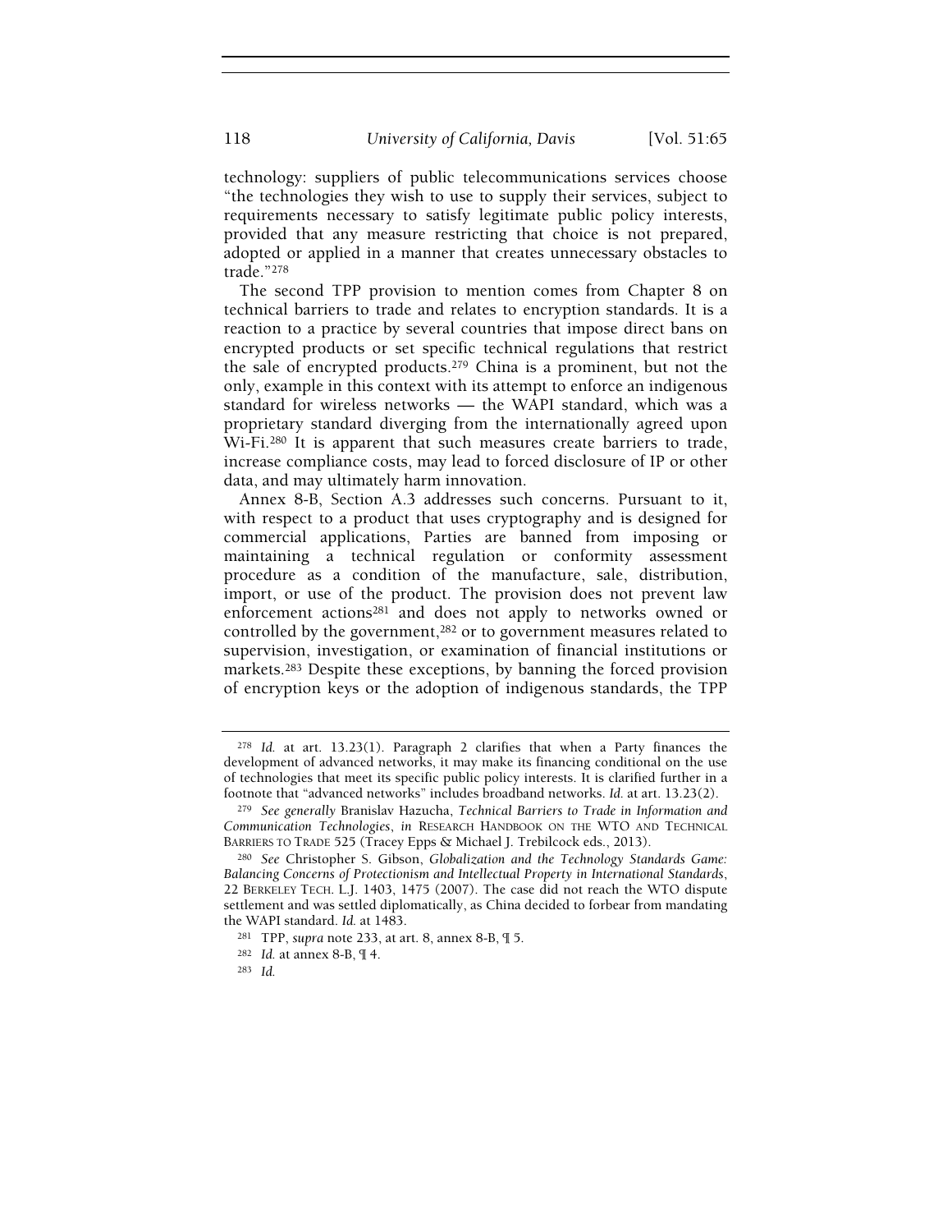technology: suppliers of public telecommunications services choose "the technologies they wish to use to supply their services, subject to requirements necessary to satisfy legitimate public policy interests, provided that any measure restricting that choice is not prepared, adopted or applied in a manner that creates unnecessary obstacles to trade."[278]

The second TPP provision to mention comes from Chapter 8 on technical barriers to trade and relates to encryption standards. It is a reaction to a practice by several countries that impose direct bans on encrypted products or set specific technical regulations that restrict the sale of encrypted products.[279] China is a prominent, but not the only, example in this context with its attempt to enforce an indigenous standard for wireless networks — the WAPI standard, which was a proprietary standard diverging from the internationally agreed upon Wi-Fi.[280] It is apparent that such measures create barriers to trade, increase compliance costs, may lead to forced disclosure of IP or other data, and may ultimately harm innovation.

Annex 8-B, Section A.3 addresses such concerns. Pursuant to it, with respect to a product that uses cryptography and is designed for commercial applications, Parties are banned from imposing or maintaining a technical regulation or conformity assessment procedure as a condition of the manufacture, sale, distribution, import, or use of the product. The provision does not prevent law enforcement actions[281] and does not apply to networks owned or controlled by the government,[282] or to government measures related to supervision, investigation, or examination of financial institutions or markets.[283] Despite these exceptions, by banning the forced provision of encryption keys or the adoption of indigenous standards, the TPP

---

[278] *Id.* at art. 13.23(1). Paragraph 2 clarifies that when a Party finances the development of advanced networks, it may make its financing conditional on the use of technologies that meet its specific public policy interests. It is clarified further in a footnote that "advanced networks" includes broadband networks. *Id.* at art. 13.23(2).

[279] *See generally* Branislav Hazucha, *Technical Barriers to Trade in Information and Communication Technologies*, *in* RESEARCH HANDBOOK ON THE WTO AND TECHNICAL BARRIERS TO TRADE 525 (Tracey Epps & Michael J. Trebilcock eds., 2013).

[280] *See* Christopher S. Gibson, *Globalization and the Technology Standards Game: Balancing Concerns of Protectionism and Intellectual Property in International Standards*, 22 BERKELEY TECH. L.J. 1403, 1475 (2007). The case did not reach the WTO dispute settlement and was settled diplomatically, as China decided to forbear from mandating the WAPI standard. *Id.* at 1483.

[281] TPP, *supra* note 233, at art. 8, annex 8-B, ¶ 5.

[282] *Id.* at annex 8-B, ¶ 4.

[283] *Id.*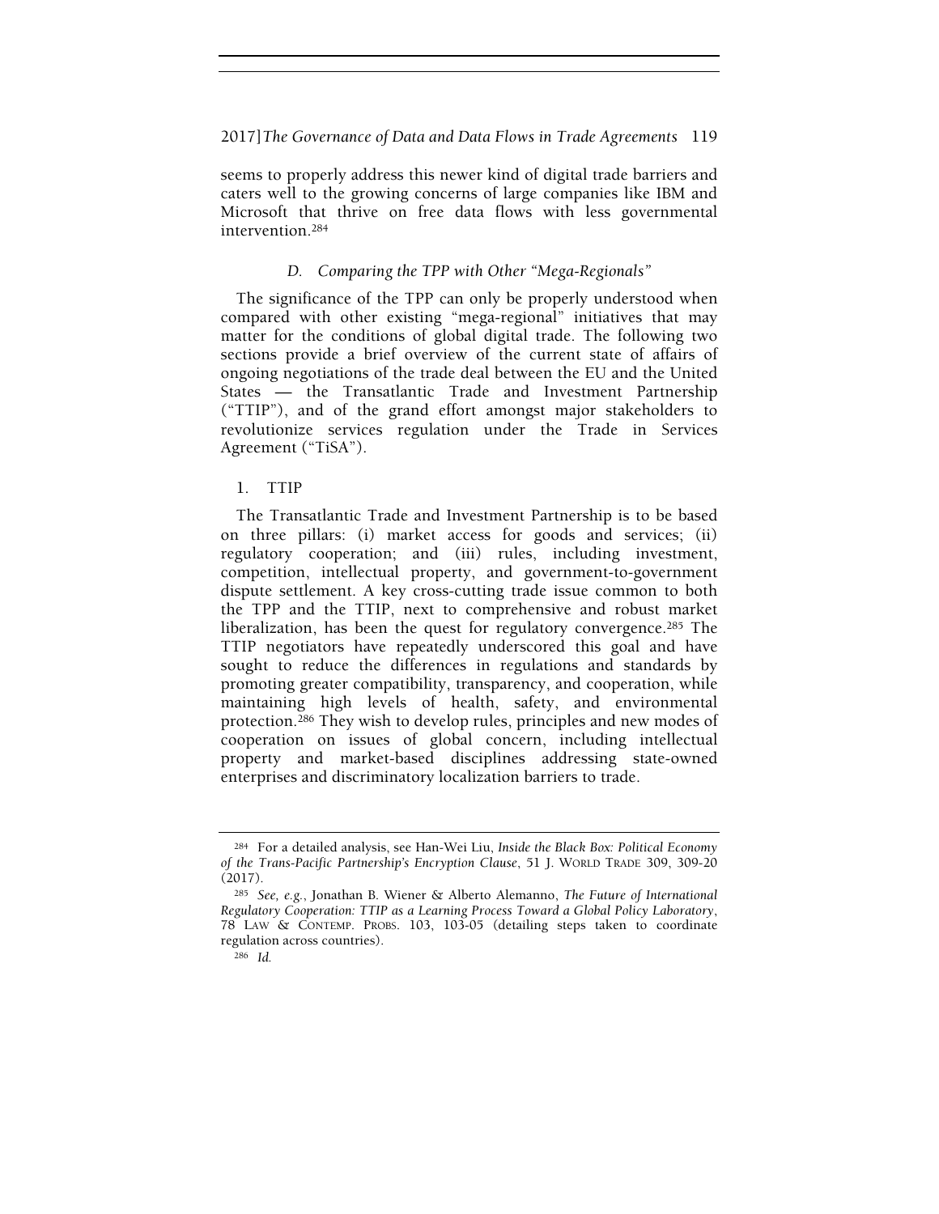seems to properly address this newer kind of digital trade barriers and caters well to the growing concerns of large companies like IBM and Microsoft that thrive on free data flows with less governmental intervention.[284]

### D. Comparing the TPP with Other "Mega-Regionals"

The significance of the TPP can only be properly understood when compared with other existing "mega-regional" initiatives that may matter for the conditions of global digital trade. The following two sections provide a brief overview of the current state of affairs of ongoing negotiations of the trade deal between the EU and the United States — the Transatlantic Trade and Investment Partnership ("TTIP"), and of the grand effort amongst major stakeholders to revolutionize services regulation under the Trade in Services Agreement ("TiSA").

#### 1. TTIP

The Transatlantic Trade and Investment Partnership is to be based on three pillars: (i) market access for goods and services; (ii) regulatory cooperation; and (iii) rules, including investment, competition, intellectual property, and government-to-government dispute settlement. A key cross-cutting trade issue common to both the TPP and the TTIP, next to comprehensive and robust market liberalization, has been the quest for regulatory convergence.[285] The TTIP negotiators have repeatedly underscored this goal and have sought to reduce the differences in regulations and standards by promoting greater compatibility, transparency, and cooperation, while maintaining high levels of health, safety, and environmental protection.[286] They wish to develop rules, principles and new modes of cooperation on issues of global concern, including intellectual property and market-based disciplines addressing state-owned enterprises and discriminatory localization barriers to trade.

---

[284] For a detailed analysis, see Han-Wei Liu, *Inside the Black Box: Political Economy of the Trans-Pacific Partnership's Encryption Clause*, 51 J. WORLD TRADE 309, 309-20 (2017).

[285] *See, e.g.*, Jonathan B. Wiener & Alberto Alemanno, *The Future of International Regulatory Cooperation: TTIP as a Learning Process Toward a Global Policy Laboratory*, 78 LAW & CONTEMP. PROBS. 103, 103-05 (detailing steps taken to coordinate regulation across countries).

[286] *Id.*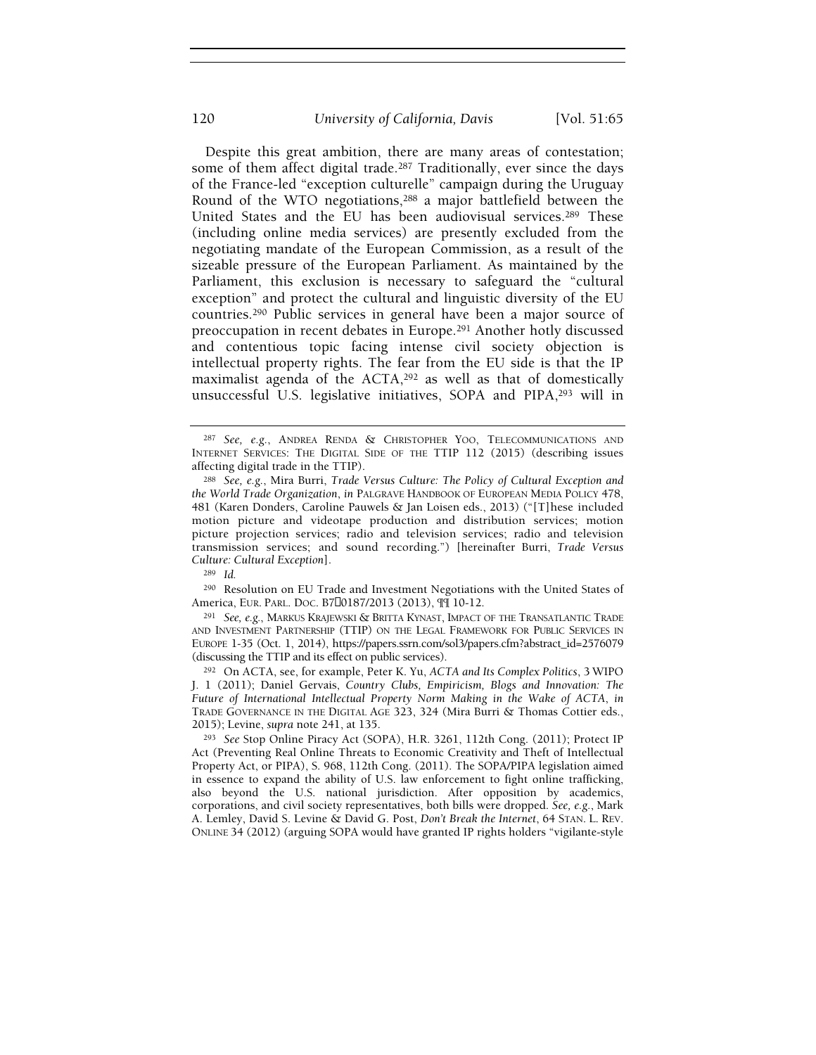Despite this great ambition, there are many areas of contestation; some of them affect digital trade.[287] Traditionally, ever since the days of the France-led "exception culturelle" campaign during the Uruguay Round of the WTO negotiations,[288] a major battlefield between the United States and the EU has been audiovisual services.[289] These (including online media services) are presently excluded from the negotiating mandate of the European Commission, as a result of the sizeable pressure of the European Parliament. As maintained by the Parliament, this exclusion is necessary to safeguard the "cultural exception" and protect the cultural and linguistic diversity of the EU countries.[290] Public services in general have been a major source of preoccupation in recent debates in Europe.[291] Another hotly discussed and contentious topic facing intense civil society objection is intellectual property rights. The fear from the EU side is that the IP maximalist agenda of the ACTA,[292] as well as that of domestically unsuccessful U.S. legislative initiatives, SOPA and PIPA,[293] will in

---

[287] *See, e.g.*, ANDREA RENDA & CHRISTOPHER YOO, TELECOMMUNICATIONS AND INTERNET SERVICES: THE DIGITAL SIDE OF THE TTIP 112 (2015) (describing issues affecting digital trade in the TTIP).

[288] *See, e.g.*, Mira Burri, *Trade Versus Culture: The Policy of Cultural Exception and the World Trade Organization*, *in* PALGRAVE HANDBOOK OF EUROPEAN MEDIA POLICY 478, 481 (Karen Donders, Caroline Pauwels & Jan Loisen eds., 2013) ("[T]hese included motion picture and videotape production and distribution services; motion picture projection services; radio and television services; radio and television transmission services; and sound recording.") [hereinafter Burri, *Trade Versus Culture: Cultural Exception*].

[289] *Id.*

[290] Resolution on EU Trade and Investment Negotiations with the United States of America, EUR. PARL. DOC. B7‑0187/2013 (2013), ¶¶ 10-12.

[291] *See, e.g.*, MARKUS KRAJEWSKI & BRITTA KYNAST, IMPACT OF THE TRANSATLANTIC TRADE AND INVESTMENT PARTNERSHIP (TTIP) ON THE LEGAL FRAMEWORK FOR PUBLIC SERVICES IN EUROPE 1-35 (Oct. 1, 2014), https://papers.ssrn.com/sol3/papers.cfm?abstract_id=2576079 (discussing the TTIP and its effect on public services).

[292] On ACTA, see, for example, Peter K. Yu, *ACTA and Its Complex Politics*, 3 WIPO J. 1 (2011); Daniel Gervais, *Country Clubs, Empiricism, Blogs and Innovation: The Future of International Intellectual Property Norm Making in the Wake of ACTA*, *in* TRADE GOVERNANCE IN THE DIGITAL AGE 323, 324 (Mira Burri & Thomas Cottier eds., 2015); Levine, *supra* note 241, at 135.

[293] *See* Stop Online Piracy Act (SOPA), H.R. 3261, 112th Cong. (2011); Protect IP Act (Preventing Real Online Threats to Economic Creativity and Theft of Intellectual Property Act, or PIPA), S. 968, 112th Cong. (2011). The SOPA/PIPA legislation aimed in essence to expand the ability of U.S. law enforcement to fight online trafficking, also beyond the U.S. national jurisdiction. After opposition by academics, corporations, and civil society representatives, both bills were dropped. *See, e.g.*, Mark A. Lemley, David S. Levine & David G. Post, *Don't Break the Internet*, 64 STAN. L. REV. ONLINE 34 (2012) (arguing SOPA would have granted IP rights holders "vigilante-style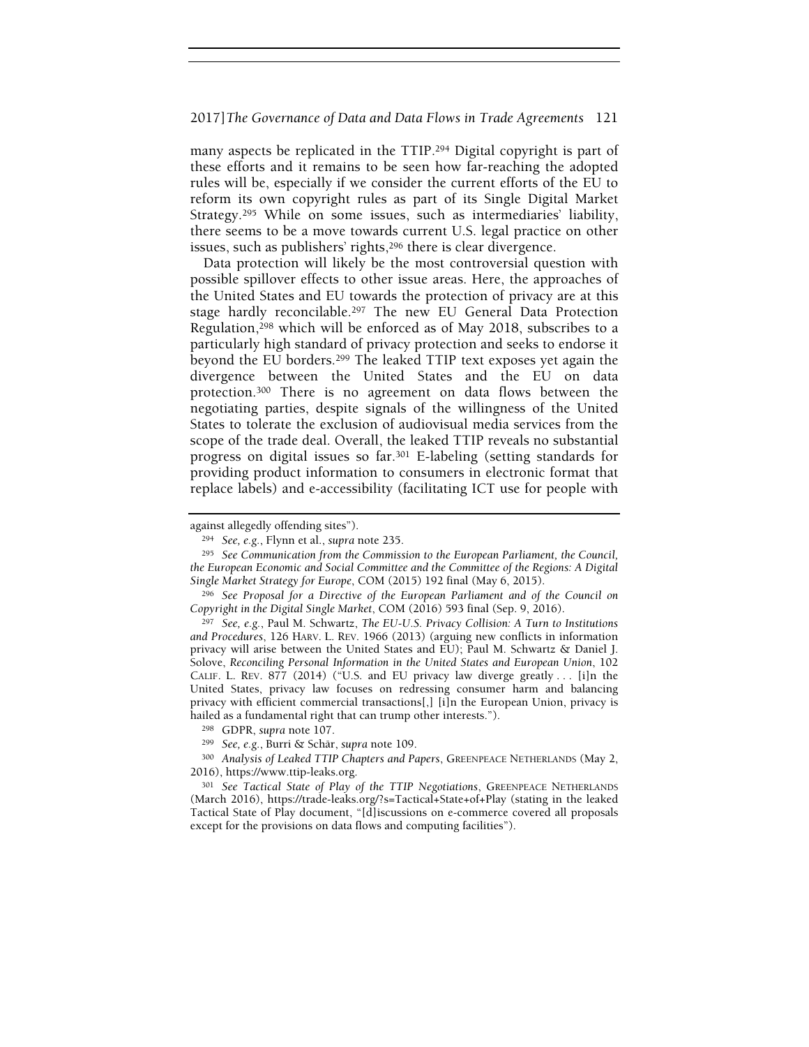many aspects be replicated in the TTIP.[294] Digital copyright is part of these efforts and it remains to be seen how far-reaching the adopted rules will be, especially if we consider the current efforts of the EU to reform its own copyright rules as part of its Single Digital Market Strategy.[295] While on some issues, such as intermediaries' liability, there seems to be a move towards current U.S. legal practice on other issues, such as publishers' rights,[296] there is clear divergence.

Data protection will likely be the most controversial question with possible spillover effects to other issue areas. Here, the approaches of the United States and EU towards the protection of privacy are at this stage hardly reconcilable.[297] The new EU General Data Protection Regulation,[298] which will be enforced as of May 2018, subscribes to a particularly high standard of privacy protection and seeks to endorse it beyond the EU borders.[299] The leaked TTIP text exposes yet again the divergence between the United States and the EU on data protection.[300] There is no agreement on data flows between the negotiating parties, despite signals of the willingness of the United States to tolerate the exclusion of audiovisual media services from the scope of the trade deal. Overall, the leaked TTIP reveals no substantial progress on digital issues so far.[301] E-labeling (setting standards for providing product information to consumers in electronic format that replace labels) and e-accessibility (facilitating ICT use for people with

---

against allegedly offending sites").

[294] *See, e.g.*, Flynn et al., *supra* note 235.

[295] *See Communication from the Commission to the European Parliament, the Council, the European Economic and Social Committee and the Committee of the Regions: A Digital Single Market Strategy for Europe*, COM (2015) 192 final (May 6, 2015).

[296] *See Proposal for a Directive of the European Parliament and of the Council on Copyright in the Digital Single Market*, COM (2016) 593 final (Sep. 9, 2016).

[297] *See, e.g.*, Paul M. Schwartz, *The EU-U.S. Privacy Collision: A Turn to Institutions and Procedures*, 126 HARV. L. REV. 1966 (2013) (arguing new conflicts in information privacy will arise between the United States and EU); Paul M. Schwartz & Daniel J. Solove, *Reconciling Personal Information in the United States and European Union*, 102 CALIF. L. REV. 877 (2014) ("U.S. and EU privacy law diverge greatly . . . [i]n the United States, privacy law focuses on redressing consumer harm and balancing privacy with efficient commercial transactions[,] [i]n the European Union, privacy is hailed as a fundamental right that can trump other interests.").

[298] GDPR, *supra* note 107.

[299] *See, e.g.*, Burri & Schär, *supra* note 109.

[300] *Analysis of Leaked TTIP Chapters and Papers*, GREENPEACE NETHERLANDS (May 2, 2016), https://www.ttip-leaks.org.

[301] *See Tactical State of Play of the TTIP Negotiations*, GREENPEACE NETHERLANDS (March 2016), https://trade-leaks.org/?s=Tactical+State+of+Play (stating in the leaked Tactical State of Play document, "[d]iscussions on e-commerce covered all proposals except for the provisions on data flows and computing facilities").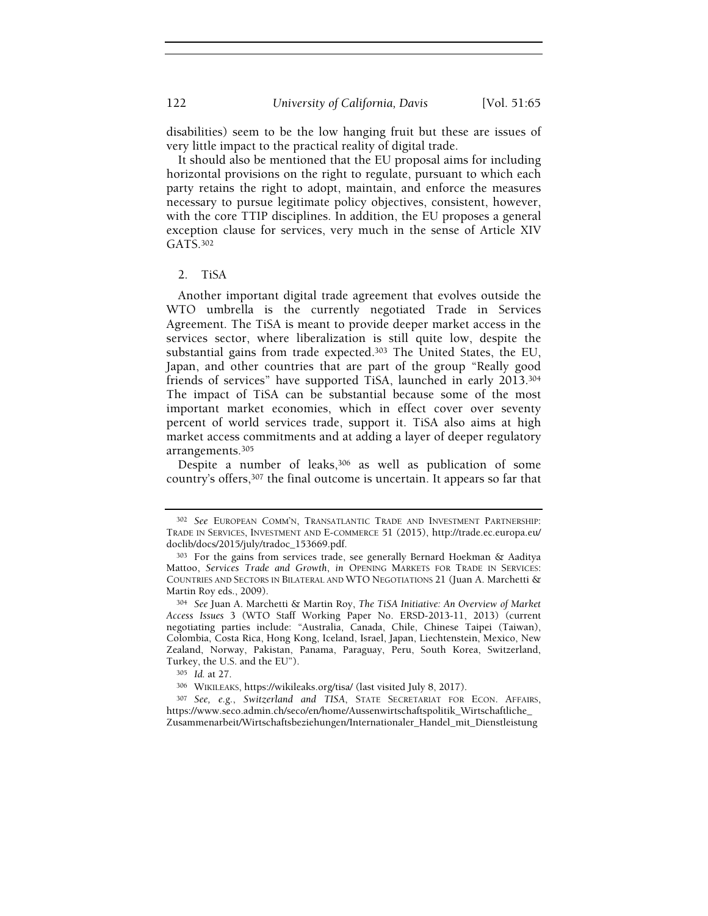disabilities) seem to be the low hanging fruit but these are issues of very little impact to the practical reality of digital trade.

It should also be mentioned that the EU proposal aims for including horizontal provisions on the right to regulate, pursuant to which each party retains the right to adopt, maintain, and enforce the measures necessary to pursue legitimate policy objectives, consistent, however, with the core TTIP disciplines. In addition, the EU proposes a general exception clause for services, very much in the sense of Article XIV GATS.[302]

### 2. TiSA

Another important digital trade agreement that evolves outside the WTO umbrella is the currently negotiated Trade in Services Agreement. The TiSA is meant to provide deeper market access in the services sector, where liberalization is still quite low, despite the substantial gains from trade expected.[303] The United States, the EU, Japan, and other countries that are part of the group "Really good friends of services" have supported TiSA, launched in early 2013.[304] The impact of TiSA can be substantial because some of the most important market economies, which in effect cover over seventy percent of world services trade, support it. TiSA also aims at high market access commitments and at adding a layer of deeper regulatory arrangements.[305]

Despite a number of leaks,[306] as well as publication of some country's offers,[307] the final outcome is uncertain. It appears so far that

---

[302] *See* EUROPEAN COMM'N, TRANSATLANTIC TRADE AND INVESTMENT PARTNERSHIP: TRADE IN SERVICES, INVESTMENT AND E-COMMERCE 51 (2015), http://trade.ec.europa.eu/doclib/docs/2015/july/tradoc_153669.pdf.

[303] For the gains from services trade, see generally Bernard Hoekman & Aaditya Mattoo, *Services Trade and Growth*, *in* OPENING MARKETS FOR TRADE IN SERVICES: COUNTRIES AND SECTORS IN BILATERAL AND WTO NEGOTIATIONS 21 (Juan A. Marchetti & Martin Roy eds., 2009).

[304] *See* Juan A. Marchetti & Martin Roy, *The TiSA Initiative: An Overview of Market Access Issues* 3 (WTO Staff Working Paper No. ERSD-2013-11, 2013) (current negotiating parties include: "Australia, Canada, Chile, Chinese Taipei (Taiwan), Colombia, Costa Rica, Hong Kong, Iceland, Israel, Japan, Liechtenstein, Mexico, New Zealand, Norway, Pakistan, Panama, Paraguay, Peru, South Korea, Switzerland, Turkey, the U.S. and the EU").

[305] *Id.* at 27.

[306] WIKILEAKS, https://wikileaks.org/tisa/ (last visited July 8, 2017).

[307] *See, e.g.*, *Switzerland and TISA*, STATE SECRETARIAT FOR ECON. AFFAIRS, https://www.seco.admin.ch/seco/en/home/Aussenwirtschaftspolitik_Wirtschaftliche_Zusammenarbeit/Wirtschaftsbeziehungen/Internationaler_Handel_mit_Dienstleistung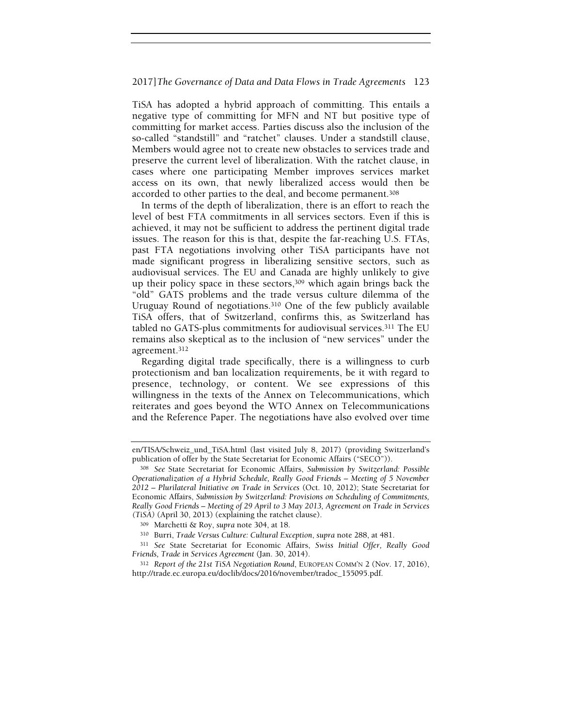TiSA has adopted a hybrid approach of committing. This entails a negative type of committing for MFN and NT but positive type of committing for market access. Parties discuss also the inclusion of the so-called "standstill" and "ratchet" clauses. Under a standstill clause, Members would agree not to create new obstacles to services trade and preserve the current level of liberalization. With the ratchet clause, in cases where one participating Member improves services market access on its own, that newly liberalized access would then be accorded to other parties to the deal, and become permanent.[308]

In terms of the depth of liberalization, there is an effort to reach the level of best FTA commitments in all services sectors. Even if this is achieved, it may not be sufficient to address the pertinent digital trade issues. The reason for this is that, despite the far-reaching U.S. FTAs, past FTA negotiations involving other TiSA participants have not made significant progress in liberalizing sensitive sectors, such as audiovisual services. The EU and Canada are highly unlikely to give up their policy space in these sectors,[309] which again brings back the "old" GATS problems and the trade versus culture dilemma of the Uruguay Round of negotiations.[310] One of the few publicly available TiSA offers, that of Switzerland, confirms this, as Switzerland has tabled no GATS-plus commitments for audiovisual services.[311] The EU remains also skeptical as to the inclusion of "new services" under the agreement.[312]

Regarding digital trade specifically, there is a willingness to curb protectionism and ban localization requirements, be it with regard to presence, technology, or content. We see expressions of this willingness in the texts of the Annex on Telecommunications, which reiterates and goes beyond the WTO Annex on Telecommunications and the Reference Paper. The negotiations have also evolved over time

---

en/TISA/Schweiz_und_TiSA.html (last visited July 8, 2017) (providing Switzerland's publication of offer by the State Secretariat for Economic Affairs ("SECO")).

[308] *See* State Secretariat for Economic Affairs, *Submission by Switzerland: Possible Operationalization of a Hybrid Schedule, Really Good Friends – Meeting of 5 November 2012 – Plurilateral Initiative on Trade in Services* (Oct. 10, 2012); State Secretariat for Economic Affairs, *Submission by Switzerland: Provisions on Scheduling of Commitments, Really Good Friends – Meeting of 29 April to 3 May 2013, Agreement on Trade in Services (TiSA)* (April 30, 2013) (explaining the ratchet clause).

[309] Marchetti & Roy, *supra* note 304, at 18.

[310] Burri, *Trade Versus Culture: Cultural Exception*, *supra* note 288, at 481.

[311] *See* State Secretariat for Economic Affairs, *Swiss Initial Offer, Really Good Friends, Trade in Services Agreement* (Jan. 30, 2014).

[312] *Report of the 21st TiSA Negotiation Round*, EUROPEAN COMM'N 2 (Nov. 17, 2016), http://trade.ec.europa.eu/doclib/docs/2016/november/tradoc_155095.pdf.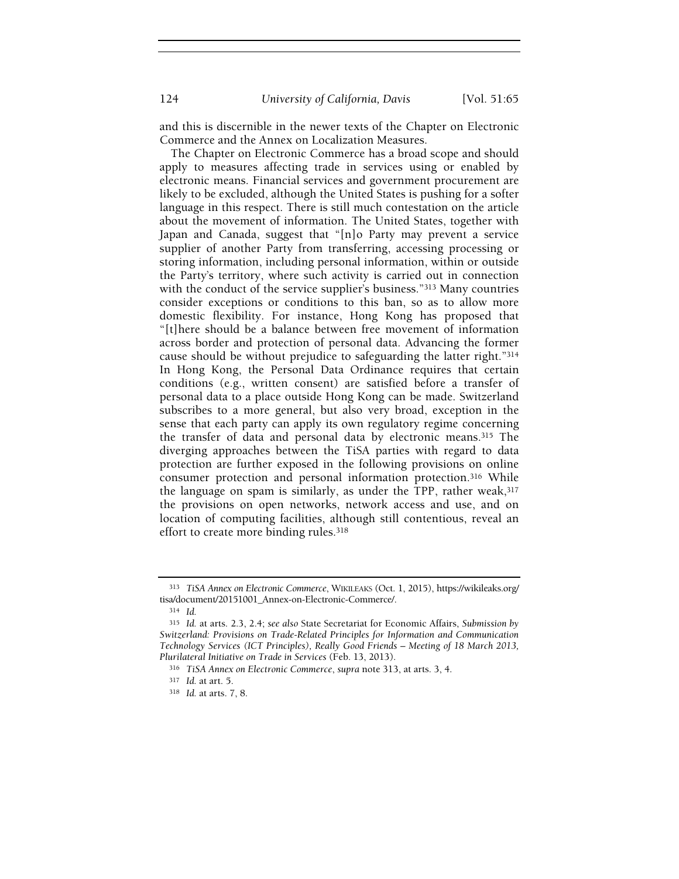and this is discernible in the newer texts of the Chapter on Electronic Commerce and the Annex on Localization Measures.

The Chapter on Electronic Commerce has a broad scope and should apply to measures affecting trade in services using or enabled by electronic means. Financial services and government procurement are likely to be excluded, although the United States is pushing for a softer language in this respect. There is still much contestation on the article about the movement of information. The United States, together with Japan and Canada, suggest that "[n]o Party may prevent a service supplier of another Party from transferring, accessing processing or storing information, including personal information, within or outside the Party's territory, where such activity is carried out in connection with the conduct of the service supplier's business."[313] Many countries consider exceptions or conditions to this ban, so as to allow more domestic flexibility. For instance, Hong Kong has proposed that "[t]here should be a balance between free movement of information across border and protection of personal data. Advancing the former cause should be without prejudice to safeguarding the latter right."[314] In Hong Kong, the Personal Data Ordinance requires that certain conditions (e.g., written consent) are satisfied before a transfer of personal data to a place outside Hong Kong can be made. Switzerland subscribes to a more general, but also very broad, exception in the sense that each party can apply its own regulatory regime concerning the transfer of data and personal data by electronic means.[315] The diverging approaches between the TiSA parties with regard to data protection are further exposed in the following provisions on online consumer protection and personal information protection.[316] While the language on spam is similarly, as under the TPP, rather weak,[317] the provisions on open networks, network access and use, and on location of computing facilities, although still contentious, reveal an effort to create more binding rules.[318]

---

[313] *TiSA Annex on Electronic Commerce*, WIKILEAKS (Oct. 1, 2015), https://wikileaks.org/tisa/document/20151001_Annex-on-Electronic-Commerce/.

[314] *Id.*

[315] *Id.* at arts. 2.3, 2.4; *see also* State Secretariat for Economic Affairs, *Submission by Switzerland: Provisions on Trade-Related Principles for Information and Communication Technology Services (ICT Principles), Really Good Friends – Meeting of 18 March 2013, Plurilateral Initiative on Trade in Services* (Feb. 13, 2013).

[316] *TiSA Annex on Electronic Commerce*, *supra* note 313, at arts. 3, 4.

[317] *Id.* at art. 5.

[318] *Id.* at arts. 7, 8.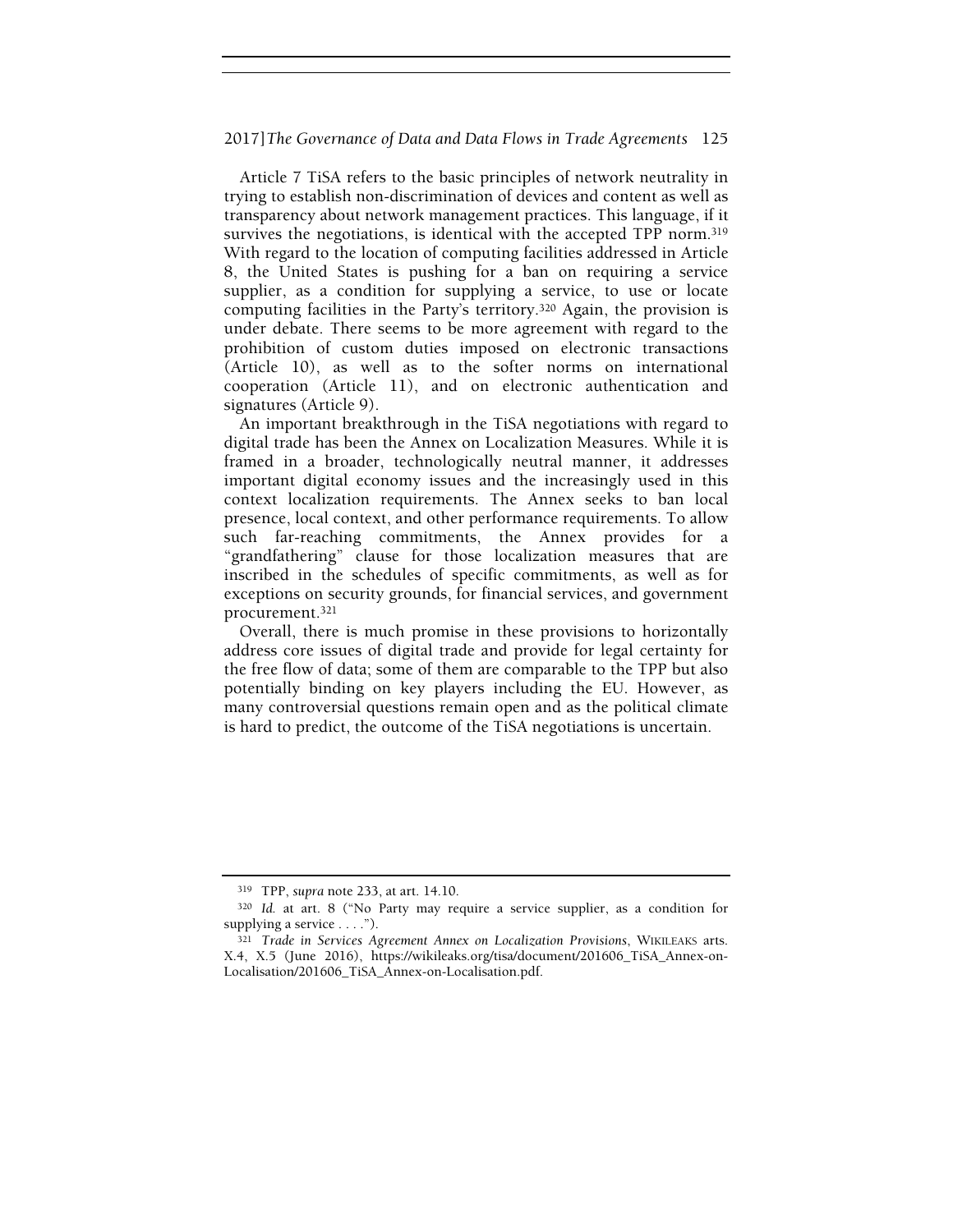Article 7 TiSA refers to the basic principles of network neutrality in trying to establish non-discrimination of devices and content as well as transparency about network management practices. This language, if it survives the negotiations, is identical with the accepted TPP norm.[319] With regard to the location of computing facilities addressed in Article 8, the United States is pushing for a ban on requiring a service supplier, as a condition for supplying a service, to use or locate computing facilities in the Party's territory.[320] Again, the provision is under debate. There seems to be more agreement with regard to the prohibition of custom duties imposed on electronic transactions (Article 10), as well as to the softer norms on international cooperation (Article 11), and on electronic authentication and signatures (Article 9).

An important breakthrough in the TiSA negotiations with regard to digital trade has been the Annex on Localization Measures. While it is framed in a broader, technologically neutral manner, it addresses important digital economy issues and the increasingly used in this context localization requirements. The Annex seeks to ban local presence, local context, and other performance requirements. To allow such far-reaching commitments, the Annex provides for a "grandfathering" clause for those localization measures that are inscribed in the schedules of specific commitments, as well as for exceptions on security grounds, for financial services, and government procurement.[321]

Overall, there is much promise in these provisions to horizontally address core issues of digital trade and provide for legal certainty for the free flow of data; some of them are comparable to the TPP but also potentially binding on key players including the EU. However, as many controversial questions remain open and as the political climate is hard to predict, the outcome of the TiSA negotiations is uncertain.

---

[319] TPP, *supra* note 233, at art. 14.10.

[320] *Id.* at art. 8 ("No Party may require a service supplier, as a condition for supplying a service . . . .").

[321] *Trade in Services Agreement Annex on Localization Provisions*, WIKILEAKS arts. X.4, X.5 (June 2016), https://wikileaks.org/tisa/document/201606_TiSA_Annex-on-Localisation/201606_TiSA_Annex-on-Localisation.pdf.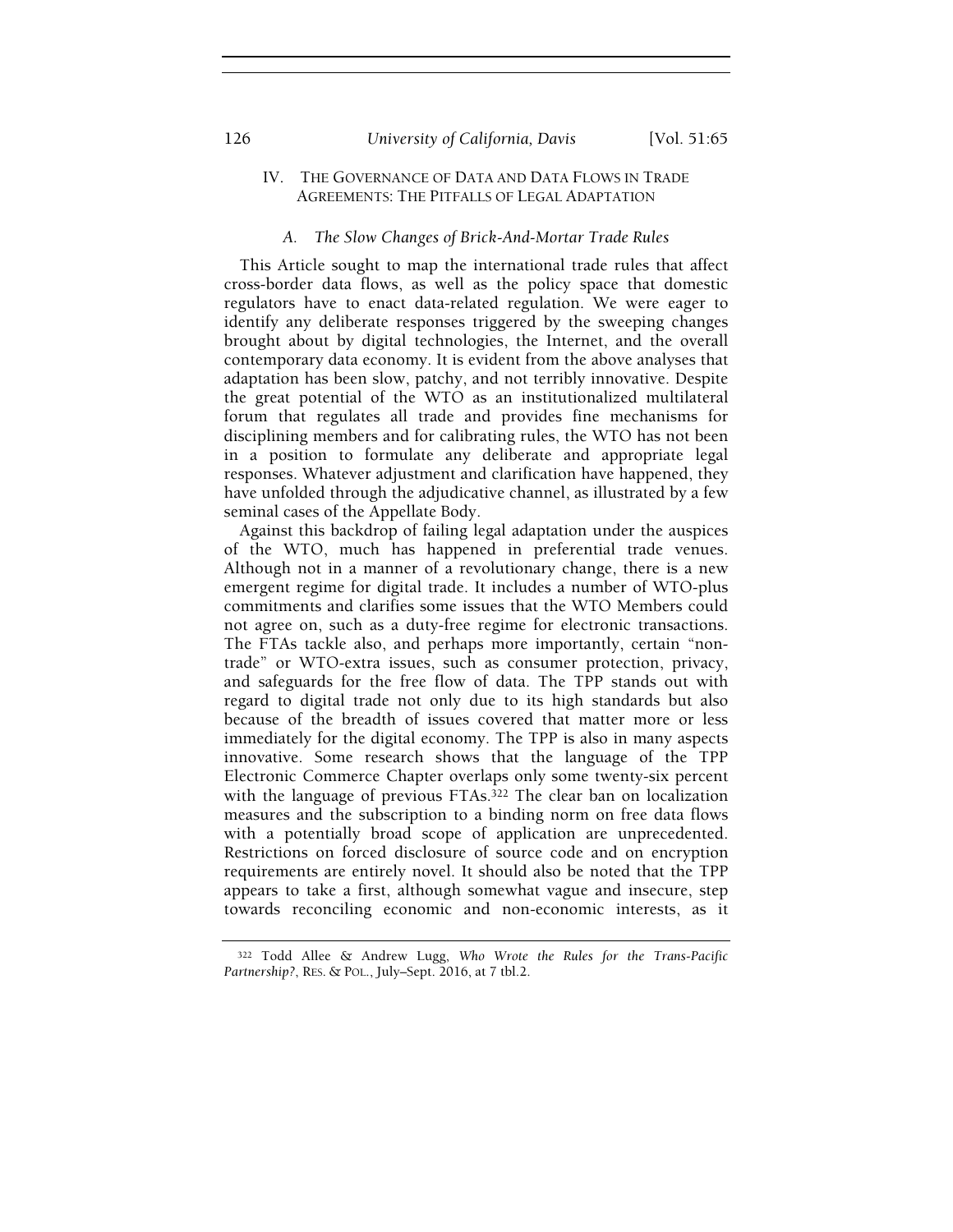## IV. THE GOVERNANCE OF DATA AND DATA FLOWS IN TRADE AGREEMENTS: THE PITFALLS OF LEGAL ADAPTATION

### A. *The Slow Changes of Brick-And-Mortar Trade Rules*

This Article sought to map the international trade rules that affect cross-border data flows, as well as the policy space that domestic regulators have to enact data-related regulation. We were eager to identify any deliberate responses triggered by the sweeping changes brought about by digital technologies, the Internet, and the overall contemporary data economy. It is evident from the above analyses that adaptation has been slow, patchy, and not terribly innovative. Despite the great potential of the WTO as an institutionalized multilateral forum that regulates all trade and provides fine mechanisms for disciplining members and for calibrating rules, the WTO has not been in a position to formulate any deliberate and appropriate legal responses. Whatever adjustment and clarification have happened, they have unfolded through the adjudicative channel, as illustrated by a few seminal cases of the Appellate Body.

Against this backdrop of failing legal adaptation under the auspices of the WTO, much has happened in preferential trade venues. Although not in a manner of a revolutionary change, there is a new emergent regime for digital trade. It includes a number of WTO-plus commitments and clarifies some issues that the WTO Members could not agree on, such as a duty-free regime for electronic transactions. The FTAs tackle also, and perhaps more importantly, certain "non-trade" or WTO-extra issues, such as consumer protection, privacy, and safeguards for the free flow of data. The TPP stands out with regard to digital trade not only due to its high standards but also because of the breadth of issues covered that matter more or less immediately for the digital economy. The TPP is also in many aspects innovative. Some research shows that the language of the TPP Electronic Commerce Chapter overlaps only some twenty-six percent with the language of previous FTAs.[322] The clear ban on localization measures and the subscription to a binding norm on free data flows with a potentially broad scope of application are unprecedented. Restrictions on forced disclosure of source code and on encryption requirements are entirely novel. It should also be noted that the TPP appears to take a first, although somewhat vague and insecure, step towards reconciling economic and non-economic interests, as it

[322] Todd Allee & Andrew Lugg, *Who Wrote the Rules for the Trans-Pacific Partnership?*, RES. & POL., July–Sept. 2016, at 7 tbl.2.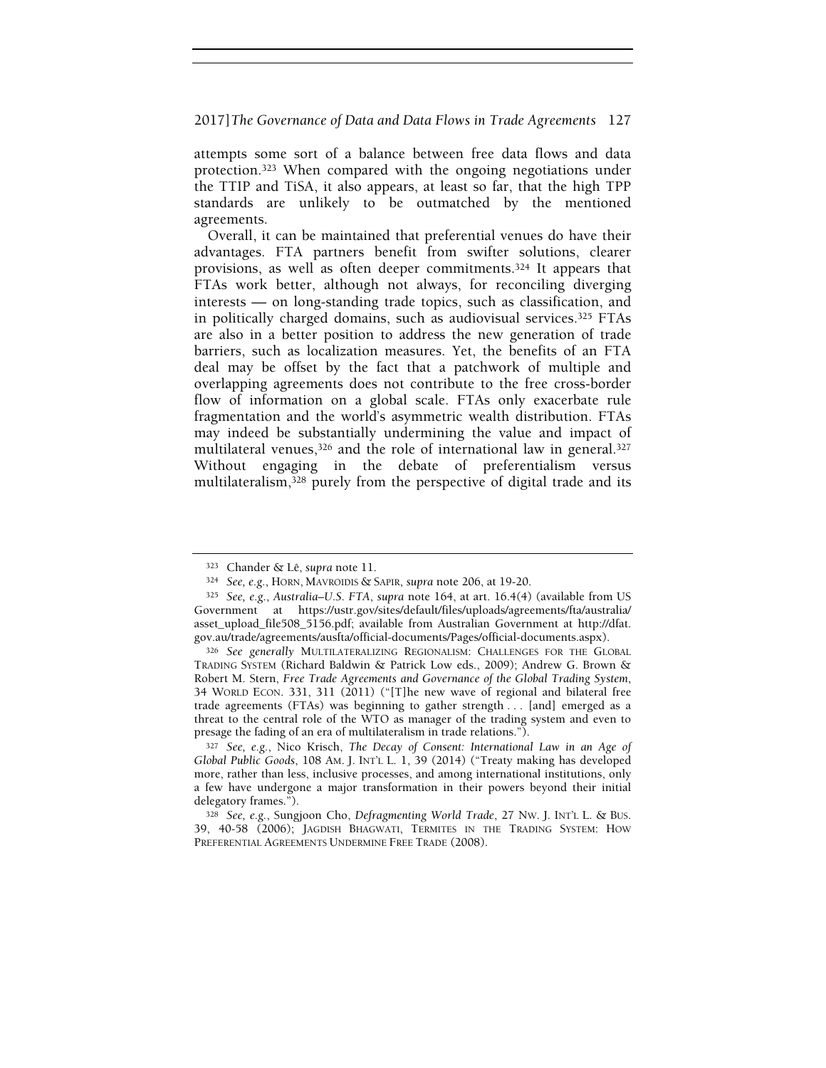attempts some sort of a balance between free data flows and data protection.[323] When compared with the ongoing negotiations under the TTIP and TiSA, it also appears, at least so far, that the high TPP standards are unlikely to be outmatched by the mentioned agreements.

Overall, it can be maintained that preferential venues do have their advantages. FTA partners benefit from swifter solutions, clearer provisions, as well as often deeper commitments.[324] It appears that FTAs work better, although not always, for reconciling diverging interests — on long-standing trade topics, such as classification, and in politically charged domains, such as audiovisual services.[325] FTAs are also in a better position to address the new generation of trade barriers, such as localization measures. Yet, the benefits of an FTA deal may be offset by the fact that a patchwork of multiple and overlapping agreements does not contribute to the free cross-border flow of information on a global scale. FTAs only exacerbate rule fragmentation and the world's asymmetric wealth distribution. FTAs may indeed be substantially undermining the value and impact of multilateral venues,[326] and the role of international law in general.[327] Without engaging in the debate of preferentialism versus multilateralism,[328] purely from the perspective of digital trade and its

---

[323] Chander & Lê, *supra* note 11.

[324] *See, e.g.*, HORN, MAVROIDIS & SAPIR, *supra* note 206, at 19-20.

[325] *See, e.g.*, *Australia–U.S. FTA*, *supra* note 164, at art. 16.4(4) (available from US Government at https://ustr.gov/sites/default/files/uploads/agreements/fta/australia/asset_upload_file508_5156.pdf; available from Australian Government at http://dfat.gov.au/trade/agreements/ausfta/official-documents/Pages/official-documents.aspx).

[326] *See generally* MULTILATERALIZING REGIONALISM: CHALLENGES FOR THE GLOBAL TRADING SYSTEM (Richard Baldwin & Patrick Low eds., 2009); Andrew G. Brown & Robert M. Stern, *Free Trade Agreements and Governance of the Global Trading System*, 34 WORLD ECON. 331, 311 (2011) ("[T]he new wave of regional and bilateral free trade agreements (FTAs) was beginning to gather strength . . . [and] emerged as a threat to the central role of the WTO as manager of the trading system and even to presage the fading of an era of multilateralism in trade relations.").

[327] *See, e.g.*, Nico Krisch, *The Decay of Consent: International Law in an Age of Global Public Goods*, 108 AM. J. INT'L L. 1, 39 (2014) ("Treaty making has developed more, rather than less, inclusive processes, and among international institutions, only a few have undergone a major transformation in their powers beyond their initial delegatory frames.").

[328] *See, e.g.*, Sungjoon Cho, *Defragmenting World Trade*, 27 NW. J. INT'L L. & BUS. 39, 40-58 (2006); JAGDISH BHAGWATI, TERMITES IN THE TRADING SYSTEM: HOW PREFERENTIAL AGREEMENTS UNDERMINE FREE TRADE (2008).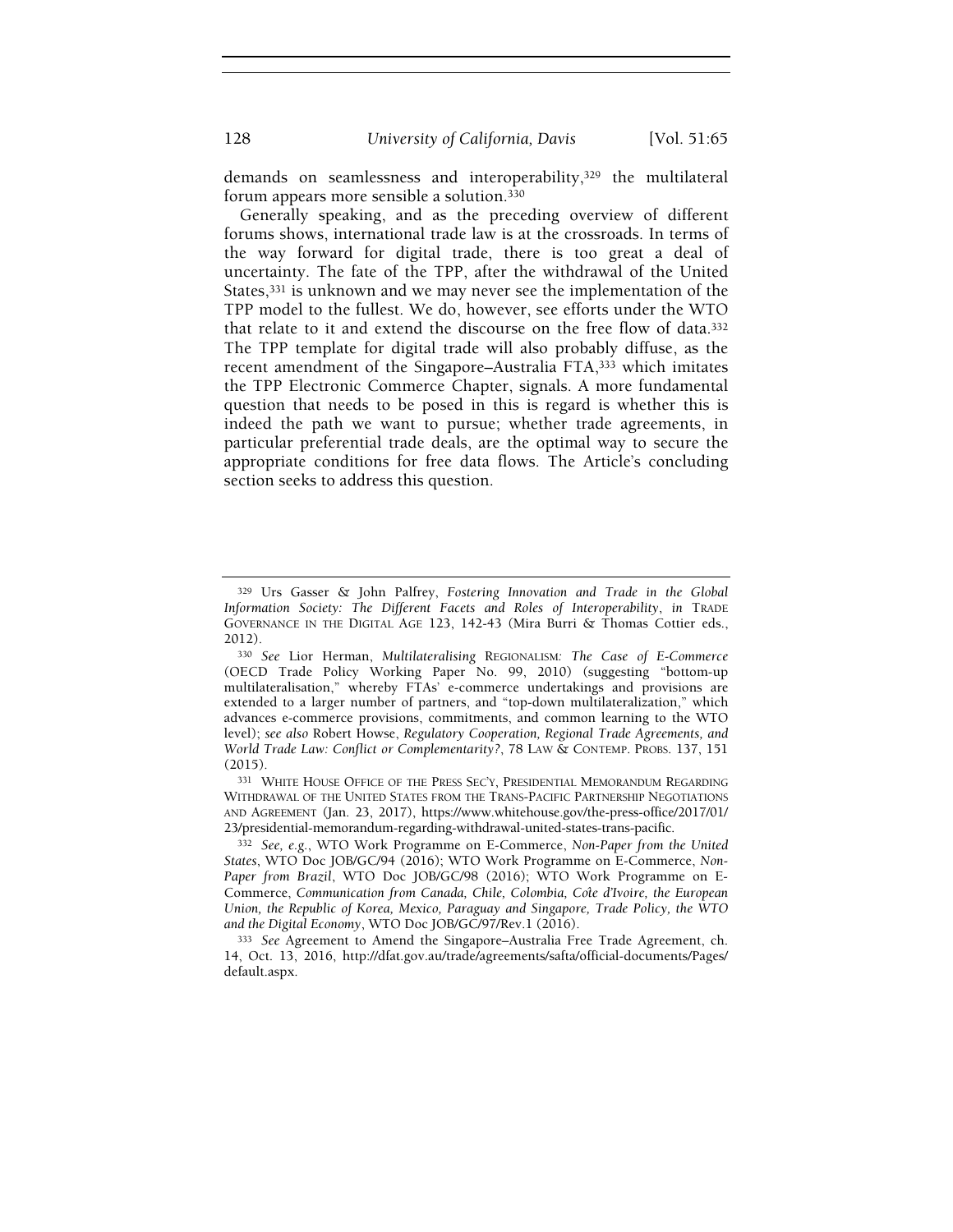demands on seamlessness and interoperability,[329] the multilateral forum appears more sensible a solution.[330]

Generally speaking, and as the preceding overview of different forums shows, international trade law is at the crossroads. In terms of the way forward for digital trade, there is too great a deal of uncertainty. The fate of the TPP, after the withdrawal of the United States,[331] is unknown and we may never see the implementation of the TPP model to the fullest. We do, however, see efforts under the WTO that relate to it and extend the discourse on the free flow of data.[332] The TPP template for digital trade will also probably diffuse, as the recent amendment of the Singapore–Australia FTA,[333] which imitates the TPP Electronic Commerce Chapter, signals. A more fundamental question that needs to be posed in this is regard is whether this is indeed the path we want to pursue; whether trade agreements, in particular preferential trade deals, are the optimal way to secure the appropriate conditions for free data flows. The Article's concluding section seeks to address this question.

---

[329] Urs Gasser & John Palfrey, *Fostering Innovation and Trade in the Global Information Society: The Different Facets and Roles of Interoperability*, *in* TRADE GOVERNANCE IN THE DIGITAL AGE 123, 142-43 (Mira Burri & Thomas Cottier eds., 2012).

[330] *See* Lior Herman, *Multilateralising* REGIONALISM*: The Case of E-Commerce* (OECD Trade Policy Working Paper No. 99, 2010) (suggesting "bottom-up multilateralisation," whereby FTAs' e-commerce undertakings and provisions are extended to a larger number of partners, and "top-down multilateralization," which advances e-commerce provisions, commitments, and common learning to the WTO level); *see also* Robert Howse, *Regulatory Cooperation, Regional Trade Agreements, and World Trade Law: Conflict or Complementarity?*, 78 LAW & CONTEMP. PROBS. 137, 151 (2015).

[331] WHITE HOUSE OFFICE OF THE PRESS SEC'Y, PRESIDENTIAL MEMORANDUM REGARDING WITHDRAWAL OF THE UNITED STATES FROM THE TRANS-PACIFIC PARTNERSHIP NEGOTIATIONS AND AGREEMENT (Jan. 23, 2017), https://www.whitehouse.gov/the-press-office/2017/01/23/presidential-memorandum-regarding-withdrawal-united-states-trans-pacific.

[332] *See, e.g.*, WTO Work Programme on E-Commerce, *Non-Paper from the United States*, WTO Doc JOB/GC/94 (2016); WTO Work Programme on E-Commerce, *Non-Paper from Brazil*, WTO Doc JOB/GC/98 (2016); WTO Work Programme on E-Commerce, *Communication from Canada, Chile, Colombia, Coîe d'Ivoire, the European Union, the Republic of Korea, Mexico, Paraguay and Singapore, Trade Policy, the WTO and the Digital Economy*, WTO Doc JOB/GC/97/Rev.1 (2016).

[333] *See* Agreement to Amend the Singapore–Australia Free Trade Agreement, ch. 14, Oct. 13, 2016, http://dfat.gov.au/trade/agreements/safta/official-documents/Pages/default.aspx.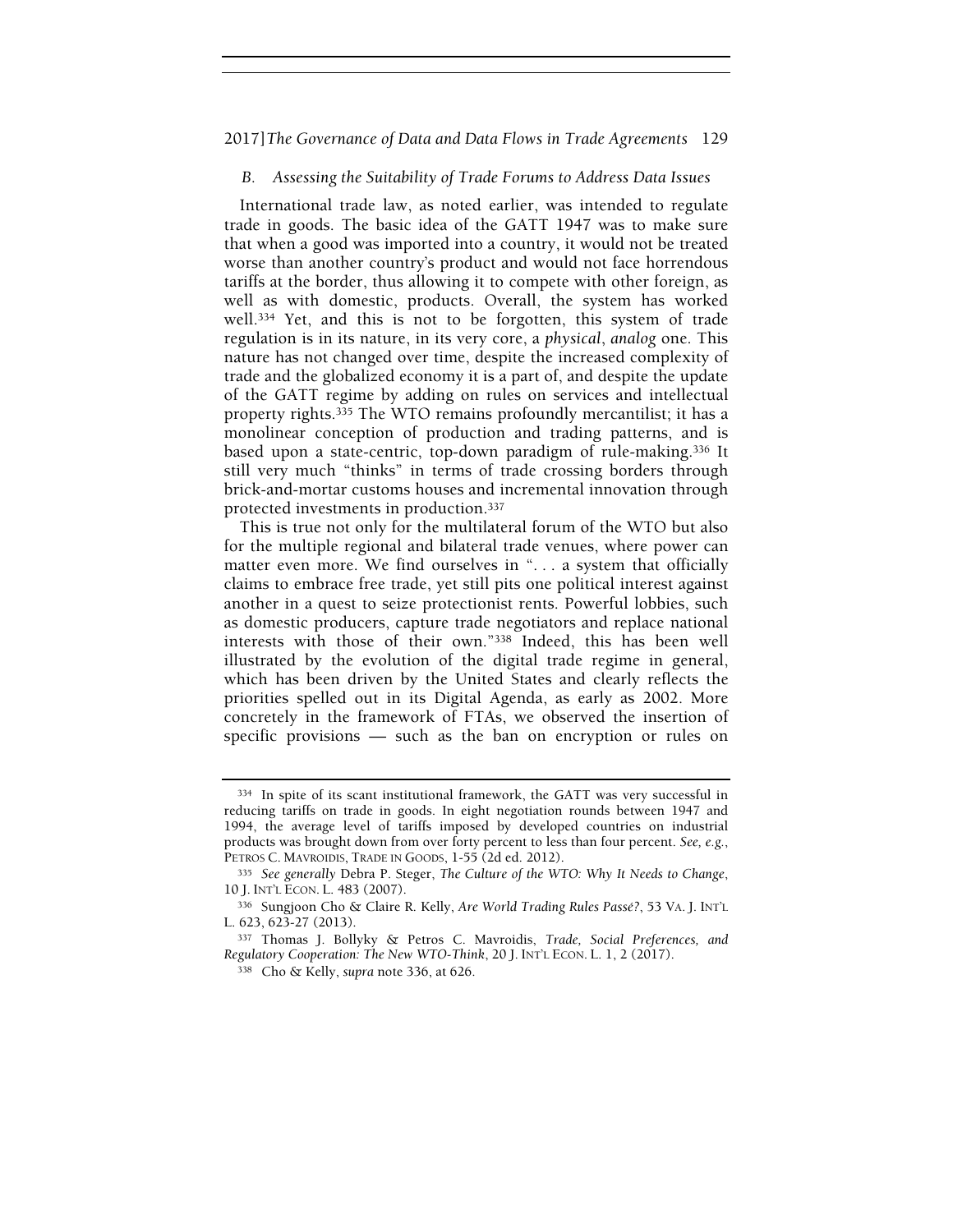### B. *Assessing the Suitability of Trade Forums to Address Data Issues*

International trade law, as noted earlier, was intended to regulate trade in goods. The basic idea of the GATT 1947 was to make sure that when a good was imported into a country, it would not be treated worse than another country's product and would not face horrendous tariffs at the border, thus allowing it to compete with other foreign, as well as with domestic, products. Overall, the system has worked well.[334] Yet, and this is not to be forgotten, this system of trade regulation is in its nature, in its very core, a *physical*, *analog* one. This nature has not changed over time, despite the increased complexity of trade and the globalized economy it is a part of, and despite the update of the GATT regime by adding on rules on services and intellectual property rights.[335] The WTO remains profoundly mercantilist; it has a monolinear conception of production and trading patterns, and is based upon a state-centric, top-down paradigm of rule-making.[336] It still very much "thinks" in terms of trade crossing borders through brick-and-mortar customs houses and incremental innovation through protected investments in production.[337]

This is true not only for the multilateral forum of the WTO but also for the multiple regional and bilateral trade venues, where power can matter even more. We find ourselves in ". . . a system that officially claims to embrace free trade, yet still pits one political interest against another in a quest to seize protectionist rents. Powerful lobbies, such as domestic producers, capture trade negotiators and replace national interests with those of their own."[338] Indeed, this has been well illustrated by the evolution of the digital trade regime in general, which has been driven by the United States and clearly reflects the priorities spelled out in its Digital Agenda, as early as 2002. More concretely in the framework of FTAs, we observed the insertion of specific provisions — such as the ban on encryption or rules on

---

[334] In spite of its scant institutional framework, the GATT was very successful in reducing tariffs on trade in goods. In eight negotiation rounds between 1947 and 1994, the average level of tariffs imposed by developed countries on industrial products was brought down from over forty percent to less than four percent. *See, e.g.*, PETROS C. MAVROIDIS, TRADE IN GOODS, 1-55 (2d ed. 2012).

[335] *See generally* Debra P. Steger, *The Culture of the WTO: Why It Needs to Change*, 10 J. INT'L ECON. L. 483 (2007).

[336] Sungjoon Cho & Claire R. Kelly, *Are World Trading Rules Passé?*, 53 VA. J. INT'L L. 623, 623-27 (2013).

[337] Thomas J. Bollyky & Petros C. Mavroidis, *Trade, Social Preferences, and Regulatory Cooperation: The New WTO-Think*, 20 J. INT'L ECON. L. 1, 2 (2017).

[338] Cho & Kelly, *supra* note 336, at 626.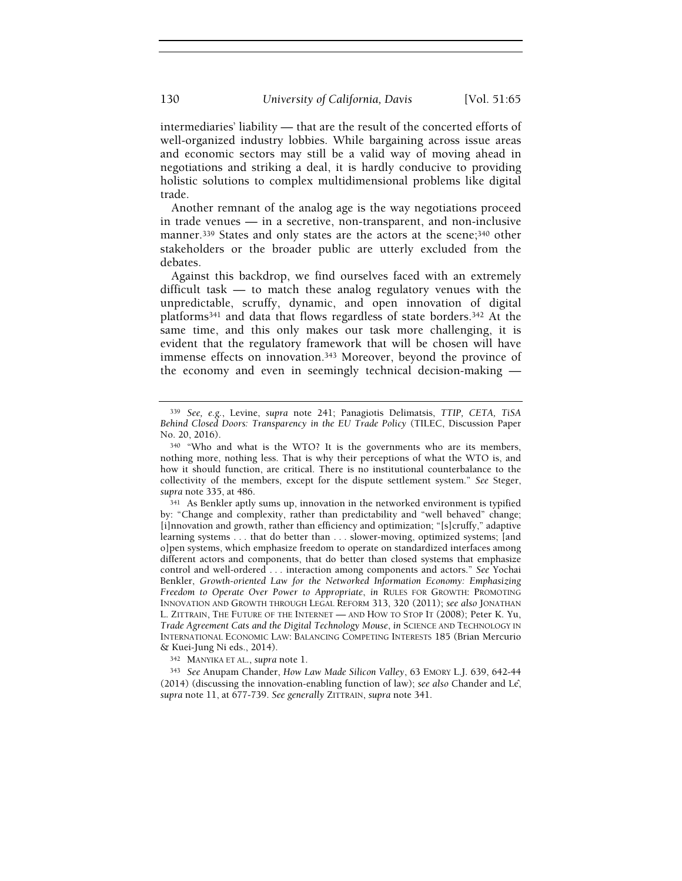intermediaries' liability — that are the result of the concerted efforts of well-organized industry lobbies. While bargaining across issue areas and economic sectors may still be a valid way of moving ahead in negotiations and striking a deal, it is hardly conducive to providing holistic solutions to complex multidimensional problems like digital trade.

Another remnant of the analog age is the way negotiations proceed in trade venues — in a secretive, non-transparent, and non-inclusive manner.[339] States and only states are the actors at the scene;[340] other stakeholders or the broader public are utterly excluded from the debates.

Against this backdrop, we find ourselves faced with an extremely difficult task — to match these analog regulatory venues with the unpredictable, scruffy, dynamic, and open innovation of digital platforms[341] and data that flows regardless of state borders.[342] At the same time, and this only makes our task more challenging, it is evident that the regulatory framework that will be chosen will have immense effects on innovation.[343] Moreover, beyond the province of the economy and even in seemingly technical decision-making —

---

[339] *See, e.g.*, Levine, *supra* note 241; Panagiotis Delimatsis, *TTIP, CETA, TiSA Behind Closed Doors: Transparency in the EU Trade Policy* (TILEC, Discussion Paper No. 20, 2016).

[340] "Who and what is the WTO? It is the governments who are its members, nothing more, nothing less. That is why their perceptions of what the WTO is, and how it should function, are critical. There is no institutional counterbalance to the collectivity of the members, except for the dispute settlement system." *See* Steger, *supra* note 335, at 486.

[341] As Benkler aptly sums up, innovation in the networked environment is typified by: "Change and complexity, rather than predictability and "well behaved" change; [i]nnovation and growth, rather than efficiency and optimization; "[s]cruffy," adaptive learning systems . . . that do better than . . . slower-moving, optimized systems; [and o]pen systems, which emphasize freedom to operate on standardized interfaces among different actors and components, that do better than closed systems that emphasize control and well-ordered . . . interaction among components and actors." *See* Yochai Benkler, *Growth-oriented Law for the Networked Information Economy: Emphasizing Freedom to Operate Over Power to Appropriate*, *in* RULES FOR GROWTH: PROMOTING INNOVATION AND GROWTH THROUGH LEGAL REFORM 313, 320 (2011); *see also* JONATHAN L. ZITTRAIN, THE FUTURE OF THE INTERNET — AND HOW TO STOP IT (2008); Peter K. Yu, *Trade Agreement Cats and the Digital Technology Mouse*, *in* SCIENCE AND TECHNOLOGY IN INTERNATIONAL ECONOMIC LAW: BALANCING COMPETING INTERESTS 185 (Brian Mercurio & Kuei-Jung Ni eds., 2014).

[342] MANYIKA ET AL., *supra* note 1.

[343] *See* Anupam Chander, *How Law Made Silicon Valley*, 63 EMORY L.J. 639, 642-44 (2014) (discussing the innovation-enabling function of law); *see also* Chander and Lê, *supra* note 11, at 677-739. *See generally* ZITTRAIN, *supra* note 341.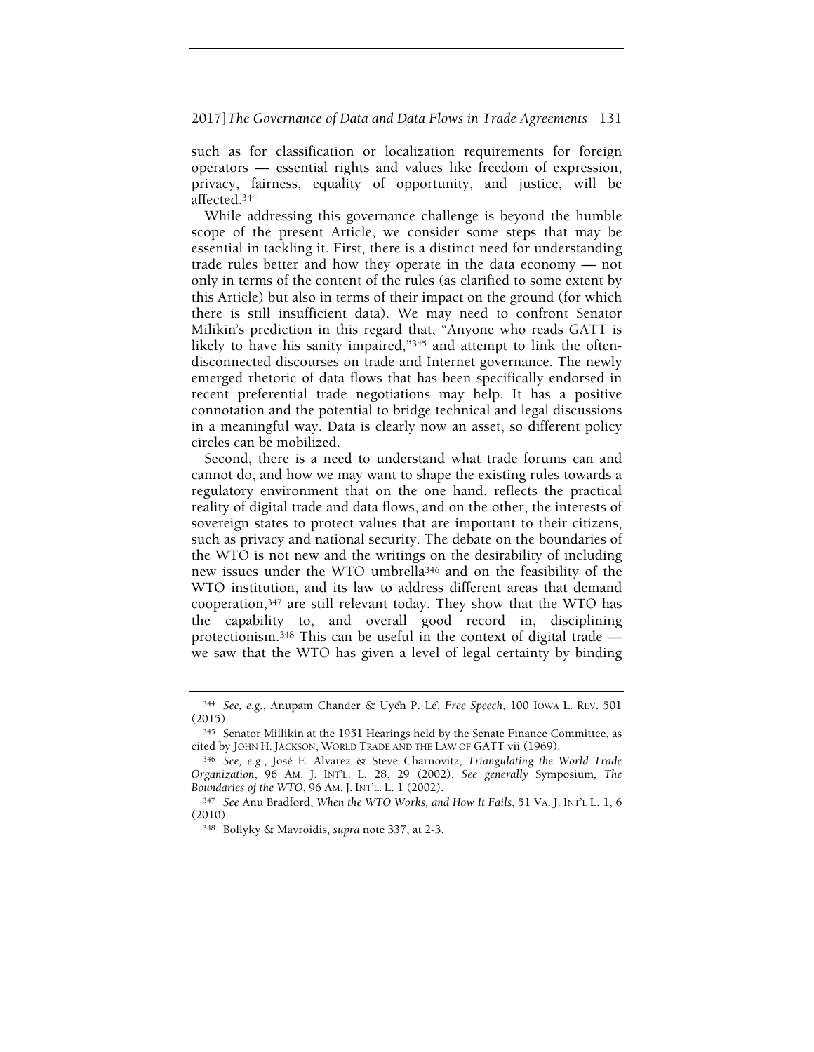such as for classification or localization requirements for foreign operators — essential rights and values like freedom of expression, privacy, fairness, equality of opportunity, and justice, will be affected.[344]

While addressing this governance challenge is beyond the humble scope of the present Article, we consider some steps that may be essential in tackling it. First, there is a distinct need for understanding trade rules better and how they operate in the data economy — not only in terms of the content of the rules (as clarified to some extent by this Article) but also in terms of their impact on the ground (for which there is still insufficient data). We may need to confront Senator Milikin's prediction in this regard that, "Anyone who reads GATT is likely to have his sanity impaired,"[345] and attempt to link the often-disconnected discourses on trade and Internet governance. The newly emerged rhetoric of data flows that has been specifically endorsed in recent preferential trade negotiations may help. It has a positive connotation and the potential to bridge technical and legal discussions in a meaningful way. Data is clearly now an asset, so different policy circles can be mobilized.

Second, there is a need to understand what trade forums can and cannot do, and how we may want to shape the existing rules towards a regulatory environment that on the one hand, reflects the practical reality of digital trade and data flows, and on the other, the interests of sovereign states to protect values that are important to their citizens, such as privacy and national security. The debate on the boundaries of the WTO is not new and the writings on the desirability of including new issues under the WTO umbrella[346] and on the feasibility of the WTO institution, and its law to address different areas that demand cooperation,[347] are still relevant today. They show that the WTO has the capability to, and overall good record in, disciplining protectionism.[348] This can be useful in the context of digital trade — we saw that the WTO has given a level of legal certainty by binding

---

[344] *See, e.g.*, Anupam Chander & Uyên P. Lê, *Free Speech*, 100 IOWA L. REV. 501 (2015).

[345] Senator Millikin at the 1951 Hearings held by the Senate Finance Committee, as cited by JOHN H. JACKSON, WORLD TRADE AND THE LAW OF GATT vii (1969).

[346] *See, e.g.*, José E. Alvarez & Steve Charnovitz, *Triangulating the World Trade Organization*, 96 AM. J. INT'L. L. 28, 29 (2002). *See generally* Symposium, *The Boundaries of the WTO*, 96 AM. J. INT'L. L. 1 (2002).

[347] *See* Anu Bradford, *When the WTO Works, and How It Fails*, 51 VA. J. INT'L L. 1, 6 (2010).

[348] Bollyky & Mavroidis, *supra* note 337, at 2-3.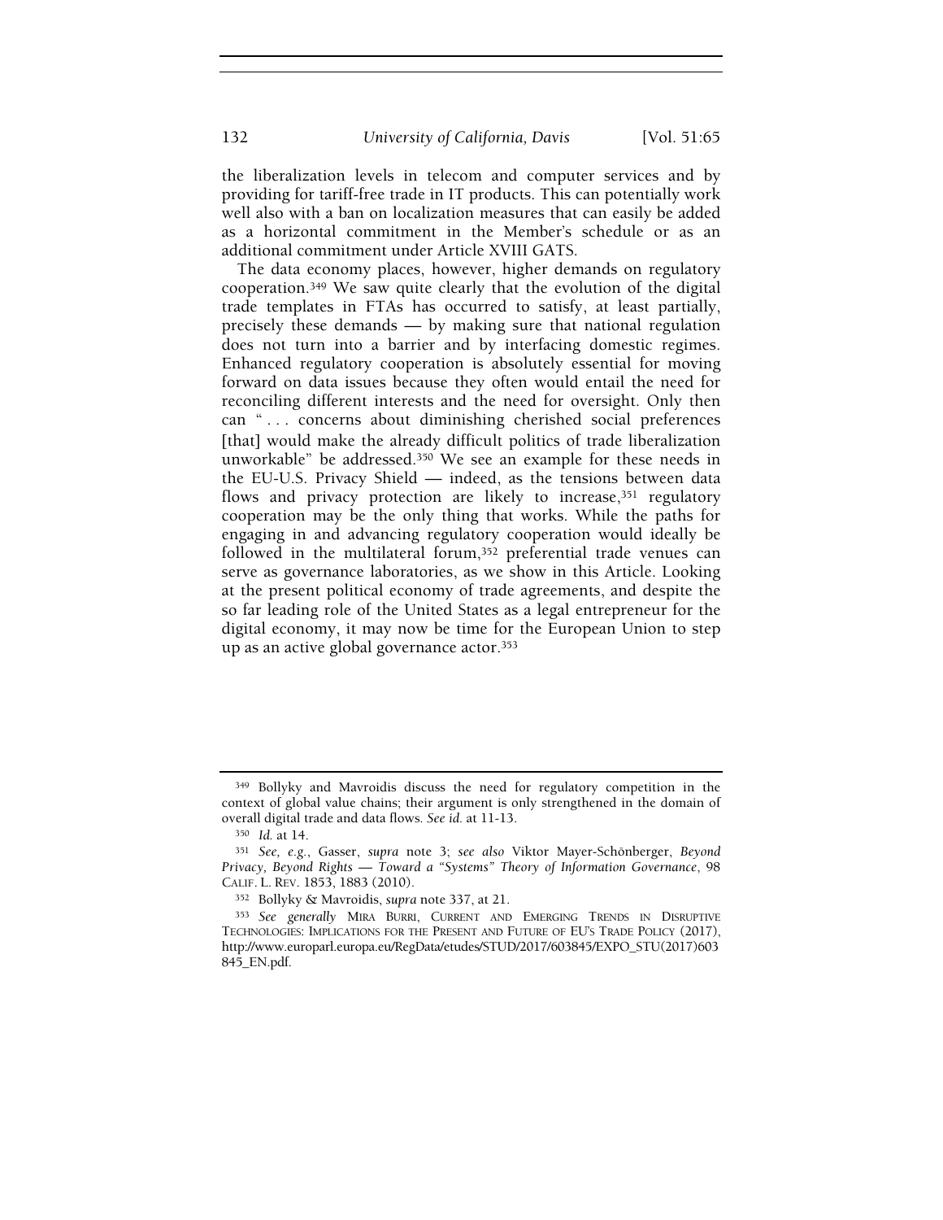the liberalization levels in telecom and computer services and by providing for tariff-free trade in IT products. This can potentially work well also with a ban on localization measures that can easily be added as a horizontal commitment in the Member's schedule or as an additional commitment under Article XVIII GATS.

The data economy places, however, higher demands on regulatory cooperation.[349] We saw quite clearly that the evolution of the digital trade templates in FTAs has occurred to satisfy, at least partially, precisely these demands — by making sure that national regulation does not turn into a barrier and by interfacing domestic regimes. Enhanced regulatory cooperation is absolutely essential for moving forward on data issues because they often would entail the need for reconciling different interests and the need for oversight. Only then can " . . . concerns about diminishing cherished social preferences [that] would make the already difficult politics of trade liberalization unworkable" be addressed.[350] We see an example for these needs in the EU-U.S. Privacy Shield — indeed, as the tensions between data flows and privacy protection are likely to increase,[351] regulatory cooperation may be the only thing that works. While the paths for engaging in and advancing regulatory cooperation would ideally be followed in the multilateral forum,[352] preferential trade venues can serve as governance laboratories, as we show in this Article. Looking at the present political economy of trade agreements, and despite the so far leading role of the United States as a legal entrepreneur for the digital economy, it may now be time for the European Union to step up as an active global governance actor.[353]

---

[349] Bollyky and Mavroidis discuss the need for regulatory competition in the context of global value chains; their argument is only strengthened in the domain of overall digital trade and data flows. *See id.* at 11-13.

[350] *Id.* at 14.

[351] *See, e.g.*, Gasser, *supra* note 3; *see also* Viktor Mayer-Schönberger, *Beyond Privacy, Beyond Rights — Toward a "Systems" Theory of Information Governance*, 98 CALIF. L. REV. 1853, 1883 (2010).

[352] Bollyky & Mavroidis, *supra* note 337, at 21.

[353] *See generally* MIRA BURRI, CURRENT AND EMERGING TRENDS IN DISRUPTIVE TECHNOLOGIES: IMPLICATIONS FOR THE PRESENT AND FUTURE OF EU'S TRADE POLICY (2017), http://www.europarl.europa.eu/RegData/etudes/STUD/2017/603845/EXPO_STU(2017)603845_EN.pdf.